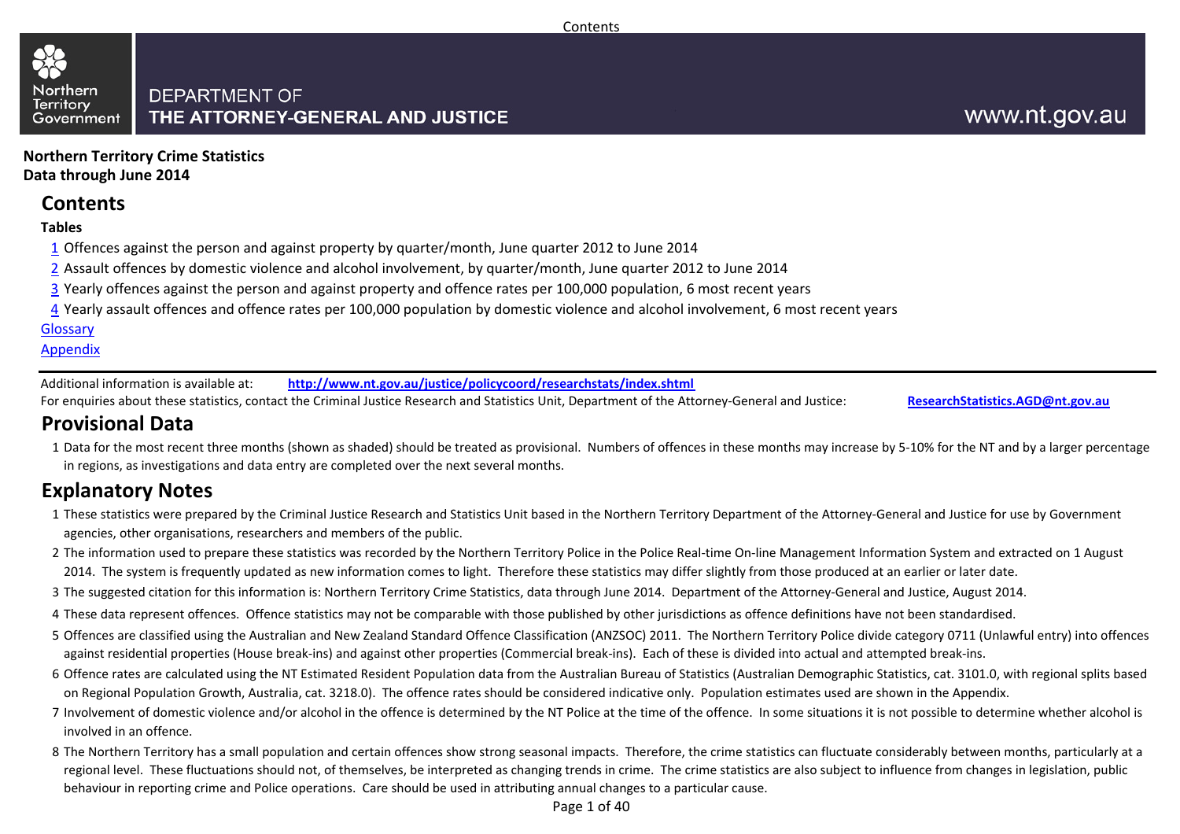Northern Territory Government

DEPARTMENT OF
THE ATTORNEY-GENERAL AND JUSTICE

www.nt.gov.au

**Northern Territory Crime Statistics**
**Data through June 2014**

# Contents

**Tables**

1 Offences against the person and against property by quarter/month, June quarter 2012 to June 2014
2 Assault offences by domestic violence and alcohol involvement, by quarter/month, June quarter 2012 to June 2014
3 Yearly offences against the person and against property and offence rates per 100,000 population, 6 most recent years
4 Yearly assault offences and offence rates per 100,000 population by domestic violence and alcohol involvement, 6 most recent years

Glossary
Appendix

Additional information is available at: **http://www.nt.gov.au/justice/policycoord/researchstats/index.shtml**
For enquiries about these statistics, contact the Criminal Justice Research and Statistics Unit, Department of the Attorney-General and Justice: **ResearchStatistics.AGD@nt.gov.au**

# Provisional Data

1. Data for the most recent three months (shown as shaded) should be treated as provisional. Numbers of offences in these months may increase by 5-10% for the NT and by a larger percentage in regions, as investigations and data entry are completed over the next several months.

# Explanatory Notes

1. These statistics were prepared by the Criminal Justice Research and Statistics Unit based in the Northern Territory Department of the Attorney-General and Justice for use by Government agencies, other organisations, researchers and members of the public.
2. The information used to prepare these statistics was recorded by the Northern Territory Police in the Police Real-time On-line Management Information System and extracted on 1 August 2014. The system is frequently updated as new information comes to light. Therefore these statistics may differ slightly from those produced at an earlier or later date.
3. The suggested citation for this information is: Northern Territory Crime Statistics, data through June 2014. Department of the Attorney-General and Justice, August 2014.
4. These data represent offences. Offence statistics may not be comparable with those published by other jurisdictions as offence definitions have not been standardised.
5. Offences are classified using the Australian and New Zealand Standard Offence Classification (ANZSOC) 2011. The Northern Territory Police divide category 0711 (Unlawful entry) into offences against residential properties (House break-ins) and against other properties (Commercial break-ins). Each of these is divided into actual and attempted break-ins.
6. Offence rates are calculated using the NT Estimated Resident Population data from the Australian Bureau of Statistics (Australian Demographic Statistics, cat. 3101.0, with regional splits based on Regional Population Growth, Australia, cat. 3218.0). The offence rates should be considered indicative only. Population estimates used are shown in the Appendix.
7. Involvement of domestic violence and/or alcohol in the offence is determined by the NT Police at the time of the offence. In some situations it is not possible to determine whether alcohol is involved in an offence.
8. The Northern Territory has a small population and certain offences show strong seasonal impacts. Therefore, the crime statistics can fluctuate considerably between months, particularly at a regional level. These fluctuations should not, of themselves, be interpreted as changing trends in crime. The crime statistics are also subject to influence from changes in legislation, public behaviour in reporting crime and Police operations. Care should be used in attributing annual changes to a particular cause.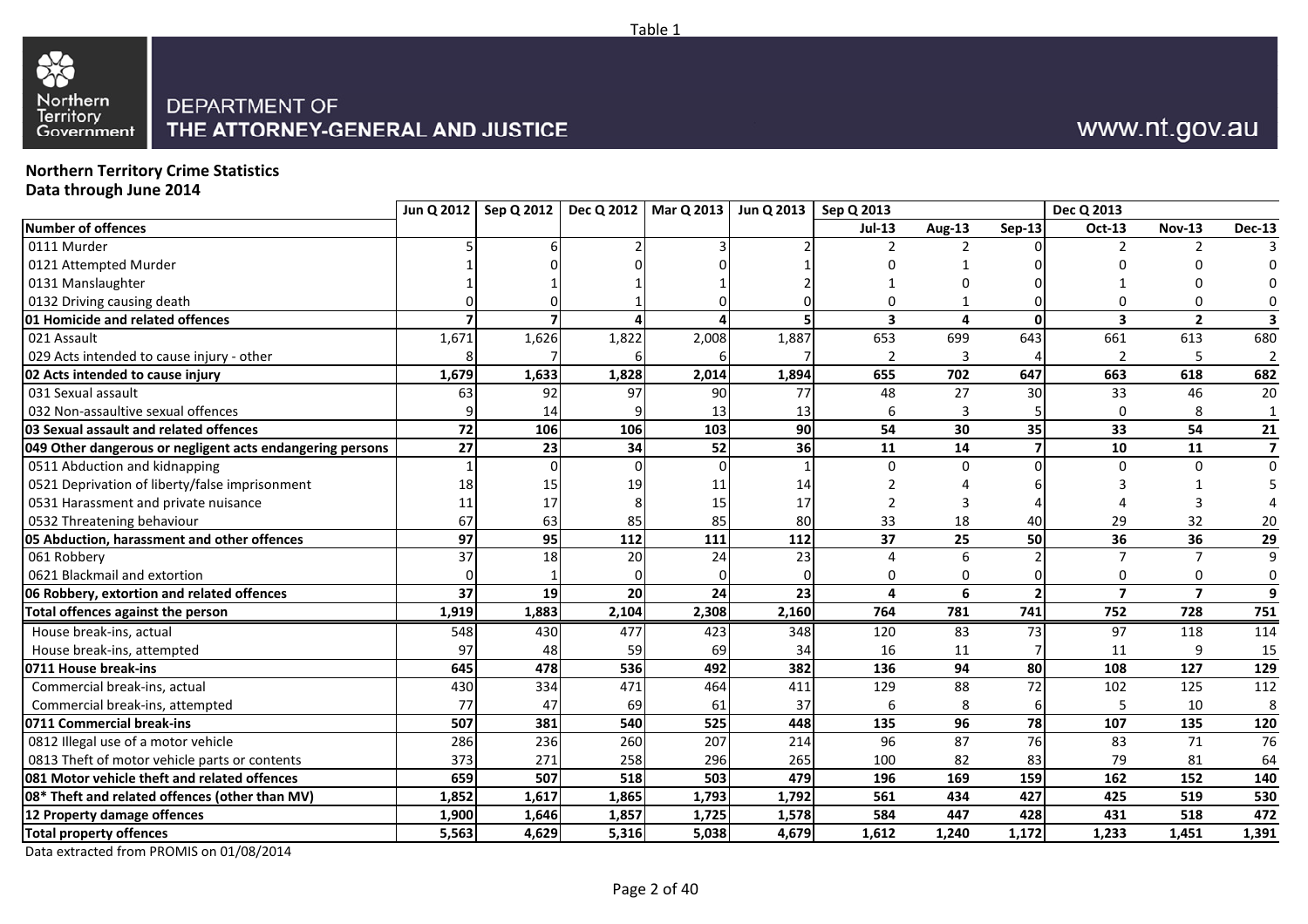Table 1

Northern Territory Government

DEPARTMENT OF
THE ATTORNEY-GENERAL AND JUSTICE

www.nt.gov.au

**Northern Territory Crime Statistics**
**Data through June 2014**

| | Jun Q 2012 | Sep Q 2012 | Dec Q 2012 | Mar Q 2013 | Jun Q 2013 | Sep Q 2013 | | | Dec Q 2013 | | |
|---|---|---|---|---|---|---|---|---|---|---|---|
| **Number of offences** | | | | | | **Jul-13** | **Aug-13** | **Sep-13** | **Oct-13** | **Nov-13** | **Dec-13** |
| 0111 Murder | 5 | 6 | 2 | 3 | 2 | 2 | 2 | 0 | 2 | 2 | 3 |
| 0121 Attempted Murder | 1 | 0 | 0 | 0 | 1 | 0 | 1 | 0 | 0 | 0 | 0 |
| 0131 Manslaughter | 1 | 1 | 1 | 1 | 2 | 1 | 0 | 0 | 1 | 0 | 0 |
| 0132 Driving causing death | 0 | 0 | 1 | 0 | 0 | 0 | 1 | 0 | 0 | 0 | 0 |
| **01 Homicide and related offences** | **7** | **7** | **4** | **4** | **5** | **3** | **4** | **0** | **3** | **2** | **3** |
| 021 Assault | 1,671 | 1,626 | 1,822 | 2,008 | 1,887 | 653 | 699 | 643 | 661 | 613 | 680 |
| 029 Acts intended to cause injury - other | 8 | 7 | 6 | 6 | 7 | 2 | 3 | 4 | 2 | 5 | 2 |
| **02 Acts intended to cause injury** | **1,679** | **1,633** | **1,828** | **2,014** | **1,894** | **655** | **702** | **647** | **663** | **618** | **682** |
| 031 Sexual assault | 63 | 92 | 97 | 90 | 77 | 48 | 27 | 30 | 33 | 46 | 20 |
| 032 Non-assaultive sexual offences | 9 | 14 | 9 | 13 | 13 | 6 | 3 | 5 | 0 | 8 | 1 |
| **03 Sexual assault and related offences** | **72** | **106** | **106** | **103** | **90** | **54** | **30** | **35** | **33** | **54** | **21** |
| **049 Other dangerous or negligent acts endangering persons** | **27** | **23** | **34** | **52** | **36** | **11** | **14** | **7** | **10** | **11** | **7** |
| 0511 Abduction and kidnapping | 1 | 0 | 0 | 0 | 1 | 0 | 0 | 0 | 0 | 0 | 0 |
| 0521 Deprivation of liberty/false imprisonment | 18 | 15 | 19 | 11 | 14 | 2 | 4 | 6 | 3 | 1 | 5 |
| 0531 Harassment and private nuisance | 11 | 17 | 8 | 15 | 17 | 2 | 3 | 4 | 4 | 3 | 4 |
| 0532 Threatening behaviour | 67 | 63 | 85 | 85 | 80 | 33 | 18 | 40 | 29 | 32 | 20 |
| **05 Abduction, harassment and other offences** | **97** | **95** | **112** | **111** | **112** | **37** | **25** | **50** | **36** | **36** | **29** |
| 061 Robbery | 37 | 18 | 20 | 24 | 23 | 4 | 6 | 2 | 7 | 7 | 9 |
| 0621 Blackmail and extortion | 0 | 1 | 0 | 0 | 0 | 0 | 0 | 0 | 0 | 0 | 0 |
| **06 Robbery, extortion and related offences** | **37** | **19** | **20** | **24** | **23** | **4** | **6** | **2** | **7** | **7** | **9** |
| **Total offences against the person** | **1,919** | **1,883** | **2,104** | **2,308** | **2,160** | **764** | **781** | **741** | **752** | **728** | **751** |
| House break-ins, actual | 548 | 430 | 477 | 423 | 348 | 120 | 83 | 73 | 97 | 118 | 114 |
| House break-ins, attempted | 97 | 48 | 59 | 69 | 34 | 16 | 11 | 7 | 11 | 9 | 15 |
| **0711 House break-ins** | **645** | **478** | **536** | **492** | **382** | **136** | **94** | **80** | **108** | **127** | **129** |
| Commercial break-ins, actual | 430 | 334 | 471 | 464 | 411 | 129 | 88 | 72 | 102 | 125 | 112 |
| Commercial break-ins, attempted | 77 | 47 | 69 | 61 | 37 | 6 | 8 | 6 | 5 | 10 | 8 |
| **0711 Commercial break-ins** | **507** | **381** | **540** | **525** | **448** | **135** | **96** | **78** | **107** | **135** | **120** |
| 0812 Illegal use of a motor vehicle | 286 | 236 | 260 | 207 | 214 | 96 | 87 | 76 | 83 | 71 | 76 |
| 0813 Theft of motor vehicle parts or contents | 373 | 271 | 258 | 296 | 265 | 100 | 82 | 83 | 79 | 81 | 64 |
| **081 Motor vehicle theft and related offences** | **659** | **507** | **518** | **503** | **479** | **196** | **169** | **159** | **162** | **152** | **140** |
| **08* Theft and related offences (other than MV)** | **1,852** | **1,617** | **1,865** | **1,793** | **1,792** | **561** | **434** | **427** | **425** | **519** | **530** |
| **12 Property damage offences** | **1,900** | **1,646** | **1,857** | **1,725** | **1,578** | **584** | **447** | **428** | **431** | **518** | **472** |
| **Total property offences** | **5,563** | **4,629** | **5,316** | **5,038** | **4,679** | **1,612** | **1,240** | **1,172** | **1,233** | **1,451** | **1,391** |

Data extracted from PROMIS on 01/08/2014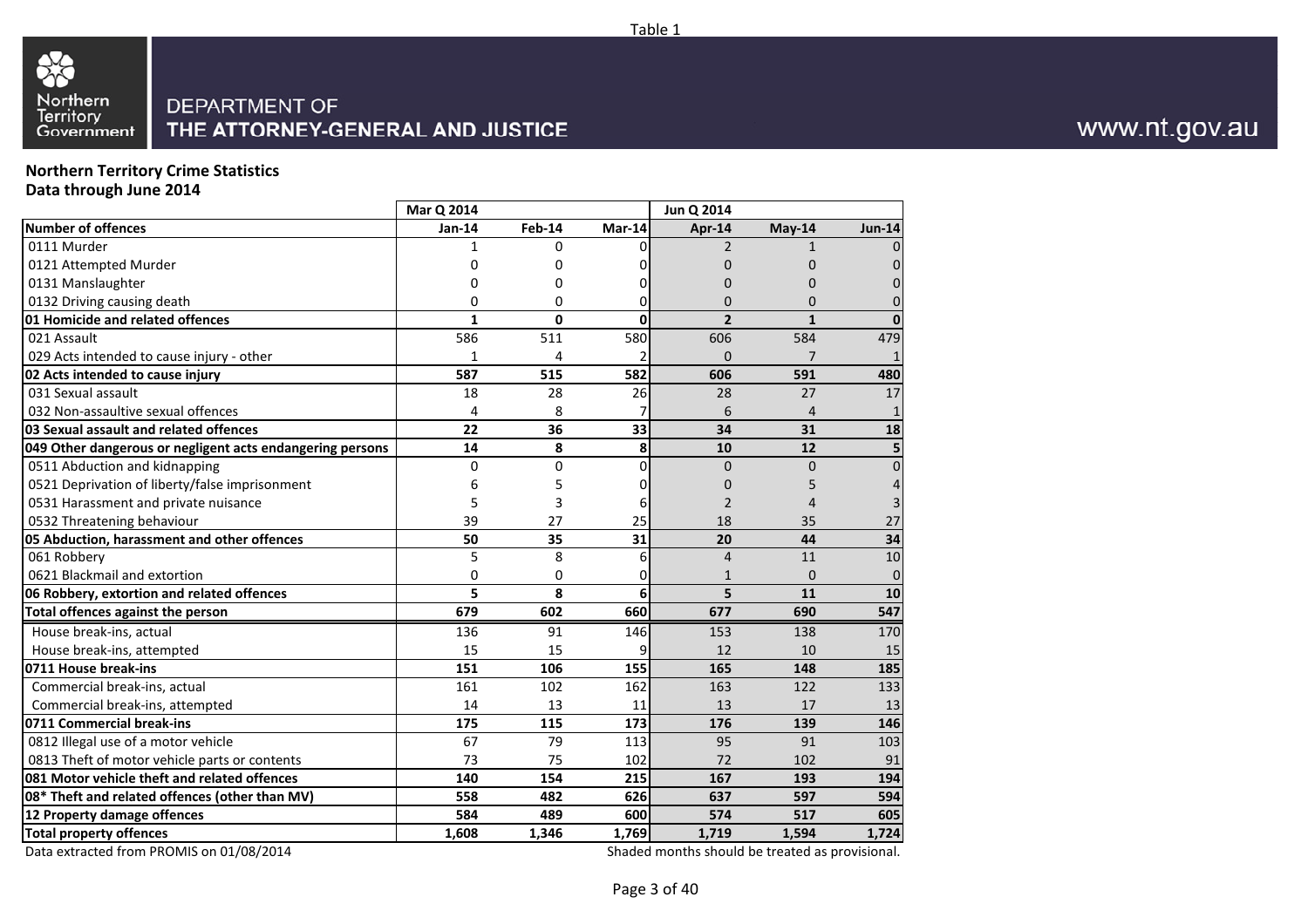Table 1

DEPARTMENT OF
THE ATTORNEY-GENERAL AND JUSTICE

www.nt.gov.au

**Northern Territory Crime Statistics**
**Data through June 2014**

| | Mar Q 2014 | | | Jun Q 2014 | | |
|---|---|---|---|---|---|---|
| **Number of offences** | **Jan-14** | **Feb-14** | **Mar-14** | **Apr-14** | **May-14** | **Jun-14** |
| 0111 Murder | 1 | 0 | 0 | 2 | 1 | 0 |
| 0121 Attempted Murder | 0 | 0 | 0 | 0 | 0 | 0 |
| 0131 Manslaughter | 0 | 0 | 0 | 0 | 0 | 0 |
| 0132 Driving causing death | 0 | 0 | 0 | 0 | 0 | 0 |
| **01 Homicide and related offences** | **1** | **0** | **0** | **2** | **1** | **0** |
| 021 Assault | 586 | 511 | 580 | 606 | 584 | 479 |
| 029 Acts intended to cause injury - other | 1 | 4 | 2 | 0 | 7 | 1 |
| **02 Acts intended to cause injury** | **587** | **515** | **582** | **606** | **591** | **480** |
| 031 Sexual assault | 18 | 28 | 26 | 28 | 27 | 17 |
| 032 Non-assaultive sexual offences | 4 | 8 | 7 | 6 | 4 | 1 |
| **03 Sexual assault and related offences** | **22** | **36** | **33** | **34** | **31** | **18** |
| **049 Other dangerous or negligent acts endangering persons** | **14** | **8** | **8** | **10** | **12** | **5** |
| 0511 Abduction and kidnapping | 0 | 0 | 0 | 0 | 0 | 0 |
| 0521 Deprivation of liberty/false imprisonment | 6 | 5 | 0 | 0 | 5 | 4 |
| 0531 Harassment and private nuisance | 5 | 3 | 6 | 2 | 4 | 3 |
| 0532 Threatening behaviour | 39 | 27 | 25 | 18 | 35 | 27 |
| **05 Abduction, harassment and other offences** | **50** | **35** | **31** | **20** | **44** | **34** |
| 061 Robbery | 5 | 8 | 6 | 4 | 11 | 10 |
| 0621 Blackmail and extortion | 0 | 0 | 0 | 1 | 0 | 0 |
| **06 Robbery, extortion and related offences** | **5** | **8** | **6** | **5** | **11** | **10** |
| **Total offences against the person** | **679** | **602** | **660** | **677** | **690** | **547** |
| House break-ins, actual | 136 | 91 | 146 | 153 | 138 | 170 |
| House break-ins, attempted | 15 | 15 | 9 | 12 | 10 | 15 |
| **0711 House break-ins** | **151** | **106** | **155** | **165** | **148** | **185** |
| Commercial break-ins, actual | 161 | 102 | 162 | 163 | 122 | 133 |
| Commercial break-ins, attempted | 14 | 13 | 11 | 13 | 17 | 13 |
| **0711 Commercial break-ins** | **175** | **115** | **173** | **176** | **139** | **146** |
| 0812 Illegal use of a motor vehicle | 67 | 79 | 113 | 95 | 91 | 103 |
| 0813 Theft of motor vehicle parts or contents | 73 | 75 | 102 | 72 | 102 | 91 |
| **081 Motor vehicle theft and related offences** | **140** | **154** | **215** | **167** | **193** | **194** |
| **08* Theft and related offences (other than MV)** | **558** | **482** | **626** | **637** | **597** | **594** |
| **12 Property damage offences** | **584** | **489** | **600** | **574** | **517** | **605** |
| **Total property offences** | **1,608** | **1,346** | **1,769** | **1,719** | **1,594** | **1,724** |

Data extracted from PROMIS on 01/08/2014

Shaded months should be treated as provisional.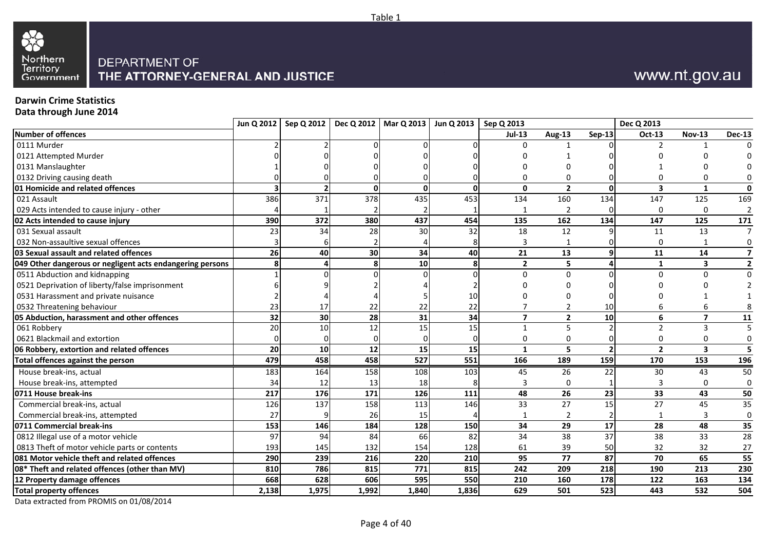Table 1

DEPARTMENT OF THE ATTORNEY-GENERAL AND JUSTICE

www.nt.gov.au

**Darwin Crime Statistics**
**Data through June 2014**

| | Jun Q 2012 | Sep Q 2012 | Dec Q 2012 | Mar Q 2013 | Jun Q 2013 | Sep Q 2013 | | | Dec Q 2013 | | |
|---|---|---|---|---|---|---|---|---|---|---|---|
| **Number of offences** | | | | | | **Jul-13** | **Aug-13** | **Sep-13** | **Oct-13** | **Nov-13** | **Dec-13** |
| 0111 Murder | 2 | 2 | 0 | 0 | 0 | 0 | 1 | 0 | 2 | 1 | 0 |
| 0121 Attempted Murder | 0 | 0 | 0 | 0 | 0 | 0 | 1 | 0 | 0 | 0 | 0 |
| 0131 Manslaughter | 1 | 0 | 0 | 0 | 0 | 0 | 0 | 0 | 1 | 0 | 0 |
| 0132 Driving causing death | 0 | 0 | 0 | 0 | 0 | 0 | 0 | 0 | 0 | 0 | 0 |
| **01 Homicide and related offences** | **3** | **2** | **0** | **0** | **0** | **0** | **2** | **0** | **3** | **1** | **0** |
| 021 Assault | 386 | 371 | 378 | 435 | 453 | 134 | 160 | 134 | 147 | 125 | 169 |
| 029 Acts intended to cause injury - other | 4 | 1 | 2 | 2 | 1 | 1 | 2 | 0 | 0 | 0 | 2 |
| **02 Acts intended to cause injury** | **390** | **372** | **380** | **437** | **454** | **135** | **162** | **134** | **147** | **125** | **171** |
| 031 Sexual assault | 23 | 34 | 28 | 30 | 32 | 18 | 12 | 9 | 11 | 13 | 7 |
| 032 Non-assaultive sexual offences | 3 | 6 | 2 | 4 | 8 | 3 | 1 | 0 | 0 | 1 | 0 |
| **03 Sexual assault and related offences** | **26** | **40** | **30** | **34** | **40** | **21** | **13** | **9** | **11** | **14** | **7** |
| **049 Other dangerous or negligent acts endangering persons** | **8** | **4** | **8** | **10** | **8** | **2** | **5** | **4** | **1** | **3** | **2** |
| 0511 Abduction and kidnapping | 1 | 0 | 0 | 0 | 0 | 0 | 0 | 0 | 0 | 0 | 0 |
| 0521 Deprivation of liberty/false imprisonment | 6 | 9 | 2 | 4 | 2 | 0 | 0 | 0 | 0 | 0 | 2 |
| 0531 Harassment and private nuisance | 2 | 4 | 4 | 5 | 10 | 0 | 0 | 0 | 0 | 1 | 1 |
| 0532 Threatening behaviour | 23 | 17 | 22 | 22 | 22 | 7 | 2 | 10 | 6 | 6 | 8 |
| **05 Abduction, harassment and other offences** | **32** | **30** | **28** | **31** | **34** | **7** | **2** | **10** | **6** | **7** | **11** |
| 061 Robbery | 20 | 10 | 12 | 15 | 15 | 1 | 5 | 2 | 2 | 3 | 5 |
| 0621 Blackmail and extortion | 0 | 0 | 0 | 0 | 0 | 0 | 0 | 0 | 0 | 0 | 0 |
| **06 Robbery, extortion and related offences** | **20** | **10** | **12** | **15** | **15** | **1** | **5** | **2** | **2** | **3** | **5** |
| **Total offences against the person** | **479** | **458** | **458** | **527** | **551** | **166** | **189** | **159** | **170** | **153** | **196** |
| House break-ins, actual | 183 | 164 | 158 | 108 | 103 | 45 | 26 | 22 | 30 | 43 | 50 |
| House break-ins, attempted | 34 | 12 | 13 | 18 | 8 | 3 | 0 | 1 | 3 | 0 | 0 |
| **0711 House break-ins** | **217** | **176** | **171** | **126** | **111** | **48** | **26** | **23** | **33** | **43** | **50** |
| Commercial break-ins, actual | 126 | 137 | 158 | 113 | 146 | 33 | 27 | 15 | 27 | 45 | 35 |
| Commercial break-ins, attempted | 27 | 9 | 26 | 15 | 4 | 1 | 2 | 2 | 1 | 3 | 0 |
| **0711 Commercial break-ins** | **153** | **146** | **184** | **128** | **150** | **34** | **29** | **17** | **28** | **48** | **35** |
| 0812 Illegal use of a motor vehicle | 97 | 94 | 84 | 66 | 82 | 34 | 38 | 37 | 38 | 33 | 28 |
| 0813 Theft of motor vehicle parts or contents | 193 | 145 | 132 | 154 | 128 | 61 | 39 | 50 | 32 | 32 | 27 |
| **081 Motor vehicle theft and related offences** | **290** | **239** | **216** | **220** | **210** | **95** | **77** | **87** | **70** | **65** | **55** |
| **08* Theft and related offences (other than MV)** | **810** | **786** | **815** | **771** | **815** | **242** | **209** | **218** | **190** | **213** | **230** |
| **12 Property damage offences** | **668** | **628** | **606** | **595** | **550** | **210** | **160** | **178** | **122** | **163** | **134** |
| **Total property offences** | **2,138** | **1,975** | **1,992** | **1,840** | **1,836** | **629** | **501** | **523** | **443** | **532** | **504** |

Data extracted from PROMIS on 01/08/2014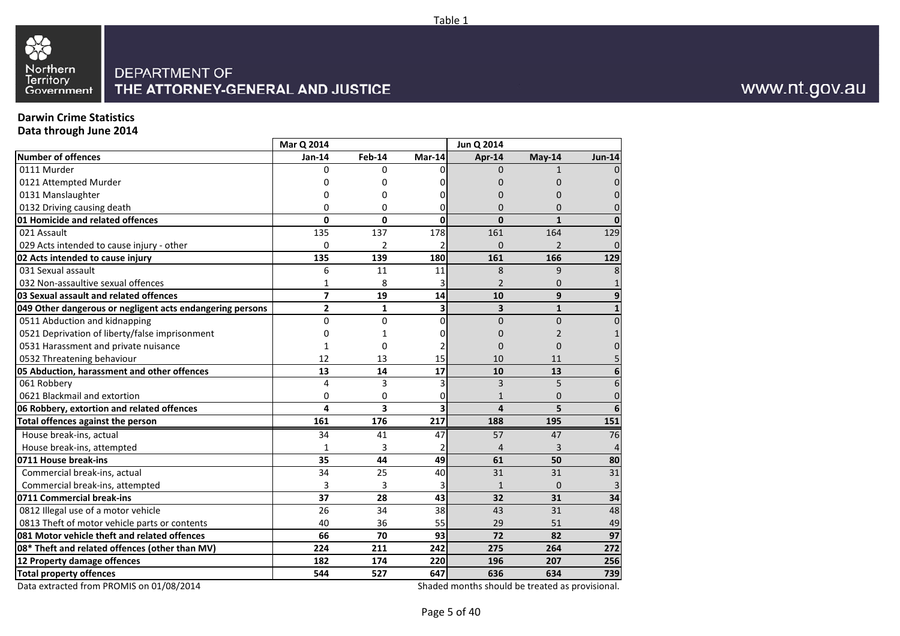Table 1

DEPARTMENT OF
THE ATTORNEY-GENERAL AND JUSTICE

www.nt.gov.au

**Darwin Crime Statistics**
**Data through June 2014**

| | Mar Q 2014 | | | Jun Q 2014 | | |
|---|---|---|---|---|---|---|
| **Number of offences** | **Jan-14** | **Feb-14** | **Mar-14** | **Apr-14** | **May-14** | **Jun-14** |
| 0111 Murder | 0 | 0 | 0 | 0 | 1 | 0 |
| 0121 Attempted Murder | 0 | 0 | 0 | 0 | 0 | 0 |
| 0131 Manslaughter | 0 | 0 | 0 | 0 | 0 | 0 |
| 0132 Driving causing death | 0 | 0 | 0 | 0 | 0 | 0 |
| **01 Homicide and related offences** | **0** | **0** | **0** | **0** | **1** | **0** |
| 021 Assault | 135 | 137 | 178 | 161 | 164 | 129 |
| 029 Acts intended to cause injury - other | 0 | 2 | 2 | 0 | 2 | 0 |
| **02 Acts intended to cause injury** | **135** | **139** | **180** | **161** | **166** | **129** |
| 031 Sexual assault | 6 | 11 | 11 | 8 | 9 | 8 |
| 032 Non-assaultive sexual offences | 1 | 8 | 3 | 2 | 0 | 1 |
| **03 Sexual assault and related offences** | **7** | **19** | **14** | **10** | **9** | **9** |
| **049 Other dangerous or negligent acts endangering persons** | **2** | **1** | **3** | **3** | **1** | **1** |
| 0511 Abduction and kidnapping | 0 | 0 | 0 | 0 | 0 | 0 |
| 0521 Deprivation of liberty/false imprisonment | 0 | 1 | 0 | 0 | 2 | 1 |
| 0531 Harassment and private nuisance | 1 | 0 | 2 | 0 | 0 | 0 |
| 0532 Threatening behaviour | 12 | 13 | 15 | 10 | 11 | 5 |
| **05 Abduction, harassment and other offences** | **13** | **14** | **17** | **10** | **13** | **6** |
| 061 Robbery | 4 | 3 | 3 | 3 | 5 | 6 |
| 0621 Blackmail and extortion | 0 | 0 | 0 | 1 | 0 | 0 |
| **06 Robbery, extortion and related offences** | **4** | **3** | **3** | **4** | **5** | **6** |
| **Total offences against the person** | **161** | **176** | **217** | **188** | **195** | **151** |
| House break-ins, actual | 34 | 41 | 47 | 57 | 47 | 76 |
| House break-ins, attempted | 1 | 3 | 2 | 4 | 3 | 4 |
| **0711 House break-ins** | **35** | **44** | **49** | **61** | **50** | **80** |
| Commercial break-ins, actual | 34 | 25 | 40 | 31 | 31 | 31 |
| Commercial break-ins, attempted | 3 | 3 | 3 | 1 | 0 | 3 |
| **0711 Commercial break-ins** | **37** | **28** | **43** | **32** | **31** | **34** |
| 0812 Illegal use of a motor vehicle | 26 | 34 | 38 | 43 | 31 | 48 |
| 0813 Theft of motor vehicle parts or contents | 40 | 36 | 55 | 29 | 51 | 49 |
| **081 Motor vehicle theft and related offences** | **66** | **70** | **93** | **72** | **82** | **97** |
| **08* Theft and related offences (other than MV)** | **224** | **211** | **242** | **275** | **264** | **272** |
| **12 Property damage offences** | **182** | **174** | **220** | **196** | **207** | **256** |
| **Total property offences** | **544** | **527** | **647** | **636** | **634** | **739** |

Data extracted from PROMIS on 01/08/2014

Shaded months should be treated as provisional.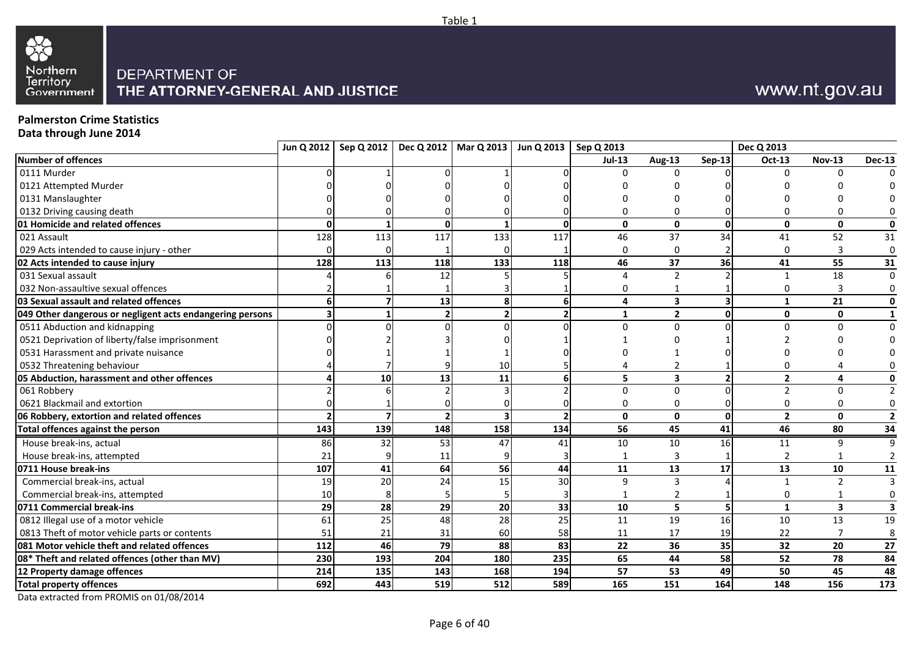Table 1

Northern Territory Government

DEPARTMENT OF
THE ATTORNEY-GENERAL AND JUSTICE

www.nt.gov.au

**Palmerston Crime Statistics**
**Data through June 2014**

| | Jun Q 2012 | Sep Q 2012 | Dec Q 2012 | Mar Q 2013 | Jun Q 2013 | Sep Q 2013 | | | Dec Q 2013 | | |
|---|---|---|---|---|---|---|---|---|---|---|---|
| **Number of offences** | | | | | | **Jul-13** | **Aug-13** | **Sep-13** | **Oct-13** | **Nov-13** | **Dec-13** |
| 0111 Murder | 0 | 1 | 0 | 1 | 0 | 0 | 0 | 0 | 0 | 0 | 0 |
| 0121 Attempted Murder | 0 | 0 | 0 | 0 | 0 | 0 | 0 | 0 | 0 | 0 | 0 |
| 0131 Manslaughter | 0 | 0 | 0 | 0 | 0 | 0 | 0 | 0 | 0 | 0 | 0 |
| 0132 Driving causing death | 0 | 0 | 0 | 0 | 0 | 0 | 0 | 0 | 0 | 0 | 0 |
| **01 Homicide and related offences** | **0** | **1** | **0** | **1** | **0** | **0** | **0** | **0** | **0** | **0** | **0** |
| 021 Assault | 128 | 113 | 117 | 133 | 117 | 46 | 37 | 34 | 41 | 52 | 31 |
| 029 Acts intended to cause injury - other | 0 | 0 | 1 | 0 | 1 | 0 | 0 | 2 | 0 | 3 | 0 |
| **02 Acts intended to cause injury** | **128** | **113** | **118** | **133** | **118** | **46** | **37** | **36** | **41** | **55** | **31** |
| 031 Sexual assault | 4 | 6 | 12 | 5 | 5 | 4 | 2 | 2 | 1 | 18 | 0 |
| 032 Non-assaultive sexual offences | 2 | 1 | 1 | 3 | 1 | 0 | 1 | 1 | 0 | 3 | 0 |
| **03 Sexual assault and related offences** | **6** | **7** | **13** | **8** | **6** | **4** | **3** | **3** | **1** | **21** | **0** |
| **049 Other dangerous or negligent acts endangering persons** | **3** | **1** | **2** | **2** | **2** | **1** | **2** | **0** | **0** | **0** | **1** |
| 0511 Abduction and kidnapping | 0 | 0 | 0 | 0 | 0 | 0 | 0 | 0 | 0 | 0 | 0 |
| 0521 Deprivation of liberty/false imprisonment | 0 | 2 | 3 | 0 | 1 | 1 | 0 | 1 | 2 | 0 | 0 |
| 0531 Harassment and private nuisance | 0 | 1 | 1 | 1 | 0 | 0 | 1 | 0 | 0 | 0 | 0 |
| 0532 Threatening behaviour | 4 | 7 | 9 | 10 | 5 | 4 | 2 | 1 | 0 | 4 | 0 |
| **05 Abduction, harassment and other offences** | **4** | **10** | **13** | **11** | **6** | **5** | **3** | **2** | **2** | **4** | **0** |
| 061 Robbery | 2 | 6 | 2 | 3 | 2 | 0 | 0 | 0 | 2 | 0 | 2 |
| 0621 Blackmail and extortion | 0 | 1 | 0 | 0 | 0 | 0 | 0 | 0 | 0 | 0 | 0 |
| **06 Robbery, extortion and related offences** | **2** | **7** | **2** | **3** | **2** | **0** | **0** | **0** | **2** | **0** | **2** |
| **Total offences against the person** | **143** | **139** | **148** | **158** | **134** | **56** | **45** | **41** | **46** | **80** | **34** |
| House break-ins, actual | 86 | 32 | 53 | 47 | 41 | 10 | 10 | 16 | 11 | 9 | 9 |
| House break-ins, attempted | 21 | 9 | 11 | 9 | 3 | 1 | 3 | 1 | 2 | 1 | 2 |
| **0711 House break-ins** | **107** | **41** | **64** | **56** | **44** | **11** | **13** | **17** | **13** | **10** | **11** |
| Commercial break-ins, actual | 19 | 20 | 24 | 15 | 30 | 9 | 3 | 4 | 1 | 2 | 3 |
| Commercial break-ins, attempted | 10 | 8 | 5 | 5 | 3 | 1 | 2 | 1 | 0 | 1 | 0 |
| **0711 Commercial break-ins** | **29** | **28** | **29** | **20** | **33** | **10** | **5** | **5** | **1** | **3** | **3** |
| 0812 Illegal use of a motor vehicle | 61 | 25 | 48 | 28 | 25 | 11 | 19 | 16 | 10 | 13 | 19 |
| 0813 Theft of motor vehicle parts or contents | 51 | 21 | 31 | 60 | 58 | 11 | 17 | 19 | 22 | 7 | 8 |
| **081 Motor vehicle theft and related offences** | **112** | **46** | **79** | **88** | **83** | **22** | **36** | **35** | **32** | **20** | **27** |
| **08* Theft and related offences (other than MV)** | **230** | **193** | **204** | **180** | **235** | **65** | **44** | **58** | **52** | **78** | **84** |
| **12 Property damage offences** | **214** | **135** | **143** | **168** | **194** | **57** | **53** | **49** | **50** | **45** | **48** |
| **Total property offences** | **692** | **443** | **519** | **512** | **589** | **165** | **151** | **164** | **148** | **156** | **173** |

Data extracted from PROMIS on 01/08/2014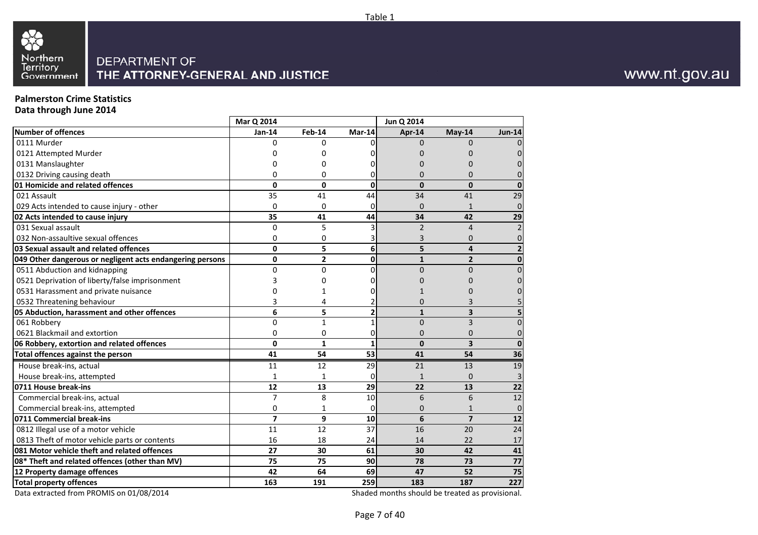Table 1

DEPARTMENT OF THE ATTORNEY-GENERAL AND JUSTICE

www.nt.gov.au

## Palmerston Crime Statistics
## Data through June 2014

| | Mar Q 2014 | | | Jun Q 2014 | | |
|---|---|---|---|---|---|---|
| **Number of offences** | **Jan-14** | **Feb-14** | **Mar-14** | **Apr-14** | **May-14** | **Jun-14** |
| 0111 Murder | 0 | 0 | 0 | 0 | 0 | 0 |
| 0121 Attempted Murder | 0 | 0 | 0 | 0 | 0 | 0 |
| 0131 Manslaughter | 0 | 0 | 0 | 0 | 0 | 0 |
| 0132 Driving causing death | 0 | 0 | 0 | 0 | 0 | 0 |
| **01 Homicide and related offences** | **0** | **0** | **0** | **0** | **0** | **0** |
| 021 Assault | 35 | 41 | 44 | 34 | 41 | 29 |
| 029 Acts intended to cause injury - other | 0 | 0 | 0 | 0 | 1 | 0 |
| **02 Acts intended to cause injury** | **35** | **41** | **44** | **34** | **42** | **29** |
| 031 Sexual assault | 0 | 5 | 3 | 2 | 4 | 2 |
| 032 Non-assaultive sexual offences | 0 | 0 | 3 | 3 | 0 | 0 |
| **03 Sexual assault and related offences** | **0** | **5** | **6** | **5** | **4** | **2** |
| **049 Other dangerous or negligent acts endangering persons** | **0** | **2** | **0** | **1** | **2** | **0** |
| 0511 Abduction and kidnapping | 0 | 0 | 0 | 0 | 0 | 0 |
| 0521 Deprivation of liberty/false imprisonment | 3 | 0 | 0 | 0 | 0 | 0 |
| 0531 Harassment and private nuisance | 0 | 1 | 0 | 1 | 0 | 0 |
| 0532 Threatening behaviour | 3 | 4 | 2 | 0 | 3 | 5 |
| **05 Abduction, harassment and other offences** | **6** | **5** | **2** | **1** | **3** | **5** |
| 061 Robbery | 0 | 1 | 1 | 0 | 3 | 0 |
| 0621 Blackmail and extortion | 0 | 0 | 0 | 0 | 0 | 0 |
| **06 Robbery, extortion and related offences** | **0** | **1** | **1** | **0** | **3** | **0** |
| **Total offences against the person** | **41** | **54** | **53** | **41** | **54** | **36** |
| House break-ins, actual | 11 | 12 | 29 | 21 | 13 | 19 |
| House break-ins, attempted | 1 | 1 | 0 | 1 | 0 | 3 |
| **0711 House break-ins** | **12** | **13** | **29** | **22** | **13** | **22** |
| Commercial break-ins, actual | 7 | 8 | 10 | 6 | 6 | 12 |
| Commercial break-ins, attempted | 0 | 1 | 0 | 0 | 1 | 0 |
| **0711 Commercial break-ins** | **7** | **9** | **10** | **6** | **7** | **12** |
| 0812 Illegal use of a motor vehicle | 11 | 12 | 37 | 16 | 20 | 24 |
| 0813 Theft of motor vehicle parts or contents | 16 | 18 | 24 | 14 | 22 | 17 |
| **081 Motor vehicle theft and related offences** | **27** | **30** | **61** | **30** | **42** | **41** |
| **08* Theft and related offences (other than MV)** | **75** | **75** | **90** | **78** | **73** | **77** |
| **12 Property damage offences** | **42** | **64** | **69** | **47** | **52** | **75** |
| **Total property offences** | **163** | **191** | **259** | **183** | **187** | **227** |

Data extracted from PROMIS on 01/08/2014

Shaded months should be treated as provisional.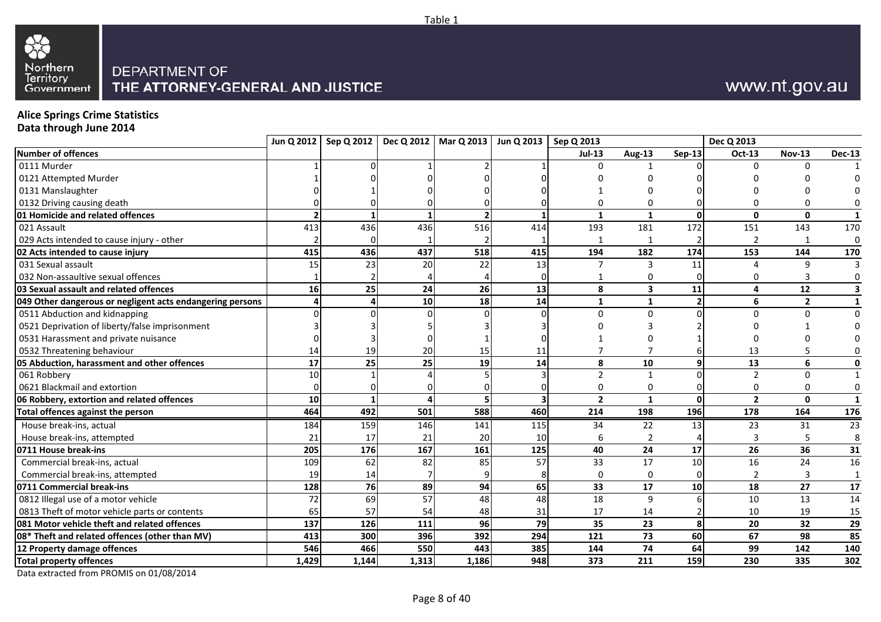Table 1

Northern Territory Government

DEPARTMENT OF
THE ATTORNEY-GENERAL AND JUSTICE

www.nt.gov.au

**Alice Springs Crime Statistics**
**Data through June 2014**

| | Jun Q 2012 | Sep Q 2012 | Dec Q 2012 | Mar Q 2013 | Jun Q 2013 | Sep Q 2013 | | | Dec Q 2013 | | |
|---|---|---|---|---|---|---|---|---|---|---|---|
| **Number of offences** | | | | | | **Jul-13** | **Aug-13** | **Sep-13** | **Oct-13** | **Nov-13** | **Dec-13** |
| 0111 Murder | 1 | 0 | 1 | 2 | 1 | 0 | 1 | 0 | 0 | 0 | 1 |
| 0121 Attempted Murder | 1 | 0 | 0 | 0 | 0 | 0 | 0 | 0 | 0 | 0 | 0 |
| 0131 Manslaughter | 0 | 1 | 0 | 0 | 0 | 1 | 0 | 0 | 0 | 0 | 0 |
| 0132 Driving causing death | 0 | 0 | 0 | 0 | 0 | 0 | 0 | 0 | 0 | 0 | 0 |
| **01 Homicide and related offences** | **2** | **1** | **1** | **2** | **1** | **1** | **1** | **0** | **0** | **0** | **1** |
| 021 Assault | 413 | 436 | 436 | 516 | 414 | 193 | 181 | 172 | 151 | 143 | 170 |
| 029 Acts intended to cause injury - other | 2 | 0 | 1 | 2 | 1 | 1 | 1 | 2 | 2 | 1 | 0 |
| **02 Acts intended to cause injury** | **415** | **436** | **437** | **518** | **415** | **194** | **182** | **174** | **153** | **144** | **170** |
| 031 Sexual assault | 15 | 23 | 20 | 22 | 13 | 7 | 3 | 11 | 4 | 9 | 3 |
| 032 Non-assaultive sexual offences | 1 | 2 | 4 | 4 | 0 | 1 | 0 | 0 | 0 | 3 | 0 |
| **03 Sexual assault and related offences** | **16** | **25** | **24** | **26** | **13** | **8** | **3** | **11** | **4** | **12** | **3** |
| **049 Other dangerous or negligent acts endangering persons** | **4** | **4** | **10** | **18** | **14** | **1** | **1** | **2** | **6** | **2** | **1** |
| 0511 Abduction and kidnapping | 0 | 0 | 0 | 0 | 0 | 0 | 0 | 0 | 0 | 0 | 0 |
| 0521 Deprivation of liberty/false imprisonment | 3 | 3 | 5 | 3 | 3 | 0 | 3 | 2 | 0 | 1 | 0 |
| 0531 Harassment and private nuisance | 0 | 3 | 0 | 1 | 0 | 1 | 0 | 1 | 0 | 0 | 0 |
| 0532 Threatening behaviour | 14 | 19 | 20 | 15 | 11 | 7 | 7 | 6 | 13 | 5 | 0 |
| **05 Abduction, harassment and other offences** | **17** | **25** | **25** | **19** | **14** | **8** | **10** | **9** | **13** | **6** | **0** |
| 061 Robbery | 10 | 1 | 4 | 5 | 3 | 2 | 1 | 0 | 2 | 0 | 1 |
| 0621 Blackmail and extortion | 0 | 0 | 0 | 0 | 0 | 0 | 0 | 0 | 0 | 0 | 0 |
| **06 Robbery, extortion and related offences** | **10** | **1** | **4** | **5** | **3** | **2** | **1** | **0** | **2** | **0** | **1** |
| **Total offences against the person** | **464** | **492** | **501** | **588** | **460** | **214** | **198** | **196** | **178** | **164** | **176** |
| House break-ins, actual | 184 | 159 | 146 | 141 | 115 | 34 | 22 | 13 | 23 | 31 | 23 |
| House break-ins, attempted | 21 | 17 | 21 | 20 | 10 | 6 | 2 | 4 | 3 | 5 | 8 |
| **0711 House break-ins** | **205** | **176** | **167** | **161** | **125** | **40** | **24** | **17** | **26** | **36** | **31** |
| Commercial break-ins, actual | 109 | 62 | 82 | 85 | 57 | 33 | 17 | 10 | 16 | 24 | 16 |
| Commercial break-ins, attempted | 19 | 14 | 7 | 9 | 8 | 0 | 0 | 0 | 2 | 3 | 1 |
| **0711 Commercial break-ins** | **128** | **76** | **89** | **94** | **65** | **33** | **17** | **10** | **18** | **27** | **17** |
| 0812 Illegal use of a motor vehicle | 72 | 69 | 57 | 48 | 48 | 18 | 9 | 6 | 10 | 13 | 14 |
| 0813 Theft of motor vehicle parts or contents | 65 | 57 | 54 | 48 | 31 | 17 | 14 | 2 | 10 | 19 | 15 |
| **081 Motor vehicle theft and related offences** | **137** | **126** | **111** | **96** | **79** | **35** | **23** | **8** | **20** | **32** | **29** |
| **08* Theft and related offences (other than MV)** | **413** | **300** | **396** | **392** | **294** | **121** | **73** | **60** | **67** | **98** | **85** |
| **12 Property damage offences** | **546** | **466** | **550** | **443** | **385** | **144** | **74** | **64** | **99** | **142** | **140** |
| **Total property offences** | **1,429** | **1,144** | **1,313** | **1,186** | **948** | **373** | **211** | **159** | **230** | **335** | **302** |

Data extracted from PROMIS on 01/08/2014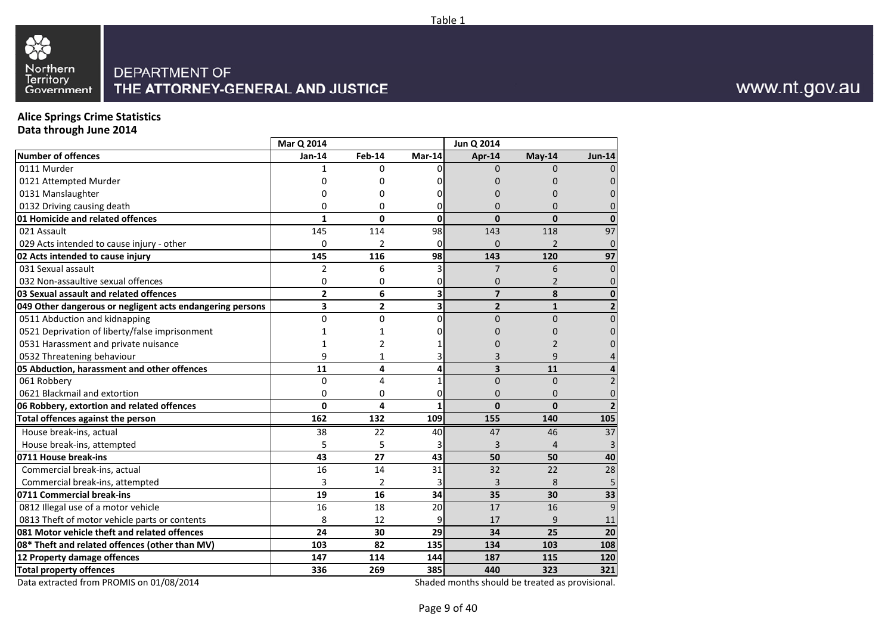Table 1

Northern Territory Government

DEPARTMENT OF
THE ATTORNEY-GENERAL AND JUSTICE

www.nt.gov.au

**Alice Springs Crime Statistics**
**Data through June 2014**

| | Mar Q 2014 | | | Jun Q 2014 | | |
|---|---|---|---|---|---|---|
| **Number of offences** | **Jan-14** | **Feb-14** | **Mar-14** | **Apr-14** | **May-14** | **Jun-14** |
| 0111 Murder | 1 | 0 | 0 | 0 | 0 | 0 |
| 0121 Attempted Murder | 0 | 0 | 0 | 0 | 0 | 0 |
| 0131 Manslaughter | 0 | 0 | 0 | 0 | 0 | 0 |
| 0132 Driving causing death | 0 | 0 | 0 | 0 | 0 | 0 |
| **01 Homicide and related offences** | **1** | **0** | **0** | **0** | **0** | **0** |
| 021 Assault | 145 | 114 | 98 | 143 | 118 | 97 |
| 029 Acts intended to cause injury - other | 0 | 2 | 0 | 0 | 2 | 0 |
| **02 Acts intended to cause injury** | **145** | **116** | **98** | **143** | **120** | **97** |
| 031 Sexual assault | 2 | 6 | 3 | 7 | 6 | 0 |
| 032 Non-assaultive sexual offences | 0 | 0 | 0 | 0 | 2 | 0 |
| **03 Sexual assault and related offences** | **2** | **6** | **3** | **7** | **8** | **0** |
| **049 Other dangerous or negligent acts endangering persons** | **3** | **2** | **3** | **2** | **1** | **2** |
| 0511 Abduction and kidnapping | 0 | 0 | 0 | 0 | 0 | 0 |
| 0521 Deprivation of liberty/false imprisonment | 1 | 1 | 0 | 0 | 0 | 0 |
| 0531 Harassment and private nuisance | 1 | 2 | 1 | 0 | 2 | 0 |
| 0532 Threatening behaviour | 9 | 1 | 3 | 3 | 9 | 4 |
| **05 Abduction, harassment and other offences** | **11** | **4** | **4** | **3** | **11** | **4** |
| 061 Robbery | 0 | 4 | 1 | 0 | 0 | 2 |
| 0621 Blackmail and extortion | 0 | 0 | 0 | 0 | 0 | 0 |
| **06 Robbery, extortion and related offences** | **0** | **4** | **1** | **0** | **0** | **2** |
| **Total offences against the person** | **162** | **132** | **109** | **155** | **140** | **105** |
| House break-ins, actual | 38 | 22 | 40 | 47 | 46 | 37 |
| House break-ins, attempted | 5 | 5 | 3 | 3 | 4 | 3 |
| **0711 House break-ins** | **43** | **27** | **43** | **50** | **50** | **40** |
| Commercial break-ins, actual | 16 | 14 | 31 | 32 | 22 | 28 |
| Commercial break-ins, attempted | 3 | 2 | 3 | 3 | 8 | 5 |
| **0711 Commercial break-ins** | **19** | **16** | **34** | **35** | **30** | **33** |
| 0812 Illegal use of a motor vehicle | 16 | 18 | 20 | 17 | 16 | 9 |
| 0813 Theft of motor vehicle parts or contents | 8 | 12 | 9 | 17 | 9 | 11 |
| **081 Motor vehicle theft and related offences** | **24** | **30** | **29** | **34** | **25** | **20** |
| **08* Theft and related offences (other than MV)** | **103** | **82** | **135** | **134** | **103** | **108** |
| **12 Property damage offences** | **147** | **114** | **144** | **187** | **115** | **120** |
| **Total property offences** | **336** | **269** | **385** | **440** | **323** | **321** |

Data extracted from PROMIS on 01/08/2014

Shaded months should be treated as provisional.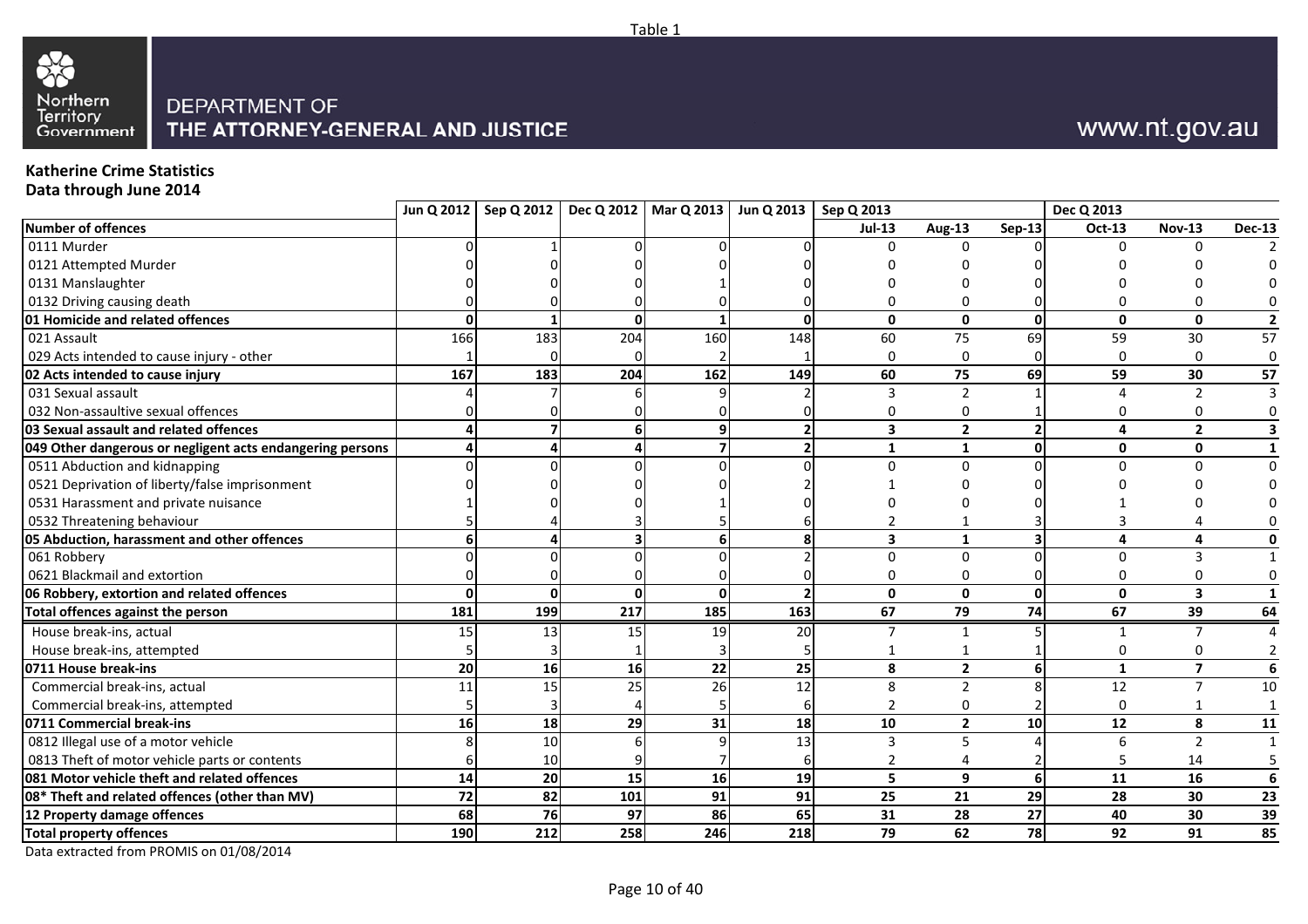Table 1

DEPARTMENT OF
THE ATTORNEY-GENERAL AND JUSTICE

www.nt.gov.au

**Katherine Crime Statistics**
**Data through June 2014**

| | Jun Q 2012 | Sep Q 2012 | Dec Q 2012 | Mar Q 2013 | Jun Q 2013 | Sep Q 2013 | | | Dec Q 2013 | | |
|---|---|---|---|---|---|---|---|---|---|---|---|
| **Number of offences** | | | | | | **Jul-13** | **Aug-13** | **Sep-13** | **Oct-13** | **Nov-13** | **Dec-13** |
| 0111 Murder | 0 | 1 | 0 | 0 | 0 | 0 | 0 | 0 | 0 | 0 | 2 |
| 0121 Attempted Murder | 0 | 0 | 0 | 0 | 0 | 0 | 0 | 0 | 0 | 0 | 0 |
| 0131 Manslaughter | 0 | 0 | 0 | 1 | 0 | 0 | 0 | 0 | 0 | 0 | 0 |
| 0132 Driving causing death | 0 | 0 | 0 | 0 | 0 | 0 | 0 | 0 | 0 | 0 | 0 |
| **01 Homicide and related offences** | **0** | **1** | **0** | **1** | **0** | **0** | **0** | **0** | **0** | **0** | **2** |
| 021 Assault | 166 | 183 | 204 | 160 | 148 | 60 | 75 | 69 | 59 | 30 | 57 |
| 029 Acts intended to cause injury - other | 1 | 0 | 0 | 2 | 1 | 0 | 0 | 0 | 0 | 0 | 0 |
| **02 Acts intended to cause injury** | **167** | **183** | **204** | **162** | **149** | **60** | **75** | **69** | **59** | **30** | **57** |
| 031 Sexual assault | 4 | 7 | 6 | 9 | 2 | 3 | 2 | 1 | 4 | 2 | 3 |
| 032 Non-assaultive sexual offences | 0 | 0 | 0 | 0 | 0 | 0 | 0 | 1 | 0 | 0 | 0 |
| **03 Sexual assault and related offences** | **4** | **7** | **6** | **9** | **2** | **3** | **2** | **2** | **4** | **2** | **3** |
| **049 Other dangerous or negligent acts endangering persons** | **4** | **4** | **4** | **7** | **2** | **1** | **1** | **0** | **0** | **0** | **1** |
| 0511 Abduction and kidnapping | 0 | 0 | 0 | 0 | 0 | 0 | 0 | 0 | 0 | 0 | 0 |
| 0521 Deprivation of liberty/false imprisonment | 0 | 0 | 0 | 0 | 2 | 1 | 0 | 0 | 0 | 0 | 0 |
| 0531 Harassment and private nuisance | 1 | 0 | 0 | 1 | 0 | 0 | 0 | 0 | 1 | 0 | 0 |
| 0532 Threatening behaviour | 5 | 4 | 3 | 5 | 6 | 2 | 1 | 3 | 3 | 4 | 0 |
| **05 Abduction, harassment and other offences** | **6** | **4** | **3** | **6** | **8** | **3** | **1** | **3** | **4** | **4** | **0** |
| 061 Robbery | 0 | 0 | 0 | 0 | 2 | 0 | 0 | 0 | 0 | 3 | 1 |
| 0621 Blackmail and extortion | 0 | 0 | 0 | 0 | 0 | 0 | 0 | 0 | 0 | 0 | 0 |
| **06 Robbery, extortion and related offences** | **0** | **0** | **0** | **0** | **2** | **0** | **0** | **0** | **0** | **3** | **1** |
| **Total offences against the person** | **181** | **199** | **217** | **185** | **163** | **67** | **79** | **74** | **67** | **39** | **64** |
| House break-ins, actual | 15 | 13 | 15 | 19 | 20 | 7 | 1 | 5 | 1 | 7 | 4 |
| House break-ins, attempted | 5 | 3 | 1 | 3 | 5 | 1 | 1 | 1 | 0 | 0 | 2 |
| **0711 House break-ins** | **20** | **16** | **16** | **22** | **25** | **8** | **2** | **6** | **1** | **7** | **6** |
| Commercial break-ins, actual | 11 | 15 | 25 | 26 | 12 | 8 | 2 | 8 | 12 | 7 | 10 |
| Commercial break-ins, attempted | 5 | 3 | 4 | 5 | 6 | 2 | 0 | 2 | 0 | 1 | 1 |
| **0711 Commercial break-ins** | **16** | **18** | **29** | **31** | **18** | **10** | **2** | **10** | **12** | **8** | **11** |
| 0812 Illegal use of a motor vehicle | 8 | 10 | 6 | 9 | 13 | 3 | 5 | 4 | 6 | 2 | 1 |
| 0813 Theft of motor vehicle parts or contents | 6 | 10 | 9 | 7 | 6 | 2 | 4 | 2 | 5 | 14 | 5 |
| **081 Motor vehicle theft and related offences** | **14** | **20** | **15** | **16** | **19** | **5** | **9** | **6** | **11** | **16** | **6** |
| **08* Theft and related offences (other than MV)** | **72** | **82** | **101** | **91** | **91** | **25** | **21** | **29** | **28** | **30** | **23** |
| **12 Property damage offences** | **68** | **76** | **97** | **86** | **65** | **31** | **28** | **27** | **40** | **30** | **39** |
| **Total property offences** | **190** | **212** | **258** | **246** | **218** | **79** | **62** | **78** | **92** | **91** | **85** |

Data extracted from PROMIS on 01/08/2014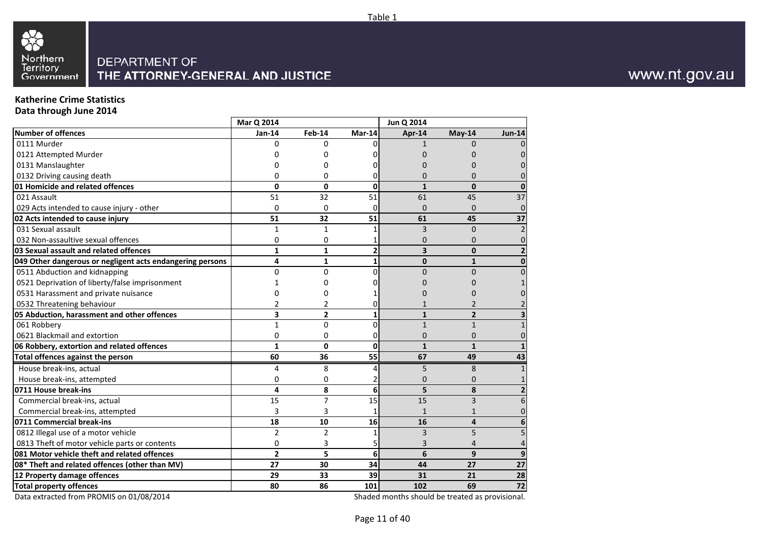Table 1

Northern Territory Government

DEPARTMENT OF
THE ATTORNEY-GENERAL AND JUSTICE

www.nt.gov.au

**Katherine Crime Statistics**
**Data through June 2014**

| | Mar Q 2014 | | | Jun Q 2014 | | |
|---|---|---|---|---|---|---|
| **Number of offences** | **Jan-14** | **Feb-14** | **Mar-14** | **Apr-14** | **May-14** | **Jun-14** |
| 0111 Murder | 0 | 0 | 0 | 1 | 0 | 0 |
| 0121 Attempted Murder | 0 | 0 | 0 | 0 | 0 | 0 |
| 0131 Manslaughter | 0 | 0 | 0 | 0 | 0 | 0 |
| 0132 Driving causing death | 0 | 0 | 0 | 0 | 0 | 0 |
| **01 Homicide and related offences** | **0** | **0** | **0** | **1** | **0** | **0** |
| 021 Assault | 51 | 32 | 51 | 61 | 45 | 37 |
| 029 Acts intended to cause injury - other | 0 | 0 | 0 | 0 | 0 | 0 |
| **02 Acts intended to cause injury** | **51** | **32** | **51** | **61** | **45** | **37** |
| 031 Sexual assault | 1 | 1 | 1 | 3 | 0 | 2 |
| 032 Non-assaultive sexual offences | 0 | 0 | 1 | 0 | 0 | 0 |
| **03 Sexual assault and related offences** | **1** | **1** | **2** | **3** | **0** | **2** |
| **049 Other dangerous or negligent acts endangering persons** | **4** | **1** | **1** | **0** | **1** | **0** |
| 0511 Abduction and kidnapping | 0 | 0 | 0 | 0 | 0 | 0 |
| 0521 Deprivation of liberty/false imprisonment | 1 | 0 | 0 | 0 | 0 | 1 |
| 0531 Harassment and private nuisance | 0 | 0 | 1 | 0 | 0 | 0 |
| 0532 Threatening behaviour | 2 | 2 | 0 | 1 | 2 | 2 |
| **05 Abduction, harassment and other offences** | **3** | **2** | **1** | **1** | **2** | **3** |
| 061 Robbery | 1 | 0 | 0 | 1 | 1 | 1 |
| 0621 Blackmail and extortion | 0 | 0 | 0 | 0 | 0 | 0 |
| **06 Robbery, extortion and related offences** | **1** | **0** | **0** | **1** | **1** | **1** |
| **Total offences against the person** | **60** | **36** | **55** | **67** | **49** | **43** |
| House break-ins, actual | 4 | 8 | 4 | 5 | 8 | 1 |
| House break-ins, attempted | 0 | 0 | 2 | 0 | 0 | 1 |
| **0711 House break-ins** | **4** | **8** | **6** | **5** | **8** | **2** |
| Commercial break-ins, actual | 15 | 7 | 15 | 15 | 3 | 6 |
| Commercial break-ins, attempted | 3 | 3 | 1 | 1 | 1 | 0 |
| **0711 Commercial break-ins** | **18** | **10** | **16** | **16** | **4** | **6** |
| 0812 Illegal use of a motor vehicle | 2 | 2 | 1 | 3 | 5 | 5 |
| 0813 Theft of motor vehicle parts or contents | 0 | 3 | 5 | 3 | 4 | 4 |
| **081 Motor vehicle theft and related offences** | **2** | **5** | **6** | **6** | **9** | **9** |
| **08* Theft and related offences (other than MV)** | **27** | **30** | **34** | **44** | **27** | **27** |
| **12 Property damage offences** | **29** | **33** | **39** | **31** | **21** | **28** |
| **Total property offences** | **80** | **86** | **101** | **102** | **69** | **72** |

Data extracted from PROMIS on 01/08/2014

Shaded months should be treated as provisional.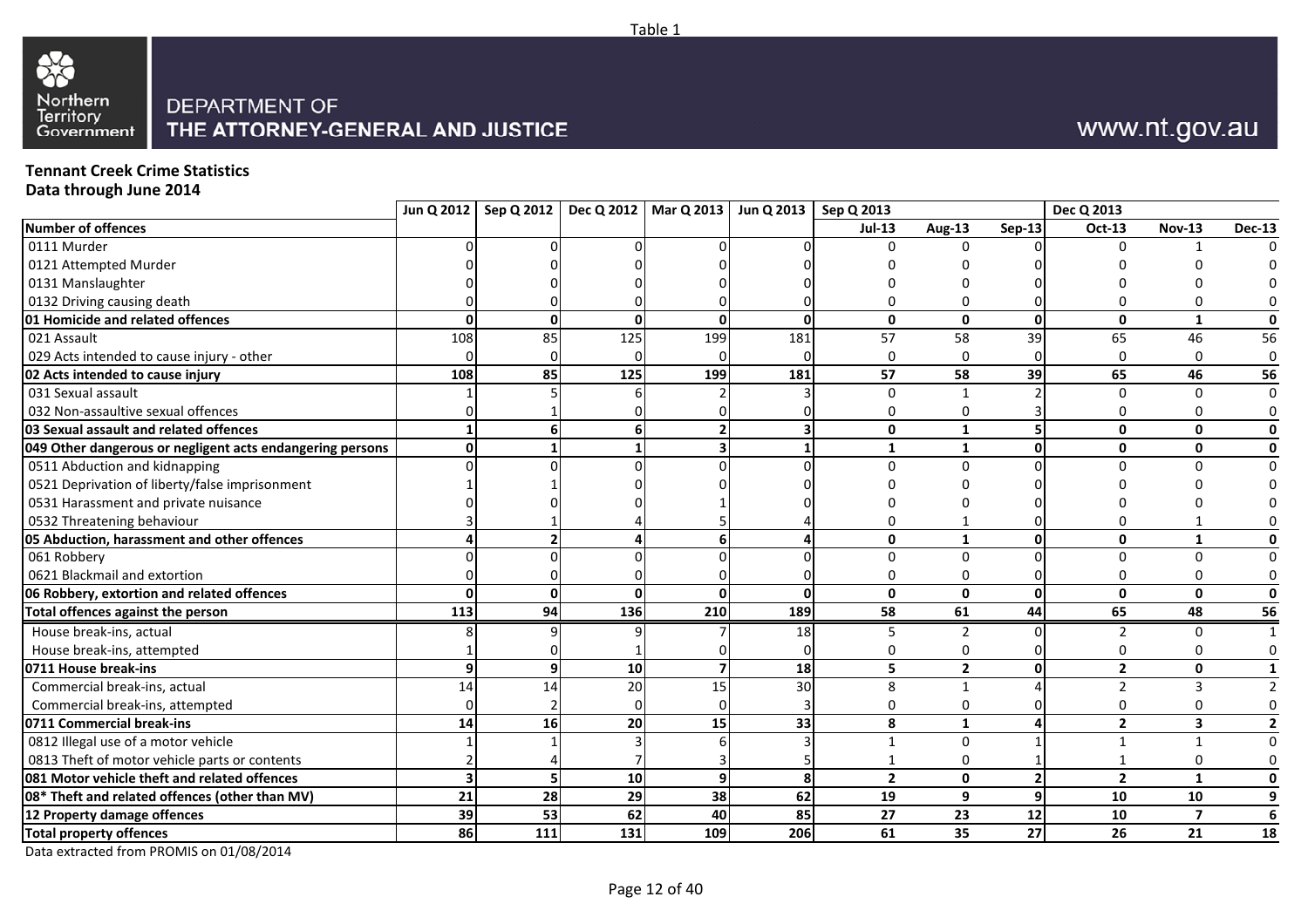Table 1

DEPARTMENT OF
THE ATTORNEY-GENERAL AND JUSTICE

www.nt.gov.au

**Tennant Creek Crime Statistics**
**Data through June 2014**

| | Jun Q 2012 | Sep Q 2012 | Dec Q 2012 | Mar Q 2013 | Jun Q 2013 | Sep Q 2013 | | | Dec Q 2013 | | |
|---|---|---|---|---|---|---|---|---|---|---|---|
| **Number of offences** | | | | | | **Jul-13** | **Aug-13** | **Sep-13** | **Oct-13** | **Nov-13** | **Dec-13** |
| 0111 Murder | 0 | 0 | 0 | 0 | 0 | 0 | 0 | 0 | 0 | 1 | 0 |
| 0121 Attempted Murder | 0 | 0 | 0 | 0 | 0 | 0 | 0 | 0 | 0 | 0 | 0 |
| 0131 Manslaughter | 0 | 0 | 0 | 0 | 0 | 0 | 0 | 0 | 0 | 0 | 0 |
| 0132 Driving causing death | 0 | 0 | 0 | 0 | 0 | 0 | 0 | 0 | 0 | 0 | 0 |
| **01 Homicide and related offences** | **0** | **0** | **0** | **0** | **0** | **0** | **0** | **0** | **0** | **1** | **0** |
| 021 Assault | 108 | 85 | 125 | 199 | 181 | 57 | 58 | 39 | 65 | 46 | 56 |
| 029 Acts intended to cause injury - other | 0 | 0 | 0 | 0 | 0 | 0 | 0 | 0 | 0 | 0 | 0 |
| **02 Acts intended to cause injury** | **108** | **85** | **125** | **199** | **181** | **57** | **58** | **39** | **65** | **46** | **56** |
| 031 Sexual assault | 1 | 5 | 6 | 2 | 3 | 0 | 1 | 2 | 0 | 0 | 0 |
| 032 Non-assaultive sexual offences | 0 | 1 | 0 | 0 | 0 | 0 | 0 | 3 | 0 | 0 | 0 |
| **03 Sexual assault and related offences** | **1** | **6** | **6** | **2** | **3** | **0** | **1** | **5** | **0** | **0** | **0** |
| **049 Other dangerous or negligent acts endangering persons** | **0** | **1** | **1** | **3** | **1** | **1** | **1** | **0** | **0** | **0** | **0** |
| 0511 Abduction and kidnapping | 0 | 0 | 0 | 0 | 0 | 0 | 0 | 0 | 0 | 0 | 0 |
| 0521 Deprivation of liberty/false imprisonment | 1 | 1 | 0 | 0 | 0 | 0 | 0 | 0 | 0 | 0 | 0 |
| 0531 Harassment and private nuisance | 0 | 0 | 0 | 1 | 0 | 0 | 0 | 0 | 0 | 0 | 0 |
| 0532 Threatening behaviour | 3 | 1 | 4 | 5 | 4 | 0 | 1 | 0 | 0 | 1 | 0 |
| **05 Abduction, harassment and other offences** | **4** | **2** | **4** | **6** | **4** | **0** | **1** | **0** | **0** | **1** | **0** |
| 061 Robbery | 0 | 0 | 0 | 0 | 0 | 0 | 0 | 0 | 0 | 0 | 0 |
| 0621 Blackmail and extortion | 0 | 0 | 0 | 0 | 0 | 0 | 0 | 0 | 0 | 0 | 0 |
| **06 Robbery, extortion and related offences** | **0** | **0** | **0** | **0** | **0** | **0** | **0** | **0** | **0** | **0** | **0** |
| **Total offences against the person** | **113** | **94** | **136** | **210** | **189** | **58** | **61** | **44** | **65** | **48** | **56** |
| House break-ins, actual | 8 | 9 | 9 | 7 | 18 | 5 | 2 | 0 | 2 | 0 | 1 |
| House break-ins, attempted | 1 | 0 | 1 | 0 | 0 | 0 | 0 | 0 | 0 | 0 | 0 |
| **0711 House break-ins** | **9** | **9** | **10** | **7** | **18** | **5** | **2** | **0** | **2** | **0** | **1** |
| Commercial break-ins, actual | 14 | 14 | 20 | 15 | 30 | 8 | 1 | 4 | 2 | 3 | 2 |
| Commercial break-ins, attempted | 0 | 2 | 0 | 0 | 3 | 0 | 0 | 0 | 0 | 0 | 0 |
| **0711 Commercial break-ins** | **14** | **16** | **20** | **15** | **33** | **8** | **1** | **4** | **2** | **3** | **2** |
| 0812 Illegal use of a motor vehicle | 1 | 1 | 3 | 6 | 3 | 1 | 0 | 1 | 1 | 1 | 0 |
| 0813 Theft of motor vehicle parts or contents | 2 | 4 | 7 | 3 | 5 | 1 | 0 | 1 | 1 | 0 | 0 |
| **081 Motor vehicle theft and related offences** | **3** | **5** | **10** | **9** | **8** | **2** | **0** | **2** | **2** | **1** | **0** |
| **08* Theft and related offences (other than MV)** | **21** | **28** | **29** | **38** | **62** | **19** | **9** | **9** | **10** | **10** | **9** |
| **12 Property damage offences** | **39** | **53** | **62** | **40** | **85** | **27** | **23** | **12** | **10** | **7** | **6** |
| **Total property offences** | **86** | **111** | **131** | **109** | **206** | **61** | **35** | **27** | **26** | **21** | **18** |

Data extracted from PROMIS on 01/08/2014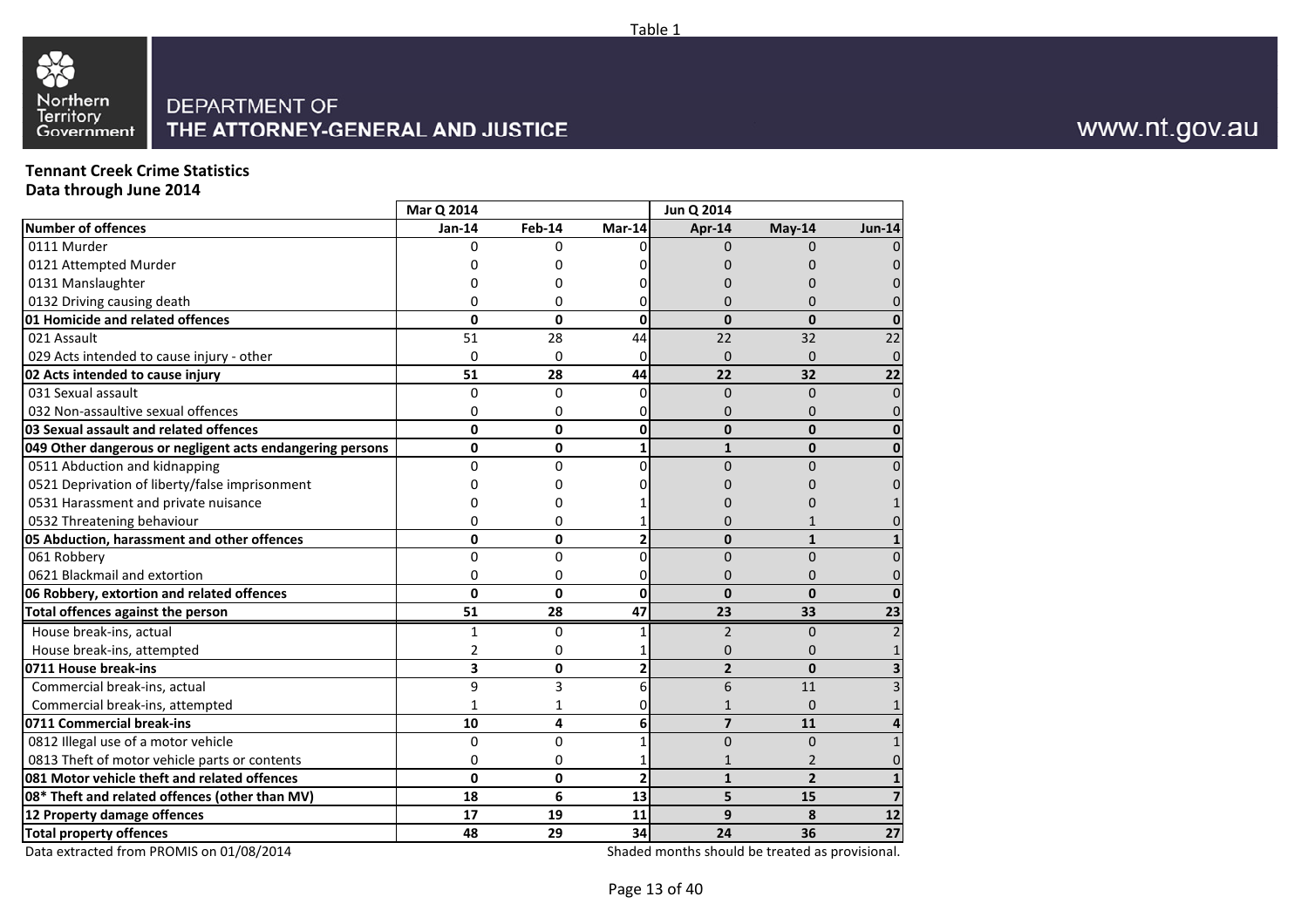Table 1

Northern Territory Government

DEPARTMENT OF
THE ATTORNEY-GENERAL AND JUSTICE

www.nt.gov.au

**Tennant Creek Crime Statistics**
**Data through June 2014**

| | Mar Q 2014 | | | Jun Q 2014 | | |
|---|---|---|---|---|---|---|
| **Number of offences** | **Jan-14** | **Feb-14** | **Mar-14** | **Apr-14** | **May-14** | **Jun-14** |
| 0111 Murder | 0 | 0 | 0 | 0 | 0 | 0 |
| 0121 Attempted Murder | 0 | 0 | 0 | 0 | 0 | 0 |
| 0131 Manslaughter | 0 | 0 | 0 | 0 | 0 | 0 |
| 0132 Driving causing death | 0 | 0 | 0 | 0 | 0 | 0 |
| **01 Homicide and related offences** | **0** | **0** | **0** | **0** | **0** | **0** |
| 021 Assault | 51 | 28 | 44 | 22 | 32 | 22 |
| 029 Acts intended to cause injury - other | 0 | 0 | 0 | 0 | 0 | 0 |
| **02 Acts intended to cause injury** | **51** | **28** | **44** | **22** | **32** | **22** |
| 031 Sexual assault | 0 | 0 | 0 | 0 | 0 | 0 |
| 032 Non-assaultive sexual offences | 0 | 0 | 0 | 0 | 0 | 0 |
| **03 Sexual assault and related offences** | **0** | **0** | **0** | **0** | **0** | **0** |
| **049 Other dangerous or negligent acts endangering persons** | **0** | **0** | **1** | **1** | **0** | **0** |
| 0511 Abduction and kidnapping | 0 | 0 | 0 | 0 | 0 | 0 |
| 0521 Deprivation of liberty/false imprisonment | 0 | 0 | 0 | 0 | 0 | 0 |
| 0531 Harassment and private nuisance | 0 | 0 | 1 | 0 | 0 | 1 |
| 0532 Threatening behaviour | 0 | 0 | 1 | 0 | 1 | 0 |
| **05 Abduction, harassment and other offences** | **0** | **0** | **2** | **0** | **1** | **1** |
| 061 Robbery | 0 | 0 | 0 | 0 | 0 | 0 |
| 0621 Blackmail and extortion | 0 | 0 | 0 | 0 | 0 | 0 |
| **06 Robbery, extortion and related offences** | **0** | **0** | **0** | **0** | **0** | **0** |
| **Total offences against the person** | **51** | **28** | **47** | **23** | **33** | **23** |
| House break-ins, actual | 1 | 0 | 1 | 2 | 0 | 2 |
| House break-ins, attempted | 2 | 0 | 1 | 0 | 0 | 1 |
| **0711 House break-ins** | **3** | **0** | **2** | **2** | **0** | **3** |
| Commercial break-ins, actual | 9 | 3 | 6 | 6 | 11 | 3 |
| Commercial break-ins, attempted | 1 | 1 | 0 | 1 | 0 | 1 |
| **0711 Commercial break-ins** | **10** | **4** | **6** | **7** | **11** | **4** |
| 0812 Illegal use of a motor vehicle | 0 | 0 | 1 | 0 | 0 | 1 |
| 0813 Theft of motor vehicle parts or contents | 0 | 0 | 1 | 1 | 2 | 0 |
| **081 Motor vehicle theft and related offences** | **0** | **0** | **2** | **1** | **2** | **1** |
| **08* Theft and related offences (other than MV)** | **18** | **6** | **13** | **5** | **15** | **7** |
| **12 Property damage offences** | **17** | **19** | **11** | **9** | **8** | **12** |
| **Total property offences** | **48** | **29** | **34** | **24** | **36** | **27** |

Data extracted from PROMIS on 01/08/2014

Shaded months should be treated as provisional.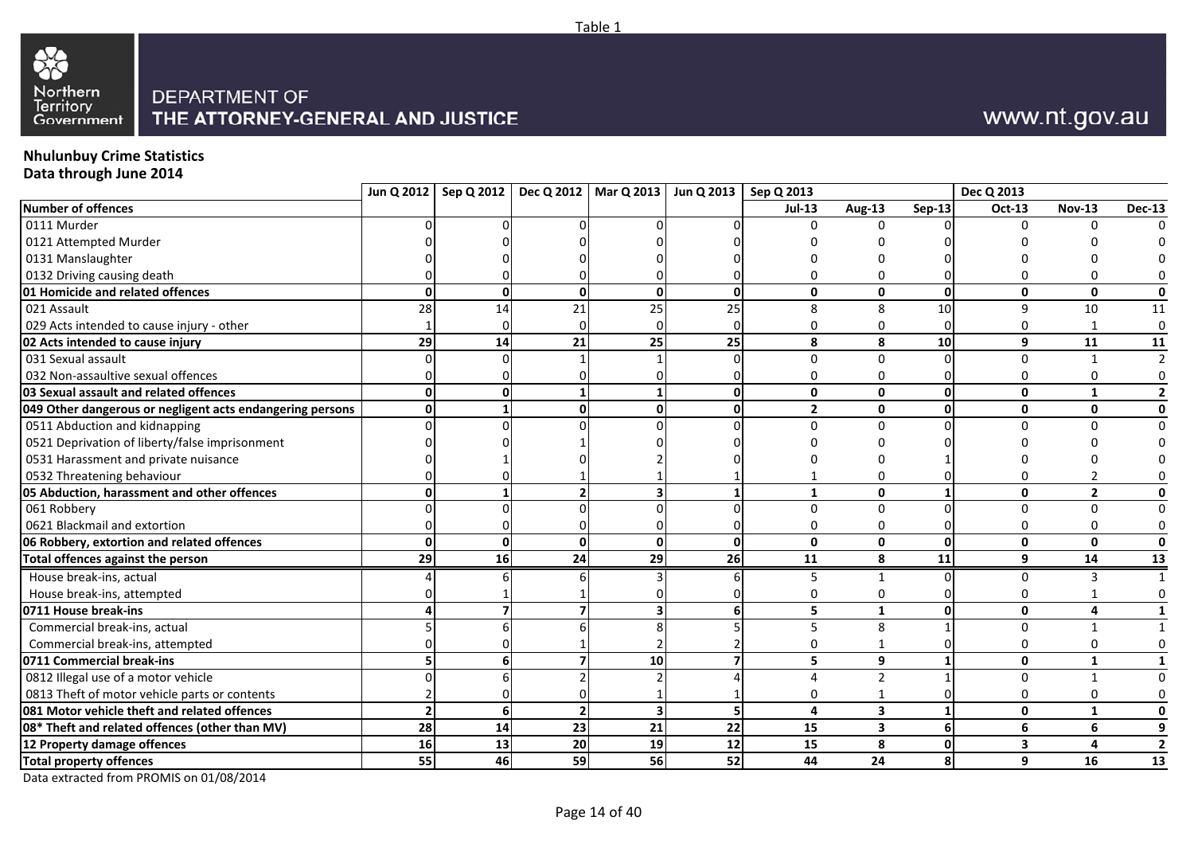Table 1

DEPARTMENT OF THE ATTORNEY-GENERAL AND JUSTICE

www.nt.gov.au

**Nhulunbuy Crime Statistics**
**Data through June 2014**

| | Jun Q 2012 | Sep Q 2012 | Dec Q 2012 | Mar Q 2013 | Jun Q 2013 | Sep Q 2013 | | | Dec Q 2013 | | |
|---|---|---|---|---|---|---|---|---|---|---|---|
| **Number of offences** | | | | | | **Jul-13** | **Aug-13** | **Sep-13** | **Oct-13** | **Nov-13** | **Dec-13** |
| 0111 Murder | 0 | 0 | 0 | 0 | 0 | 0 | 0 | 0 | 0 | 0 | 0 |
| 0121 Attempted Murder | 0 | 0 | 0 | 0 | 0 | 0 | 0 | 0 | 0 | 0 | 0 |
| 0131 Manslaughter | 0 | 0 | 0 | 0 | 0 | 0 | 0 | 0 | 0 | 0 | 0 |
| 0132 Driving causing death | 0 | 0 | 0 | 0 | 0 | 0 | 0 | 0 | 0 | 0 | 0 |
| **01 Homicide and related offences** | **0** | **0** | **0** | **0** | **0** | **0** | **0** | **0** | **0** | **0** | **0** |
| 021 Assault | 28 | 14 | 21 | 25 | 25 | 8 | 8 | 10 | 9 | 10 | 11 |
| 029 Acts intended to cause injury - other | 1 | 0 | 0 | 0 | 0 | 0 | 0 | 0 | 0 | 1 | 0 |
| **02 Acts intended to cause injury** | **29** | **14** | **21** | **25** | **25** | **8** | **8** | **10** | **9** | **11** | **11** |
| 031 Sexual assault | 0 | 0 | 1 | 1 | 0 | 0 | 0 | 0 | 0 | 1 | 2 |
| 032 Non-assaultive sexual offences | 0 | 0 | 0 | 0 | 0 | 0 | 0 | 0 | 0 | 0 | 0 |
| **03 Sexual assault and related offences** | **0** | **0** | **1** | **1** | **0** | **0** | **0** | **0** | **0** | **1** | **2** |
| **049 Other dangerous or negligent acts endangering persons** | **0** | **1** | **0** | **0** | **0** | **2** | **0** | **0** | **0** | **0** | **0** |
| 0511 Abduction and kidnapping | 0 | 0 | 0 | 0 | 0 | 0 | 0 | 0 | 0 | 0 | 0 |
| 0521 Deprivation of liberty/false imprisonment | 0 | 0 | 1 | 0 | 0 | 0 | 0 | 0 | 0 | 0 | 0 |
| 0531 Harassment and private nuisance | 0 | 1 | 0 | 2 | 0 | 0 | 0 | 1 | 0 | 0 | 0 |
| 0532 Threatening behaviour | 0 | 0 | 1 | 1 | 1 | 1 | 0 | 0 | 0 | 2 | 0 |
| **05 Abduction, harassment and other offences** | **0** | **1** | **2** | **3** | **1** | **1** | **0** | **1** | **0** | **2** | **0** |
| 061 Robbery | 0 | 0 | 0 | 0 | 0 | 0 | 0 | 0 | 0 | 0 | 0 |
| 0621 Blackmail and extortion | 0 | 0 | 0 | 0 | 0 | 0 | 0 | 0 | 0 | 0 | 0 |
| **06 Robbery, extortion and related offences** | **0** | **0** | **0** | **0** | **0** | **0** | **0** | **0** | **0** | **0** | **0** |
| **Total offences against the person** | **29** | **16** | **24** | **29** | **26** | **11** | **8** | **11** | **9** | **14** | **13** |
| House break-ins, actual | 4 | 6 | 6 | 3 | 6 | 5 | 1 | 0 | 0 | 3 | 1 |
| House break-ins, attempted | 0 | 1 | 1 | 0 | 0 | 0 | 0 | 0 | 0 | 1 | 0 |
| **0711 House break-ins** | **4** | **7** | **7** | **3** | **6** | **5** | **1** | **0** | **0** | **4** | **1** |
| Commercial break-ins, actual | 5 | 6 | 6 | 8 | 5 | 5 | 8 | 1 | 0 | 1 | 1 |
| Commercial break-ins, attempted | 0 | 0 | 1 | 2 | 2 | 0 | 1 | 0 | 0 | 0 | 0 |
| **0711 Commercial break-ins** | **5** | **6** | **7** | **10** | **7** | **5** | **9** | **1** | **0** | **1** | **1** |
| 0812 Illegal use of a motor vehicle | 0 | 6 | 2 | 2 | 4 | 4 | 2 | 1 | 0 | 1 | 0 |
| 0813 Theft of motor vehicle parts or contents | 2 | 0 | 0 | 1 | 1 | 0 | 1 | 0 | 0 | 0 | 0 |
| **081 Motor vehicle theft and related offences** | **2** | **6** | **2** | **3** | **5** | **4** | **3** | **1** | **0** | **1** | **0** |
| **08* Theft and related offences (other than MV)** | **28** | **14** | **23** | **21** | **22** | **15** | **3** | **6** | **6** | **6** | **9** |
| **12 Property damage offences** | **16** | **13** | **20** | **19** | **12** | **15** | **8** | **0** | **3** | **4** | **2** |
| **Total property offences** | **55** | **46** | **59** | **56** | **52** | **44** | **24** | **8** | **9** | **16** | **13** |

Data extracted from PROMIS on 01/08/2014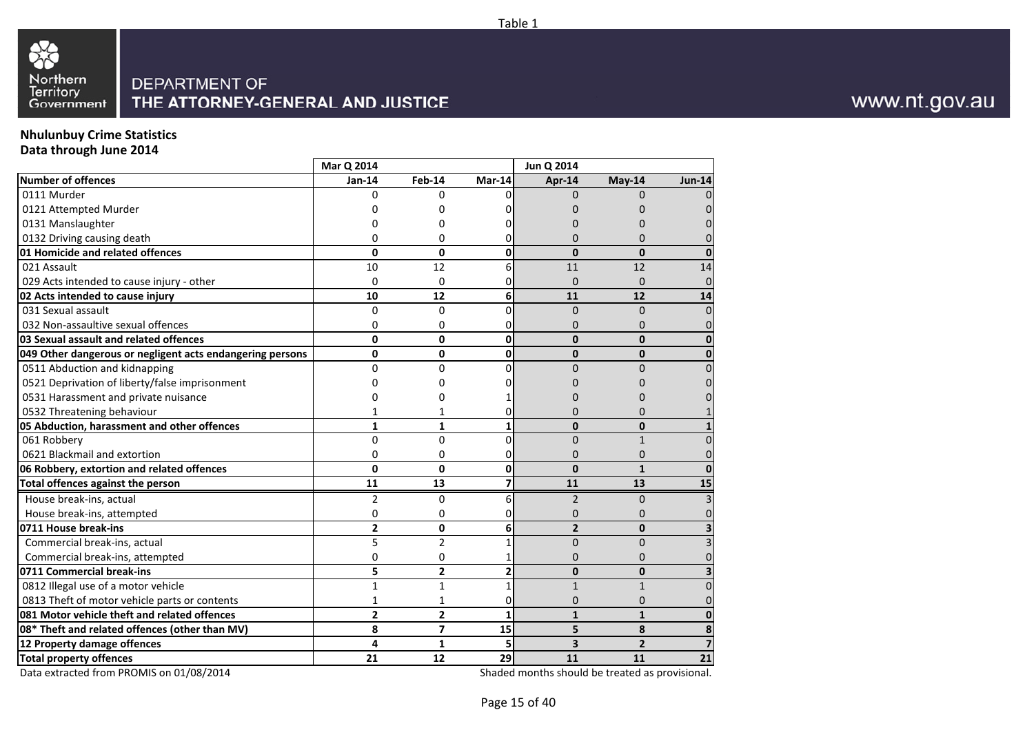Table 1

Northern Territory Government

DEPARTMENT OF
THE ATTORNEY-GENERAL AND JUSTICE

www.nt.gov.au

**Nhulunbuy Crime Statistics**
**Data through June 2014**

| | Mar Q 2014 | | | Jun Q 2014 | | |
|---|---|---|---|---|---|---|
| **Number of offences** | **Jan-14** | **Feb-14** | **Mar-14** | **Apr-14** | **May-14** | **Jun-14** |
| 0111 Murder | 0 | 0 | 0 | 0 | 0 | 0 |
| 0121 Attempted Murder | 0 | 0 | 0 | 0 | 0 | 0 |
| 0131 Manslaughter | 0 | 0 | 0 | 0 | 0 | 0 |
| 0132 Driving causing death | 0 | 0 | 0 | 0 | 0 | 0 |
| **01 Homicide and related offences** | **0** | **0** | **0** | **0** | **0** | **0** |
| 021 Assault | 10 | 12 | 6 | 11 | 12 | 14 |
| 029 Acts intended to cause injury - other | 0 | 0 | 0 | 0 | 0 | 0 |
| **02 Acts intended to cause injury** | **10** | **12** | **6** | **11** | **12** | **14** |
| 031 Sexual assault | 0 | 0 | 0 | 0 | 0 | 0 |
| 032 Non-assaultive sexual offences | 0 | 0 | 0 | 0 | 0 | 0 |
| **03 Sexual assault and related offences** | **0** | **0** | **0** | **0** | **0** | **0** |
| **049 Other dangerous or negligent acts endangering persons** | **0** | **0** | **0** | **0** | **0** | **0** |
| 0511 Abduction and kidnapping | 0 | 0 | 0 | 0 | 0 | 0 |
| 0521 Deprivation of liberty/false imprisonment | 0 | 0 | 0 | 0 | 0 | 0 |
| 0531 Harassment and private nuisance | 0 | 0 | 1 | 0 | 0 | 0 |
| 0532 Threatening behaviour | 1 | 1 | 0 | 0 | 0 | 1 |
| **05 Abduction, harassment and other offences** | **1** | **1** | **1** | **0** | **0** | **1** |
| 061 Robbery | 0 | 0 | 0 | 0 | 1 | 0 |
| 0621 Blackmail and extortion | 0 | 0 | 0 | 0 | 0 | 0 |
| **06 Robbery, extortion and related offences** | **0** | **0** | **0** | **0** | **1** | **0** |
| **Total offences against the person** | **11** | **13** | **7** | **11** | **13** | **15** |
| House break-ins, actual | 2 | 0 | 6 | 2 | 0 | 3 |
| House break-ins, attempted | 0 | 0 | 0 | 0 | 0 | 0 |
| **0711 House break-ins** | **2** | **0** | **6** | **2** | **0** | **3** |
| Commercial break-ins, actual | 5 | 2 | 1 | 0 | 0 | 3 |
| Commercial break-ins, attempted | 0 | 0 | 1 | 0 | 0 | 0 |
| **0711 Commercial break-ins** | **5** | **2** | **2** | **0** | **0** | **3** |
| 0812 Illegal use of a motor vehicle | 1 | 1 | 1 | 1 | 1 | 0 |
| 0813 Theft of motor vehicle parts or contents | 1 | 1 | 0 | 0 | 0 | 0 |
| **081 Motor vehicle theft and related offences** | **2** | **2** | **1** | **1** | **1** | **0** |
| **08* Theft and related offences (other than MV)** | **8** | **7** | **15** | **5** | **8** | **8** |
| **12 Property damage offences** | **4** | **1** | **5** | **3** | **2** | **7** |
| **Total property offences** | **21** | **12** | **29** | **11** | **11** | **21** |

Data extracted from PROMIS on 01/08/2014

Shaded months should be treated as provisional.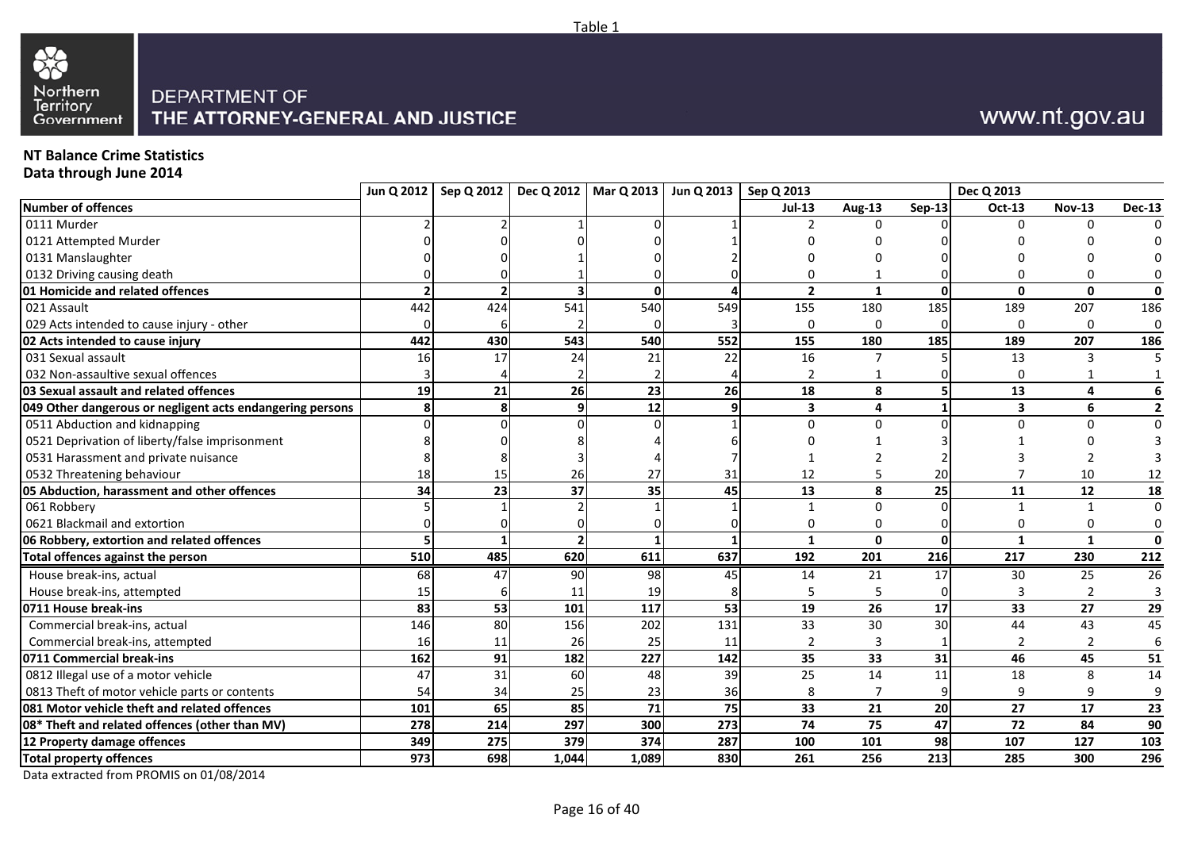Table 1

DEPARTMENT OF
THE ATTORNEY-GENERAL AND JUSTICE

www.nt.gov.au

**NT Balance Crime Statistics**
**Data through June 2014**

| | Jun Q 2012 | Sep Q 2012 | Dec Q 2012 | Mar Q 2013 | Jun Q 2013 | Sep Q 2013 | | | Dec Q 2013 | | |
|---|---|---|---|---|---|---|---|---|---|---|---|
| **Number of offences** | | | | | | **Jul-13** | **Aug-13** | **Sep-13** | **Oct-13** | **Nov-13** | **Dec-13** |
| 0111 Murder | 2 | 2 | 1 | 0 | 1 | 2 | 0 | 0 | 0 | 0 | 0 |
| 0121 Attempted Murder | 0 | 0 | 0 | 0 | 1 | 0 | 0 | 0 | 0 | 0 | 0 |
| 0131 Manslaughter | 0 | 0 | 1 | 0 | 2 | 0 | 0 | 0 | 0 | 0 | 0 |
| 0132 Driving causing death | 0 | 0 | 1 | 0 | 0 | 0 | 1 | 0 | 0 | 0 | 0 |
| **01 Homicide and related offences** | **2** | **2** | **3** | **0** | **4** | **2** | **1** | **0** | **0** | **0** | **0** |
| 021 Assault | 442 | 424 | 541 | 540 | 549 | 155 | 180 | 185 | 189 | 207 | 186 |
| 029 Acts intended to cause injury - other | 0 | 6 | 2 | 0 | 3 | 0 | 0 | 0 | 0 | 0 | 0 |
| **02 Acts intended to cause injury** | **442** | **430** | **543** | **540** | **552** | **155** | **180** | **185** | **189** | **207** | **186** |
| 031 Sexual assault | 16 | 17 | 24 | 21 | 22 | 16 | 7 | 5 | 13 | 3 | 5 |
| 032 Non-assaultive sexual offences | 3 | 4 | 2 | 2 | 4 | 2 | 1 | 0 | 0 | 1 | 1 |
| **03 Sexual assault and related offences** | **19** | **21** | **26** | **23** | **26** | **18** | **8** | **5** | **13** | **4** | **6** |
| **049 Other dangerous or negligent acts endangering persons** | **8** | **8** | **9** | **12** | **9** | **3** | **4** | **1** | **3** | **6** | **2** |
| 0511 Abduction and kidnapping | 0 | 0 | 0 | 0 | 1 | 0 | 0 | 0 | 0 | 0 | 0 |
| 0521 Deprivation of liberty/false imprisonment | 8 | 0 | 8 | 4 | 6 | 0 | 1 | 3 | 1 | 0 | 3 |
| 0531 Harassment and private nuisance | 8 | 8 | 3 | 4 | 7 | 1 | 2 | 2 | 3 | 2 | 3 |
| 0532 Threatening behaviour | 18 | 15 | 26 | 27 | 31 | 12 | 5 | 20 | 7 | 10 | 12 |
| **05 Abduction, harassment and other offences** | **34** | **23** | **37** | **35** | **45** | **13** | **8** | **25** | **11** | **12** | **18** |
| 061 Robbery | 5 | 1 | 2 | 1 | 1 | 1 | 0 | 0 | 1 | 1 | 0 |
| 0621 Blackmail and extortion | 0 | 0 | 0 | 0 | 0 | 0 | 0 | 0 | 0 | 0 | 0 |
| **06 Robbery, extortion and related offences** | **5** | **1** | **2** | **1** | **1** | **1** | **0** | **0** | **1** | **1** | **0** |
| **Total offences against the person** | **510** | **485** | **620** | **611** | **637** | **192** | **201** | **216** | **217** | **230** | **212** |
| House break-ins, actual | 68 | 47 | 90 | 98 | 45 | 14 | 21 | 17 | 30 | 25 | 26 |
| House break-ins, attempted | 15 | 6 | 11 | 19 | 8 | 5 | 5 | 0 | 3 | 2 | 3 |
| **0711 House break-ins** | **83** | **53** | **101** | **117** | **53** | **19** | **26** | **17** | **33** | **27** | **29** |
| Commercial break-ins, actual | 146 | 80 | 156 | 202 | 131 | 33 | 30 | 30 | 44 | 43 | 45 |
| Commercial break-ins, attempted | 16 | 11 | 26 | 25 | 11 | 2 | 3 | 1 | 2 | 2 | 6 |
| **0711 Commercial break-ins** | **162** | **91** | **182** | **227** | **142** | **35** | **33** | **31** | **46** | **45** | **51** |
| 0812 Illegal use of a motor vehicle | 47 | 31 | 60 | 48 | 39 | 25 | 14 | 11 | 18 | 8 | 14 |
| 0813 Theft of motor vehicle parts or contents | 54 | 34 | 25 | 23 | 36 | 8 | 7 | 9 | 9 | 9 | 9 |
| **081 Motor vehicle theft and related offences** | **101** | **65** | **85** | **71** | **75** | **33** | **21** | **20** | **27** | **17** | **23** |
| **08* Theft and related offences (other than MV)** | **278** | **214** | **297** | **300** | **273** | **74** | **75** | **47** | **72** | **84** | **90** |
| **12 Property damage offences** | **349** | **275** | **379** | **374** | **287** | **100** | **101** | **98** | **107** | **127** | **103** |
| **Total property offences** | **973** | **698** | **1,044** | **1,089** | **830** | **261** | **256** | **213** | **285** | **300** | **296** |

Data extracted from PROMIS on 01/08/2014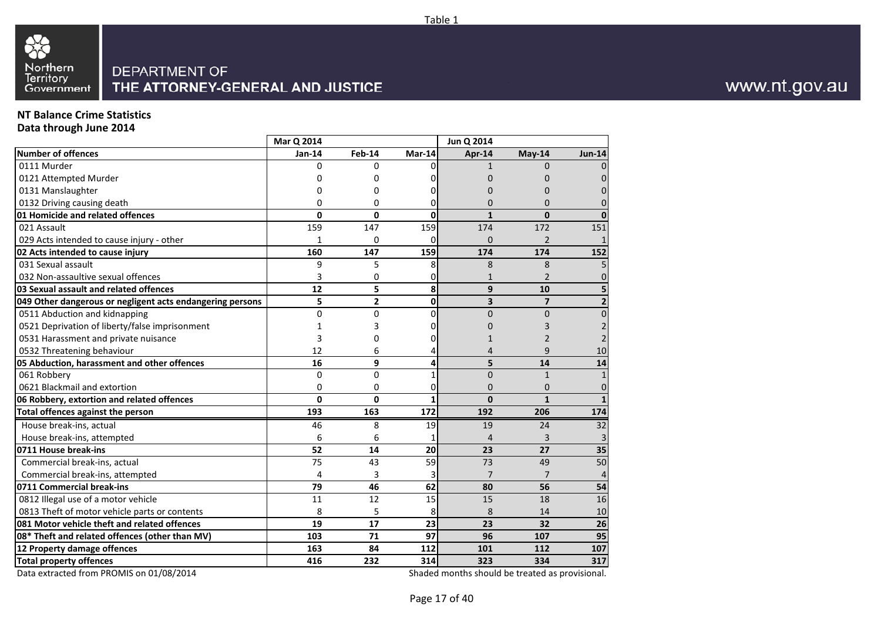Table 1

DEPARTMENT OF
THE ATTORNEY-GENERAL AND JUSTICE

www.nt.gov.au

**NT Balance Crime Statistics**
**Data through June 2014**

| | Mar Q 2014 | | | Jun Q 2014 | | |
|---|---|---|---|---|---|---|
| **Number of offences** | **Jan-14** | **Feb-14** | **Mar-14** | **Apr-14** | **May-14** | **Jun-14** |
| 0111 Murder | 0 | 0 | 0 | 1 | 0 | 0 |
| 0121 Attempted Murder | 0 | 0 | 0 | 0 | 0 | 0 |
| 0131 Manslaughter | 0 | 0 | 0 | 0 | 0 | 0 |
| 0132 Driving causing death | 0 | 0 | 0 | 0 | 0 | 0 |
| **01 Homicide and related offences** | **0** | **0** | **0** | **1** | **0** | **0** |
| 021 Assault | 159 | 147 | 159 | 174 | 172 | 151 |
| 029 Acts intended to cause injury - other | 1 | 0 | 0 | 0 | 2 | 1 |
| **02 Acts intended to cause injury** | **160** | **147** | **159** | **174** | **174** | **152** |
| 031 Sexual assault | 9 | 5 | 8 | 8 | 8 | 5 |
| 032 Non-assaultive sexual offences | 3 | 0 | 0 | 1 | 2 | 0 |
| **03 Sexual assault and related offences** | **12** | **5** | **8** | **9** | **10** | **5** |
| **049 Other dangerous or negligent acts endangering persons** | **5** | **2** | **0** | **3** | **7** | **2** |
| 0511 Abduction and kidnapping | 0 | 0 | 0 | 0 | 0 | 0 |
| 0521 Deprivation of liberty/false imprisonment | 1 | 3 | 0 | 0 | 3 | 2 |
| 0531 Harassment and private nuisance | 3 | 0 | 0 | 1 | 2 | 2 |
| 0532 Threatening behaviour | 12 | 6 | 4 | 4 | 9 | 10 |
| **05 Abduction, harassment and other offences** | **16** | **9** | **4** | **5** | **14** | **14** |
| 061 Robbery | 0 | 0 | 1 | 0 | 1 | 1 |
| 0621 Blackmail and extortion | 0 | 0 | 0 | 0 | 0 | 0 |
| **06 Robbery, extortion and related offences** | **0** | **0** | **1** | **0** | **1** | **1** |
| **Total offences against the person** | **193** | **163** | **172** | **192** | **206** | **174** |
| House break-ins, actual | 46 | 8 | 19 | 19 | 24 | 32 |
| House break-ins, attempted | 6 | 6 | 1 | 4 | 3 | 3 |
| **0711 House break-ins** | **52** | **14** | **20** | **23** | **27** | **35** |
| Commercial break-ins, actual | 75 | 43 | 59 | 73 | 49 | 50 |
| Commercial break-ins, attempted | 4 | 3 | 3 | 7 | 7 | 4 |
| **0711 Commercial break-ins** | **79** | **46** | **62** | **80** | **56** | **54** |
| 0812 Illegal use of a motor vehicle | 11 | 12 | 15 | 15 | 18 | 16 |
| 0813 Theft of motor vehicle parts or contents | 8 | 5 | 8 | 8 | 14 | 10 |
| **081 Motor vehicle theft and related offences** | **19** | **17** | **23** | **23** | **32** | **26** |
| **08* Theft and related offences (other than MV)** | **103** | **71** | **97** | **96** | **107** | **95** |
| **12 Property damage offences** | **163** | **84** | **112** | **101** | **112** | **107** |
| **Total property offences** | **416** | **232** | **314** | **323** | **334** | **317** |

Data extracted from PROMIS on 01/08/2014

Shaded months should be treated as provisional.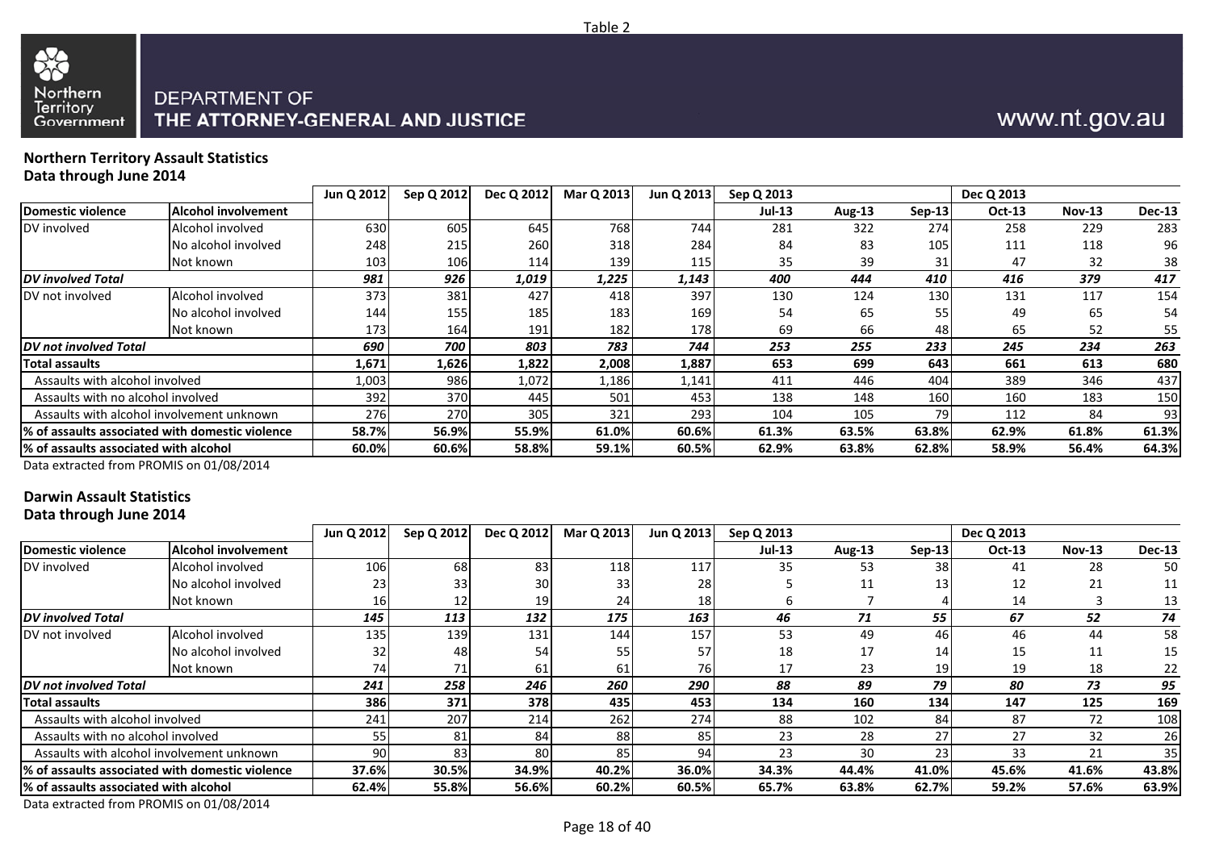Table 2

DEPARTMENT OF THE ATTORNEY-GENERAL AND JUSTICE

www.nt.gov.au

**Northern Territory Assault Statistics**
**Data through June 2014**

| | | Jun Q 2012 | Sep Q 2012 | Dec Q 2012 | Mar Q 2013 | Jun Q 2013 | Sep Q 2013 | | | Dec Q 2013 | | |
|---|---|---|---|---|---|---|---|---|---|---|---|---|
| **Domestic violence** | **Alcohol involvement** | | | | | | **Jul-13** | **Aug-13** | **Sep-13** | **Oct-13** | **Nov-13** | **Dec-13** |
| DV involved | Alcohol involved | 630 | 605 | 645 | 768 | 744 | 281 | 322 | 274 | 258 | 229 | 283 |
| | No alcohol involved | 248 | 215 | 260 | 318 | 284 | 84 | 83 | 105 | 111 | 118 | 96 |
| | Not known | 103 | 106 | 114 | 139 | 115 | 35 | 39 | 31 | 47 | 32 | 38 |
| ***DV involved Total*** | | ***981*** | ***926*** | ***1,019*** | ***1,225*** | ***1,143*** | ***400*** | ***444*** | ***410*** | ***416*** | ***379*** | ***417*** |
| DV not involved | Alcohol involved | 373 | 381 | 427 | 418 | 397 | 130 | 124 | 130 | 131 | 117 | 154 |
| | No alcohol involved | 144 | 155 | 185 | 183 | 169 | 54 | 65 | 55 | 49 | 65 | 54 |
| | Not known | 173 | 164 | 191 | 182 | 178 | 69 | 66 | 48 | 65 | 52 | 55 |
| ***DV not involved Total*** | | ***690*** | ***700*** | ***803*** | ***783*** | ***744*** | ***253*** | ***255*** | ***233*** | ***245*** | ***234*** | ***263*** |
| **Total assaults** | | **1,671** | **1,626** | **1,822** | **2,008** | **1,887** | **653** | **699** | **643** | **661** | **613** | **680** |
| Assaults with alcohol involved | | 1,003 | 986 | 1,072 | 1,186 | 1,141 | 411 | 446 | 404 | 389 | 346 | 437 |
| Assaults with no alcohol involved | | 392 | 370 | 445 | 501 | 453 | 138 | 148 | 160 | 160 | 183 | 150 |
| Assaults with alcohol involvement unknown | | 276 | 270 | 305 | 321 | 293 | 104 | 105 | 79 | 112 | 84 | 93 |
| **% of assaults associated with domestic violence** | | **58.7%** | **56.9%** | **55.9%** | **61.0%** | **60.6%** | **61.3%** | **63.5%** | **63.8%** | **62.9%** | **61.8%** | **61.3%** |
| **% of assaults associated with alcohol** | | **60.0%** | **60.6%** | **58.8%** | **59.1%** | **60.5%** | **62.9%** | **63.8%** | **62.8%** | **58.9%** | **56.4%** | **64.3%** |

Data extracted from PROMIS on 01/08/2014

**Darwin Assault Statistics**
**Data through June 2014**

| | | Jun Q 2012 | Sep Q 2012 | Dec Q 2012 | Mar Q 2013 | Jun Q 2013 | Sep Q 2013 | | | Dec Q 2013 | | |
|---|---|---|---|---|---|---|---|---|---|---|---|---|
| **Domestic violence** | **Alcohol involvement** | | | | | | **Jul-13** | **Aug-13** | **Sep-13** | **Oct-13** | **Nov-13** | **Dec-13** |
| DV involved | Alcohol involved | 106 | 68 | 83 | 118 | 117 | 35 | 53 | 38 | 41 | 28 | 50 |
| | No alcohol involved | 23 | 33 | 30 | 33 | 28 | 5 | 11 | 13 | 12 | 21 | 11 |
| | Not known | 16 | 12 | 19 | 24 | 18 | 6 | 7 | 4 | 14 | 3 | 13 |
| ***DV involved Total*** | | ***145*** | ***113*** | ***132*** | ***175*** | ***163*** | ***46*** | ***71*** | ***55*** | ***67*** | ***52*** | ***74*** |
| DV not involved | Alcohol involved | 135 | 139 | 131 | 144 | 157 | 53 | 49 | 46 | 46 | 44 | 58 |
| | No alcohol involved | 32 | 48 | 54 | 55 | 57 | 18 | 17 | 14 | 15 | 11 | 15 |
| | Not known | 74 | 71 | 61 | 61 | 76 | 17 | 23 | 19 | 19 | 18 | 22 |
| ***DV not involved Total*** | | ***241*** | ***258*** | ***246*** | ***260*** | ***290*** | ***88*** | ***89*** | ***79*** | ***80*** | ***73*** | ***95*** |
| **Total assaults** | | **386** | **371** | **378** | **435** | **453** | **134** | **160** | **134** | **147** | **125** | **169** |
| Assaults with alcohol involved | | 241 | 207 | 214 | 262 | 274 | 88 | 102 | 84 | 87 | 72 | 108 |
| Assaults with no alcohol involved | | 55 | 81 | 84 | 88 | 85 | 23 | 28 | 27 | 27 | 32 | 26 |
| Assaults with alcohol involvement unknown | | 90 | 83 | 80 | 85 | 94 | 23 | 30 | 23 | 33 | 21 | 35 |
| **% of assaults associated with domestic violence** | | **37.6%** | **30.5%** | **34.9%** | **40.2%** | **36.0%** | **34.3%** | **44.4%** | **41.0%** | **45.6%** | **41.6%** | **43.8%** |
| **% of assaults associated with alcohol** | | **62.4%** | **55.8%** | **56.6%** | **60.2%** | **60.5%** | **65.7%** | **63.8%** | **62.7%** | **59.2%** | **57.6%** | **63.9%** |

Data extracted from PROMIS on 01/08/2014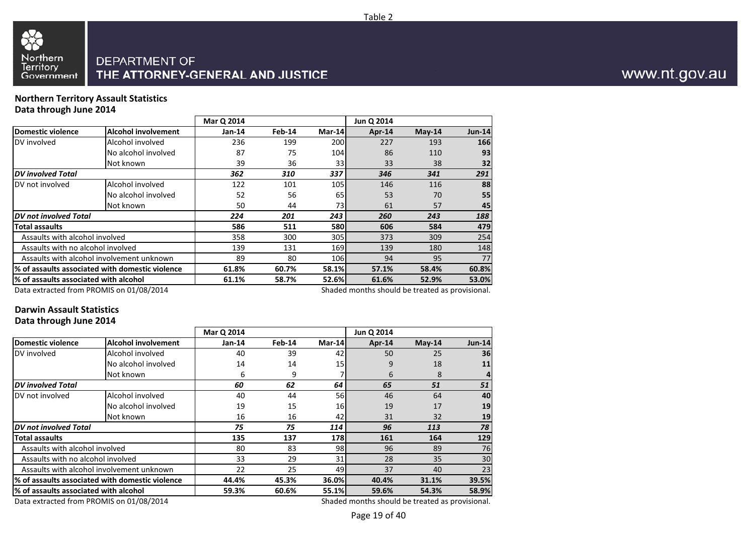Table 2

DEPARTMENT OF
THE ATTORNEY-GENERAL AND JUSTICE

www.nt.gov.au

## Northern Territory Assault Statistics
## Data through June 2014

| Domestic violence | Alcohol involvement | Mar Q 2014 Jan-14 | Feb-14 | Mar-14 | Jun Q 2014 Apr-14 | May-14 | Jun-14 |
|---|---|---|---|---|---|---|---|
| DV involved | Alcohol involved | 236 | 199 | 200 | 227 | 193 | **166** |
| | No alcohol involved | 87 | 75 | 104 | 86 | 110 | **93** |
| | Not known | 39 | 36 | 33 | 33 | 38 | **32** |
| ***DV involved Total*** | | ***362*** | ***310*** | ***337*** | ***346*** | ***341*** | ***291*** |
| DV not involved | Alcohol involved | 122 | 101 | 105 | 146 | 116 | **88** |
| | No alcohol involved | 52 | 56 | 65 | 53 | 70 | **55** |
| | Not known | 50 | 44 | 73 | 61 | 57 | **45** |
| ***DV not involved Total*** | | ***224*** | ***201*** | ***243*** | ***260*** | ***243*** | ***188*** |
| **Total assaults** | | **586** | **511** | **580** | **606** | **584** | **479** |
| Assaults with alcohol involved | | 358 | 300 | 305 | 373 | 309 | 254 |
| Assaults with no alcohol involved | | 139 | 131 | 169 | 139 | 180 | 148 |
| Assaults with alcohol involvement unknown | | 89 | 80 | 106 | 94 | 95 | 77 |
| **% of assaults associated with domestic violence** | | **61.8%** | **60.7%** | **58.1%** | **57.1%** | **58.4%** | **60.8%** |
| **% of assaults associated with alcohol** | | **61.1%** | **58.7%** | **52.6%** | **61.6%** | **52.9%** | **53.0%** |

Data extracted from PROMIS on 01/08/2014

Shaded months should be treated as provisional.

## Darwin Assault Statistics
## Data through June 2014

| Domestic violence | Alcohol involvement | Mar Q 2014 Jan-14 | Feb-14 | Mar-14 | Jun Q 2014 Apr-14 | May-14 | Jun-14 |
|---|---|---|---|---|---|---|---|
| DV involved | Alcohol involved | 40 | 39 | 42 | 50 | 25 | **36** |
| | No alcohol involved | 14 | 14 | 15 | 9 | 18 | **11** |
| | Not known | 6 | 9 | 7 | 6 | 8 | **4** |
| ***DV involved Total*** | | ***60*** | ***62*** | ***64*** | ***65*** | ***51*** | ***51*** |
| DV not involved | Alcohol involved | 40 | 44 | 56 | 46 | 64 | **40** |
| | No alcohol involved | 19 | 15 | 16 | 19 | 17 | **19** |
| | Not known | 16 | 16 | 42 | 31 | 32 | **19** |
| ***DV not involved Total*** | | ***75*** | ***75*** | ***114*** | ***96*** | ***113*** | ***78*** |
| **Total assaults** | | **135** | **137** | **178** | **161** | **164** | **129** |
| Assaults with alcohol involved | | 80 | 83 | 98 | 96 | 89 | 76 |
| Assaults with no alcohol involved | | 33 | 29 | 31 | 28 | 35 | 30 |
| Assaults with alcohol involvement unknown | | 22 | 25 | 49 | 37 | 40 | 23 |
| **% of assaults associated with domestic violence** | | **44.4%** | **45.3%** | **36.0%** | **40.4%** | **31.1%** | **39.5%** |
| **% of assaults associated with alcohol** | | **59.3%** | **60.6%** | **55.1%** | **59.6%** | **54.3%** | **58.9%** |

Data extracted from PROMIS on 01/08/2014

Shaded months should be treated as provisional.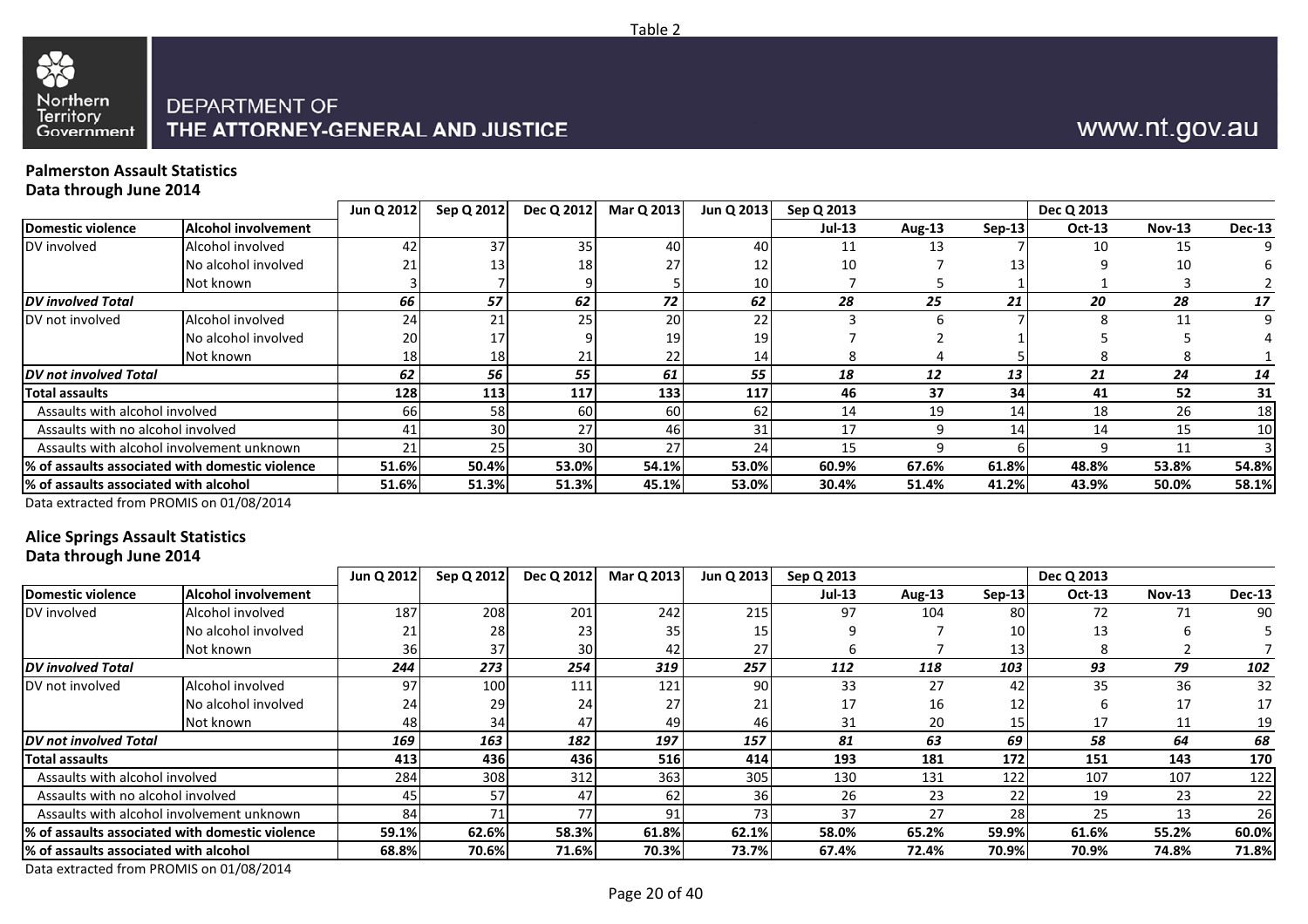Table 2

DEPARTMENT OF
THE ATTORNEY-GENERAL AND JUSTICE

www.nt.gov.au

## Palmerston Assault Statistics

**Data through June 2014**

| | | Jun Q 2012 | Sep Q 2012 | Dec Q 2012 | Mar Q 2013 | Jun Q 2013 | Sep Q 2013 | | | Dec Q 2013 | | |
|---|---|---|---|---|---|---|---|---|---|---|---|---|
| **Domestic violence** | **Alcohol involvement** | | | | | | **Jul-13** | **Aug-13** | **Sep-13** | **Oct-13** | **Nov-13** | **Dec-13** |
| DV involved | Alcohol involved | 42 | 37 | 35 | 40 | 40 | 11 | 13 | 7 | 10 | 15 | 9 |
| | No alcohol involved | 21 | 13 | 18 | 27 | 12 | 10 | 7 | 13 | 9 | 10 | 6 |
| | Not known | 3 | 7 | 9 | 5 | 10 | 7 | 5 | 1 | 1 | 3 | 2 |
| ***DV involved Total*** | | ***66*** | ***57*** | ***62*** | ***72*** | ***62*** | ***28*** | ***25*** | ***21*** | ***20*** | ***28*** | ***17*** |
| DV not involved | Alcohol involved | 24 | 21 | 25 | 20 | 22 | 3 | 6 | 7 | 8 | 11 | 9 |
| | No alcohol involved | 20 | 17 | 9 | 19 | 19 | 7 | 2 | 1 | 5 | 5 | 4 |
| | Not known | 18 | 18 | 21 | 22 | 14 | 8 | 4 | 5 | 8 | 8 | 1 |
| ***DV not involved Total*** | | ***62*** | ***56*** | ***55*** | ***61*** | ***55*** | ***18*** | ***12*** | ***13*** | ***21*** | ***24*** | ***14*** |
| **Total assaults** | | **128** | **113** | **117** | **133** | **117** | **46** | **37** | **34** | **41** | **52** | **31** |
| Assaults with alcohol involved | | 66 | 58 | 60 | 60 | 62 | 14 | 19 | 14 | 18 | 26 | 18 |
| Assaults with no alcohol involved | | 41 | 30 | 27 | 46 | 31 | 17 | 9 | 14 | 14 | 15 | 10 |
| Assaults with alcohol involvement unknown | | 21 | 25 | 30 | 27 | 24 | 15 | 9 | 6 | 9 | 11 | 3 |
| **% of assaults associated with domestic violence** | | **51.6%** | **50.4%** | **53.0%** | **54.1%** | **53.0%** | **60.9%** | **67.6%** | **61.8%** | **48.8%** | **53.8%** | **54.8%** |
| **% of assaults associated with alcohol** | | **51.6%** | **51.3%** | **51.3%** | **45.1%** | **53.0%** | **30.4%** | **51.4%** | **41.2%** | **43.9%** | **50.0%** | **58.1%** |

Data extracted from PROMIS on 01/08/2014

## Alice Springs Assault Statistics

**Data through June 2014**

| | | Jun Q 2012 | Sep Q 2012 | Dec Q 2012 | Mar Q 2013 | Jun Q 2013 | Sep Q 2013 | | | Dec Q 2013 | | |
|---|---|---|---|---|---|---|---|---|---|---|---|---|
| **Domestic violence** | **Alcohol involvement** | | | | | | **Jul-13** | **Aug-13** | **Sep-13** | **Oct-13** | **Nov-13** | **Dec-13** |
| DV involved | Alcohol involved | 187 | 208 | 201 | 242 | 215 | 97 | 104 | 80 | 72 | 71 | 90 |
| | No alcohol involved | 21 | 28 | 23 | 35 | 15 | 9 | 7 | 10 | 13 | 6 | 5 |
| | Not known | 36 | 37 | 30 | 42 | 27 | 6 | 7 | 13 | 8 | 2 | 7 |
| ***DV involved Total*** | | ***244*** | ***273*** | ***254*** | ***319*** | ***257*** | ***112*** | ***118*** | ***103*** | ***93*** | ***79*** | ***102*** |
| DV not involved | Alcohol involved | 97 | 100 | 111 | 121 | 90 | 33 | 27 | 42 | 35 | 36 | 32 |
| | No alcohol involved | 24 | 29 | 24 | 27 | 21 | 17 | 16 | 12 | 6 | 17 | 17 |
| | Not known | 48 | 34 | 47 | 49 | 46 | 31 | 20 | 15 | 17 | 11 | 19 |
| ***DV not involved Total*** | | ***169*** | ***163*** | ***182*** | ***197*** | ***157*** | ***81*** | ***63*** | ***69*** | ***58*** | ***64*** | ***68*** |
| **Total assaults** | | **413** | **436** | **436** | **516** | **414** | **193** | **181** | **172** | **151** | **143** | **170** |
| Assaults with alcohol involved | | 284 | 308 | 312 | 363 | 305 | 130 | 131 | 122 | 107 | 107 | 122 |
| Assaults with no alcohol involved | | 45 | 57 | 47 | 62 | 36 | 26 | 23 | 22 | 19 | 23 | 22 |
| Assaults with alcohol involvement unknown | | 84 | 71 | 77 | 91 | 73 | 37 | 27 | 28 | 25 | 13 | 26 |
| **% of assaults associated with domestic violence** | | **59.1%** | **62.6%** | **58.3%** | **61.8%** | **62.1%** | **58.0%** | **65.2%** | **59.9%** | **61.6%** | **55.2%** | **60.0%** |
| **% of assaults associated with alcohol** | | **68.8%** | **70.6%** | **71.6%** | **70.3%** | **73.7%** | **67.4%** | **72.4%** | **70.9%** | **70.9%** | **74.8%** | **71.8%** |

Data extracted from PROMIS on 01/08/2014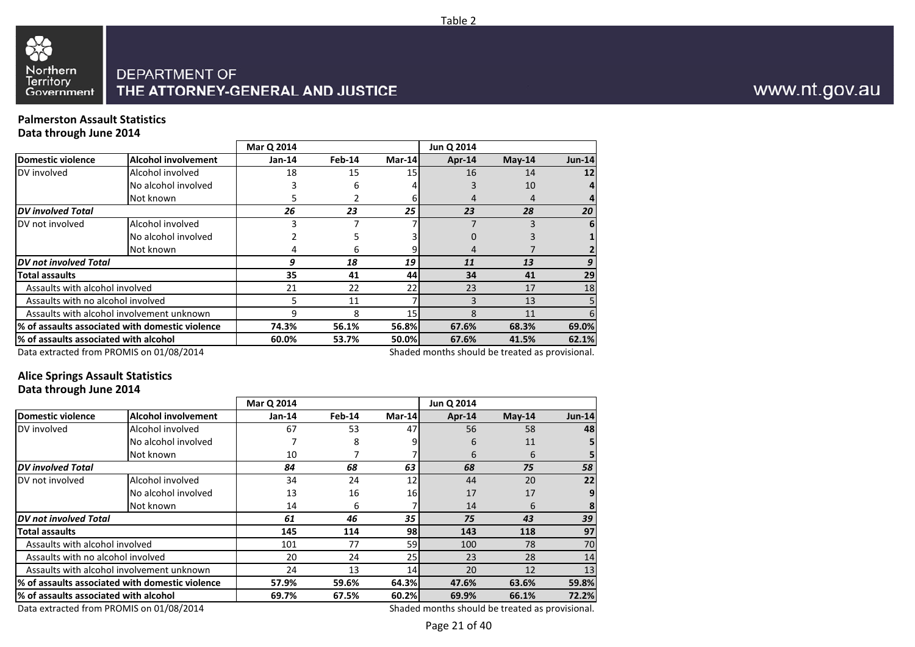Table 2

Northern Territory Government

DEPARTMENT OF THE ATTORNEY-GENERAL AND JUSTICE

www.nt.gov.au

## Palmerston Assault Statistics
### Data through June 2014

| | | Mar Q 2014 | | | Jun Q 2014 | | |
|---|---|---|---|---|---|---|---|
| **Domestic violence** | **Alcohol involvement** | **Jan-14** | **Feb-14** | **Mar-14** | **Apr-14** | **May-14** | **Jun-14** |
| DV involved | Alcohol involved | 18 | 15 | 15 | 16 | 14 | **12** |
| | No alcohol involved | 3 | 6 | 4 | 3 | 10 | **4** |
| | Not known | 5 | 2 | 6 | 4 | 4 | **4** |
| ***DV involved Total*** | | ***26*** | ***23*** | ***25*** | ***23*** | ***28*** | ***20*** |
| DV not involved | Alcohol involved | 3 | 7 | 7 | 7 | 3 | **6** |
| | No alcohol involved | 2 | 5 | 3 | 0 | 3 | **1** |
| | Not known | 4 | 6 | 9 | 4 | 7 | **2** |
| ***DV not involved Total*** | | ***9*** | ***18*** | ***19*** | ***11*** | ***13*** | ***9*** |
| **Total assaults** | | **35** | **41** | **44** | **34** | **41** | **29** |
| Assaults with alcohol involved | | 21 | 22 | 22 | 23 | 17 | 18 |
| Assaults with no alcohol involved | | 5 | 11 | 7 | 3 | 13 | 5 |
| Assaults with alcohol involvement unknown | | 9 | 8 | 15 | 8 | 11 | 6 |
| **% of assaults associated with domestic violence** | | **74.3%** | **56.1%** | **56.8%** | **67.6%** | **68.3%** | **69.0%** |
| **% of assaults associated with alcohol** | | **60.0%** | **53.7%** | **50.0%** | **67.6%** | **41.5%** | **62.1%** |

Data extracted from PROMIS on 01/08/2014

Shaded months should be treated as provisional.

## Alice Springs Assault Statistics
### Data through June 2014

| | | Mar Q 2014 | | | Jun Q 2014 | | |
|---|---|---|---|---|---|---|---|
| **Domestic violence** | **Alcohol involvement** | **Jan-14** | **Feb-14** | **Mar-14** | **Apr-14** | **May-14** | **Jun-14** |
| DV involved | Alcohol involved | 67 | 53 | 47 | 56 | 58 | **48** |
| | No alcohol involved | 7 | 8 | 9 | 6 | 11 | **5** |
| | Not known | 10 | 7 | 7 | 6 | 6 | **5** |
| ***DV involved Total*** | | ***84*** | ***68*** | ***63*** | ***68*** | ***75*** | ***58*** |
| DV not involved | Alcohol involved | 34 | 24 | 12 | 44 | 20 | **22** |
| | No alcohol involved | 13 | 16 | 16 | 17 | 17 | **9** |
| | Not known | 14 | 6 | 7 | 14 | 6 | **8** |
| ***DV not involved Total*** | | ***61*** | ***46*** | ***35*** | ***75*** | ***43*** | ***39*** |
| **Total assaults** | | **145** | **114** | **98** | **143** | **118** | **97** |
| Assaults with alcohol involved | | 101 | 77 | 59 | 100 | 78 | 70 |
| Assaults with no alcohol involved | | 20 | 24 | 25 | 23 | 28 | 14 |
| Assaults with alcohol involvement unknown | | 24 | 13 | 14 | 20 | 12 | 13 |
| **% of assaults associated with domestic violence** | | **57.9%** | **59.6%** | **64.3%** | **47.6%** | **63.6%** | **59.8%** |
| **% of assaults associated with alcohol** | | **69.7%** | **67.5%** | **60.2%** | **69.9%** | **66.1%** | **72.2%** |

Data extracted from PROMIS on 01/08/2014

Shaded months should be treated as provisional.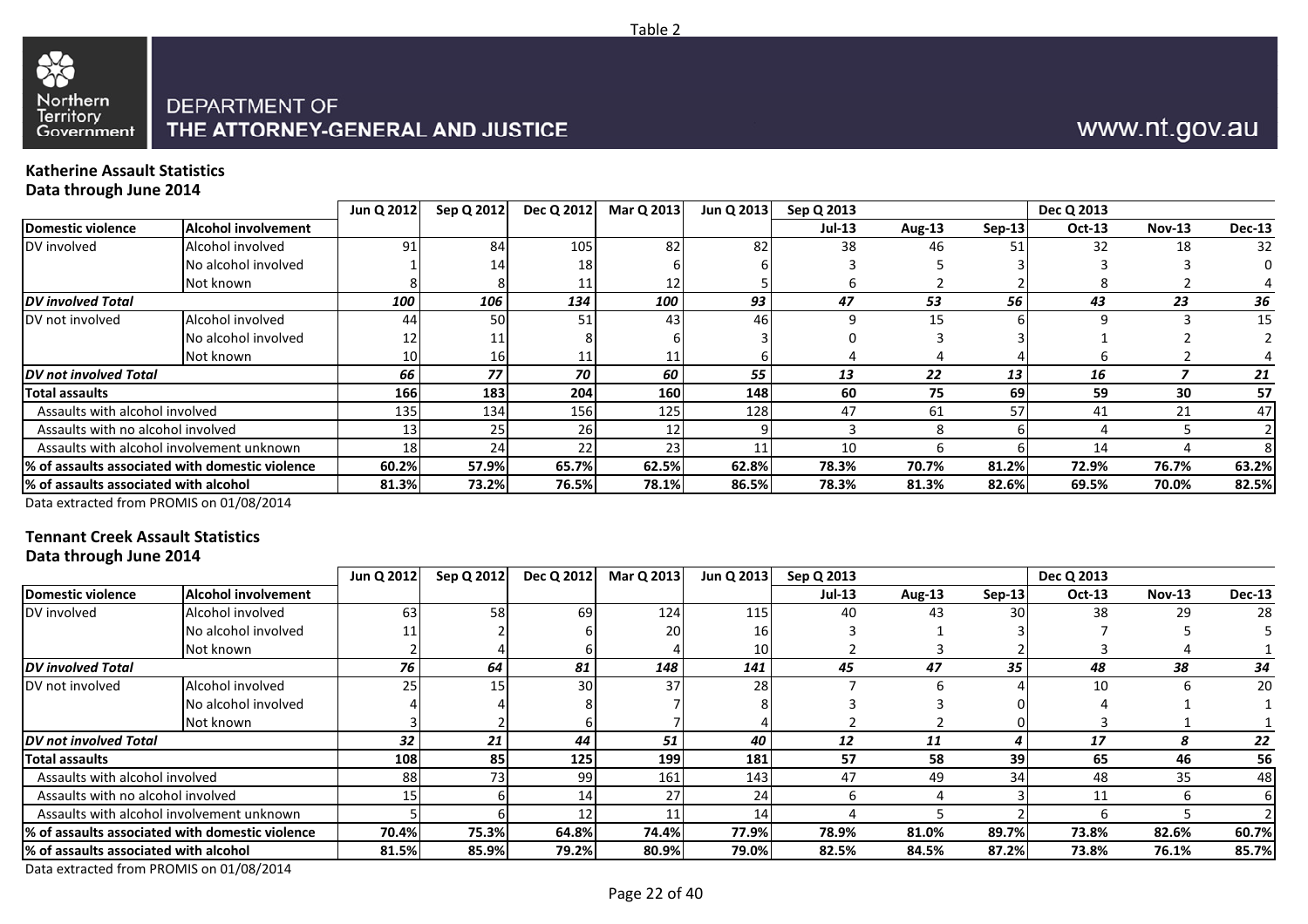Table 2

Northern Territory Government

DEPARTMENT OF THE ATTORNEY-GENERAL AND JUSTICE

www.nt.gov.au

**Katherine Assault Statistics**
**Data through June 2014**

| | | Jun Q 2012 | Sep Q 2012 | Dec Q 2012 | Mar Q 2013 | Jun Q 2013 | Sep Q 2013 | | | Dec Q 2013 | | |
|---|---|---|---|---|---|---|---|---|---|---|---|---|
| **Domestic violence** | **Alcohol involvement** | | | | | | **Jul-13** | **Aug-13** | **Sep-13** | **Oct-13** | **Nov-13** | **Dec-13** |
| DV involved | Alcohol involved | 91 | 84 | 105 | 82 | 82 | 38 | 46 | 51 | 32 | 18 | 32 |
| | No alcohol involved | 1 | 14 | 18 | 6 | 6 | 3 | 5 | 3 | 3 | 3 | 0 |
| | Not known | 8 | 8 | 11 | 12 | 5 | 6 | 2 | 2 | 8 | 2 | 4 |
| ***DV involved Total*** | | ***100*** | ***106*** | ***134*** | ***100*** | ***93*** | ***47*** | ***53*** | ***56*** | ***43*** | ***23*** | ***36*** |
| DV not involved | Alcohol involved | 44 | 50 | 51 | 43 | 46 | 9 | 15 | 6 | 9 | 3 | 15 |
| | No alcohol involved | 12 | 11 | 8 | 6 | 3 | 0 | 3 | 3 | 1 | 2 | 2 |
| | Not known | 10 | 16 | 11 | 11 | 6 | 4 | 4 | 4 | 6 | 2 | 4 |
| ***DV not involved Total*** | | ***66*** | ***77*** | ***70*** | ***60*** | ***55*** | ***13*** | ***22*** | ***13*** | ***16*** | ***7*** | ***21*** |
| **Total assaults** | | **166** | **183** | **204** | **160** | **148** | **60** | **75** | **69** | **59** | **30** | **57** |
| Assaults with alcohol involved | | 135 | 134 | 156 | 125 | 128 | 47 | 61 | 57 | 41 | 21 | 47 |
| Assaults with no alcohol involved | | 13 | 25 | 26 | 12 | 9 | 3 | 8 | 6 | 4 | 5 | 2 |
| Assaults with alcohol involvement unknown | | 18 | 24 | 22 | 23 | 11 | 10 | 6 | 6 | 14 | 4 | 8 |
| **% of assaults associated with domestic violence** | | **60.2%** | **57.9%** | **65.7%** | **62.5%** | **62.8%** | **78.3%** | **70.7%** | **81.2%** | **72.9%** | **76.7%** | **63.2%** |
| **% of assaults associated with alcohol** | | **81.3%** | **73.2%** | **76.5%** | **78.1%** | **86.5%** | **78.3%** | **81.3%** | **82.6%** | **69.5%** | **70.0%** | **82.5%** |

Data extracted from PROMIS on 01/08/2014

**Tennant Creek Assault Statistics**
**Data through June 2014**

| | | Jun Q 2012 | Sep Q 2012 | Dec Q 2012 | Mar Q 2013 | Jun Q 2013 | Sep Q 2013 | | | Dec Q 2013 | | |
|---|---|---|---|---|---|---|---|---|---|---|---|---|
| **Domestic violence** | **Alcohol involvement** | | | | | | **Jul-13** | **Aug-13** | **Sep-13** | **Oct-13** | **Nov-13** | **Dec-13** |
| DV involved | Alcohol involved | 63 | 58 | 69 | 124 | 115 | 40 | 43 | 30 | 38 | 29 | 28 |
| | No alcohol involved | 11 | 2 | 6 | 20 | 16 | 3 | 1 | 3 | 7 | 5 | 5 |
| | Not known | 2 | 4 | 6 | 4 | 10 | 2 | 3 | 2 | 3 | 4 | 1 |
| ***DV involved Total*** | | ***76*** | ***64*** | ***81*** | ***148*** | ***141*** | ***45*** | ***47*** | ***35*** | ***48*** | ***38*** | ***34*** |
| DV not involved | Alcohol involved | 25 | 15 | 30 | 37 | 28 | 7 | 6 | 4 | 10 | 6 | 20 |
| | No alcohol involved | 4 | 4 | 8 | 7 | 8 | 3 | 3 | 0 | 4 | 1 | 1 |
| | Not known | 3 | 2 | 6 | 7 | 4 | 2 | 2 | 0 | 3 | 1 | 1 |
| ***DV not involved Total*** | | ***32*** | ***21*** | ***44*** | ***51*** | ***40*** | ***12*** | ***11*** | ***4*** | ***17*** | ***8*** | ***22*** |
| **Total assaults** | | **108** | **85** | **125** | **199** | **181** | **57** | **58** | **39** | **65** | **46** | **56** |
| Assaults with alcohol involved | | 88 | 73 | 99 | 161 | 143 | 47 | 49 | 34 | 48 | 35 | 48 |
| Assaults with no alcohol involved | | 15 | 6 | 14 | 27 | 24 | 6 | 4 | 3 | 11 | 6 | 6 |
| Assaults with alcohol involvement unknown | | 5 | 6 | 12 | 11 | 14 | 4 | 5 | 2 | 6 | 5 | 2 |
| **% of assaults associated with domestic violence** | | **70.4%** | **75.3%** | **64.8%** | **74.4%** | **77.9%** | **78.9%** | **81.0%** | **89.7%** | **73.8%** | **82.6%** | **60.7%** |
| **% of assaults associated with alcohol** | | **81.5%** | **85.9%** | **79.2%** | **80.9%** | **79.0%** | **82.5%** | **84.5%** | **87.2%** | **73.8%** | **76.1%** | **85.7%** |

Data extracted from PROMIS on 01/08/2014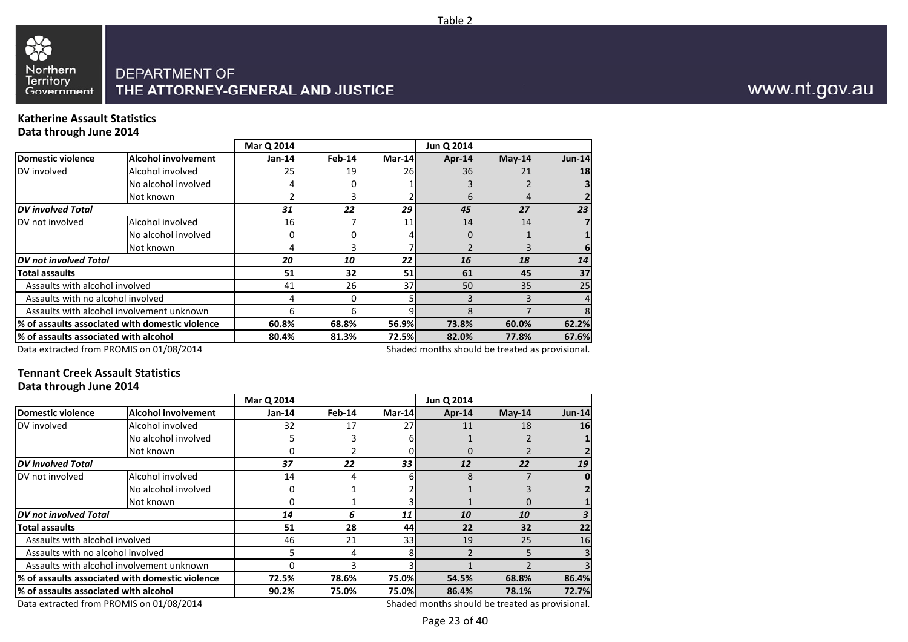Table 2

DEPARTMENT OF
**THE ATTORNEY-GENERAL AND JUSTICE**

www.nt.gov.au

## Katherine Assault Statistics
## Data through June 2014

| | | Mar Q 2014 | | | Jun Q 2014 | | |
|---|---|---|---|---|---|---|---|
| **Domestic violence** | **Alcohol involvement** | **Jan-14** | **Feb-14** | **Mar-14** | **Apr-14** | **May-14** | **Jun-14** |
| DV involved | Alcohol involved | 25 | 19 | 26 | 36 | 21 | **18** |
| | No alcohol involved | 4 | 0 | 1 | 3 | 2 | **3** |
| | Not known | 2 | 3 | 2 | 6 | 4 | **2** |
| ***DV involved Total*** | | ***31*** | ***22*** | ***29*** | ***45*** | ***27*** | ***23*** |
| DV not involved | Alcohol involved | 16 | 7 | 11 | 14 | 14 | **7** |
| | No alcohol involved | 0 | 0 | 4 | 0 | 1 | **1** |
| | Not known | 4 | 3 | 7 | 2 | 3 | **6** |
| ***DV not involved Total*** | | ***20*** | ***10*** | ***22*** | ***16*** | ***18*** | ***14*** |
| **Total assaults** | | **51** | **32** | **51** | **61** | **45** | **37** |
| Assaults with alcohol involved | | 41 | 26 | 37 | 50 | 35 | 25 |
| Assaults with no alcohol involved | | 4 | 0 | 5 | 3 | 3 | 4 |
| Assaults with alcohol involvement unknown | | 6 | 6 | 9 | 8 | 7 | 8 |
| **% of assaults associated with domestic violence** | | **60.8%** | **68.8%** | **56.9%** | **73.8%** | **60.0%** | **62.2%** |
| **% of assaults associated with alcohol** | | **80.4%** | **81.3%** | **72.5%** | **82.0%** | **77.8%** | **67.6%** |

Data extracted from PROMIS on 01/08/2014

Shaded months should be treated as provisional.

## Tennant Creek Assault Statistics
## Data through June 2014

| | | Mar Q 2014 | | | Jun Q 2014 | | |
|---|---|---|---|---|---|---|---|
| **Domestic violence** | **Alcohol involvement** | **Jan-14** | **Feb-14** | **Mar-14** | **Apr-14** | **May-14** | **Jun-14** |
| DV involved | Alcohol involved | 32 | 17 | 27 | 11 | 18 | **16** |
| | No alcohol involved | 5 | 3 | 6 | 1 | 2 | **1** |
| | Not known | 0 | 2 | 0 | 0 | 2 | **2** |
| ***DV involved Total*** | | ***37*** | ***22*** | ***33*** | ***12*** | ***22*** | ***19*** |
| DV not involved | Alcohol involved | 14 | 4 | 6 | 8 | 7 | **0** |
| | No alcohol involved | 0 | 1 | 2 | 1 | 3 | **2** |
| | Not known | 0 | 1 | 3 | 1 | 0 | **1** |
| ***DV not involved Total*** | | ***14*** | ***6*** | ***11*** | ***10*** | ***10*** | ***3*** |
| **Total assaults** | | **51** | **28** | **44** | **22** | **32** | **22** |
| Assaults with alcohol involved | | 46 | 21 | 33 | 19 | 25 | 16 |
| Assaults with no alcohol involved | | 5 | 4 | 8 | 2 | 5 | 3 |
| Assaults with alcohol involvement unknown | | 0 | 3 | 3 | 1 | 2 | 3 |
| **% of assaults associated with domestic violence** | | **72.5%** | **78.6%** | **75.0%** | **54.5%** | **68.8%** | **86.4%** |
| **% of assaults associated with alcohol** | | **90.2%** | **75.0%** | **75.0%** | **86.4%** | **78.1%** | **72.7%** |

Data extracted from PROMIS on 01/08/2014

Shaded months should be treated as provisional.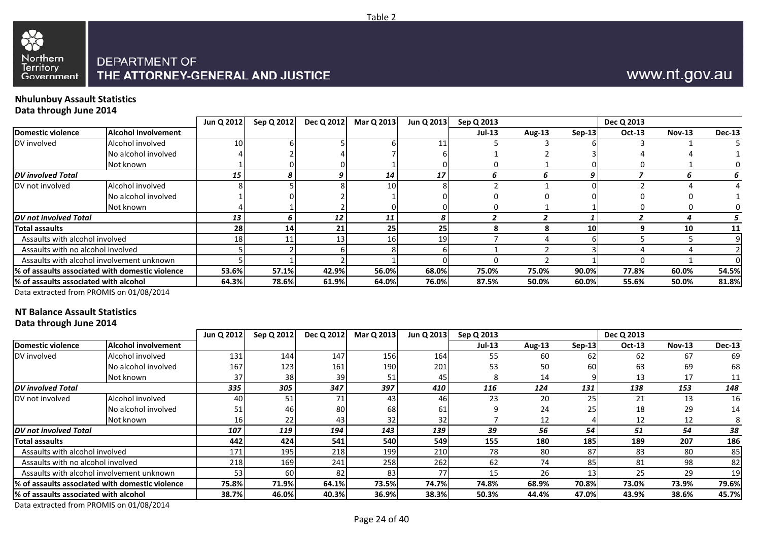Table 2

Northern Territory Government

DEPARTMENT OF THE ATTORNEY-GENERAL AND JUSTICE

www.nt.gov.au

**Nhulunbuy Assault Statistics**
**Data through June 2014**

| | | Jun Q 2012 | Sep Q 2012 | Dec Q 2012 | Mar Q 2013 | Jun Q 2013 | Sep Q 2013 | | | Dec Q 2013 | | |
|---|---|---|---|---|---|---|---|---|---|---|---|---|
| **Domestic violence** | **Alcohol involvement** | | | | | | **Jul-13** | **Aug-13** | **Sep-13** | **Oct-13** | **Nov-13** | **Dec-13** |
| DV involved | Alcohol involved | 10 | 6 | 5 | 6 | 11 | 5 | 3 | 6 | 3 | 1 | 5 |
| | No alcohol involved | 4 | 2 | 4 | 7 | 6 | 1 | 2 | 3 | 4 | 4 | 1 |
| | Not known | 1 | 0 | 0 | 1 | 0 | 0 | 1 | 0 | 0 | 1 | 0 |
| ***DV involved Total*** | | ***15*** | ***8*** | ***9*** | ***14*** | ***17*** | ***6*** | ***6*** | ***9*** | ***7*** | ***6*** | ***6*** |
| DV not involved | Alcohol involved | 8 | 5 | 8 | 10 | 8 | 2 | 1 | 0 | 2 | 4 | 4 |
| | No alcohol involved | 1 | 0 | 2 | 1 | 0 | 0 | 0 | 0 | 0 | 0 | 1 |
| | Not known | 4 | 1 | 2 | 0 | 0 | 0 | 1 | 1 | 0 | 0 | 0 |
| ***DV not involved Total*** | | ***13*** | ***6*** | ***12*** | ***11*** | ***8*** | ***2*** | ***2*** | ***1*** | ***2*** | ***4*** | ***5*** |
| **Total assaults** | | **28** | **14** | **21** | **25** | **25** | **8** | **8** | **10** | **9** | **10** | **11** |
| Assaults with alcohol involved | | 18 | 11 | 13 | 16 | 19 | 7 | 4 | 6 | 5 | 5 | 9 |
| Assaults with no alcohol involved | | 5 | 2 | 6 | 8 | 6 | 1 | 2 | 3 | 4 | 4 | 2 |
| Assaults with alcohol involvement unknown | | 5 | 1 | 2 | 1 | 0 | 0 | 2 | 1 | 0 | 1 | 0 |
| **% of assaults associated with domestic violence** | | **53.6%** | **57.1%** | **42.9%** | **56.0%** | **68.0%** | **75.0%** | **75.0%** | **90.0%** | **77.8%** | **60.0%** | **54.5%** |
| **% of assaults associated with alcohol** | | **64.3%** | **78.6%** | **61.9%** | **64.0%** | **76.0%** | **87.5%** | **50.0%** | **60.0%** | **55.6%** | **50.0%** | **81.8%** |

Data extracted from PROMIS on 01/08/2014

**NT Balance Assault Statistics**
**Data through June 2014**

| | | Jun Q 2012 | Sep Q 2012 | Dec Q 2012 | Mar Q 2013 | Jun Q 2013 | Sep Q 2013 | | | Dec Q 2013 | | |
|---|---|---|---|---|---|---|---|---|---|---|---|---|
| **Domestic violence** | **Alcohol involvement** | | | | | | **Jul-13** | **Aug-13** | **Sep-13** | **Oct-13** | **Nov-13** | **Dec-13** |
| DV involved | Alcohol involved | 131 | 144 | 147 | 156 | 164 | 55 | 60 | 62 | 62 | 67 | 69 |
| | No alcohol involved | 167 | 123 | 161 | 190 | 201 | 53 | 50 | 60 | 63 | 69 | 68 |
| | Not known | 37 | 38 | 39 | 51 | 45 | 8 | 14 | 9 | 13 | 17 | 11 |
| ***DV involved Total*** | | ***335*** | ***305*** | ***347*** | ***397*** | ***410*** | ***116*** | ***124*** | ***131*** | ***138*** | ***153*** | ***148*** |
| DV not involved | Alcohol involved | 40 | 51 | 71 | 43 | 46 | 23 | 20 | 25 | 21 | 13 | 16 |
| | No alcohol involved | 51 | 46 | 80 | 68 | 61 | 9 | 24 | 25 | 18 | 29 | 14 |
| | Not known | 16 | 22 | 43 | 32 | 32 | 7 | 12 | 4 | 12 | 12 | 8 |
| ***DV not involved Total*** | | ***107*** | ***119*** | ***194*** | ***143*** | ***139*** | ***39*** | ***56*** | ***54*** | ***51*** | ***54*** | ***38*** |
| **Total assaults** | | **442** | **424** | **541** | **540** | **549** | **155** | **180** | **185** | **189** | **207** | **186** |
| Assaults with alcohol involved | | 171 | 195 | 218 | 199 | 210 | 78 | 80 | 87 | 83 | 80 | 85 |
| Assaults with no alcohol involved | | 218 | 169 | 241 | 258 | 262 | 62 | 74 | 85 | 81 | 98 | 82 |
| Assaults with alcohol involvement unknown | | 53 | 60 | 82 | 83 | 77 | 15 | 26 | 13 | 25 | 29 | 19 |
| **% of assaults associated with domestic violence** | | **75.8%** | **71.9%** | **64.1%** | **73.5%** | **74.7%** | **74.8%** | **68.9%** | **70.8%** | **73.0%** | **73.9%** | **79.6%** |
| **% of assaults associated with alcohol** | | **38.7%** | **46.0%** | **40.3%** | **36.9%** | **38.3%** | **50.3%** | **44.4%** | **47.0%** | **43.9%** | **38.6%** | **45.7%** |

Data extracted from PROMIS on 01/08/2014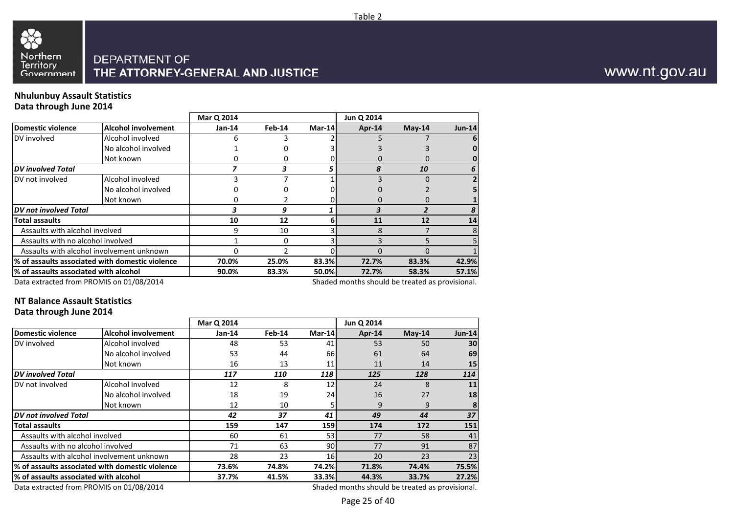Table 2

Northern Territory Government

DEPARTMENT OF
THE ATTORNEY-GENERAL AND JUSTICE

www.nt.gov.au

**Nhulunbuy Assault Statistics**
**Data through June 2014**

| | | Mar Q 2014 | | | Jun Q 2014 | | |
|---|---|---|---|---|---|---|---|
| **Domestic violence** | **Alcohol involvement** | **Jan-14** | **Feb-14** | **Mar-14** | **Apr-14** | **May-14** | **Jun-14** |
| DV involved | Alcohol involved | 6 | 3 | 2 | 5 | 7 | 6 |
| | No alcohol involved | 1 | 0 | 3 | 3 | 3 | 0 |
| | Not known | 0 | 0 | 0 | 0 | 0 | 0 |
| ***DV involved Total*** | | ***7*** | ***3*** | ***5*** | ***8*** | ***10*** | ***6*** |
| DV not involved | Alcohol involved | 3 | 7 | 1 | 3 | 0 | 2 |
| | No alcohol involved | 0 | 0 | 0 | 0 | 2 | 5 |
| | Not known | 0 | 2 | 0 | 0 | 0 | 1 |
| ***DV not involved Total*** | | ***3*** | ***9*** | ***1*** | ***3*** | ***2*** | ***8*** |
| **Total assaults** | | **10** | **12** | **6** | **11** | **12** | **14** |
| Assaults with alcohol involved | | 9 | 10 | 3 | 8 | 7 | 8 |
| Assaults with no alcohol involved | | 1 | 0 | 3 | 3 | 5 | 5 |
| Assaults with alcohol involvement unknown | | 0 | 2 | 0 | 0 | 0 | 1 |
| **% of assaults associated with domestic violence** | | **70.0%** | **25.0%** | **83.3%** | **72.7%** | **83.3%** | **42.9%** |
| **% of assaults associated with alcohol** | | **90.0%** | **83.3%** | **50.0%** | **72.7%** | **58.3%** | **57.1%** |

Data extracted from PROMIS on 01/08/2014

Shaded months should be treated as provisional.

**NT Balance Assault Statistics**
**Data through June 2014**

| | | Mar Q 2014 | | | Jun Q 2014 | | |
|---|---|---|---|---|---|---|---|
| **Domestic violence** | **Alcohol involvement** | **Jan-14** | **Feb-14** | **Mar-14** | **Apr-14** | **May-14** | **Jun-14** |
| DV involved | Alcohol involved | 48 | 53 | 41 | 53 | 50 | 30 |
| | No alcohol involved | 53 | 44 | 66 | 61 | 64 | 69 |
| | Not known | 16 | 13 | 11 | 11 | 14 | 15 |
| ***DV involved Total*** | | ***117*** | ***110*** | ***118*** | ***125*** | ***128*** | ***114*** |
| DV not involved | Alcohol involved | 12 | 8 | 12 | 24 | 8 | 11 |
| | No alcohol involved | 18 | 19 | 24 | 16 | 27 | 18 |
| | Not known | 12 | 10 | 5 | 9 | 9 | 8 |
| ***DV not involved Total*** | | ***42*** | ***37*** | ***41*** | ***49*** | ***44*** | ***37*** |
| **Total assaults** | | **159** | **147** | **159** | **174** | **172** | **151** |
| Assaults with alcohol involved | | 60 | 61 | 53 | 77 | 58 | 41 |
| Assaults with no alcohol involved | | 71 | 63 | 90 | 77 | 91 | 87 |
| Assaults with alcohol involvement unknown | | 28 | 23 | 16 | 20 | 23 | 23 |
| **% of assaults associated with domestic violence** | | **73.6%** | **74.8%** | **74.2%** | **71.8%** | **74.4%** | **75.5%** |
| **% of assaults associated with alcohol** | | **37.7%** | **41.5%** | **33.3%** | **44.3%** | **33.7%** | **27.2%** |

Data extracted from PROMIS on 01/08/2014

Shaded months should be treated as provisional.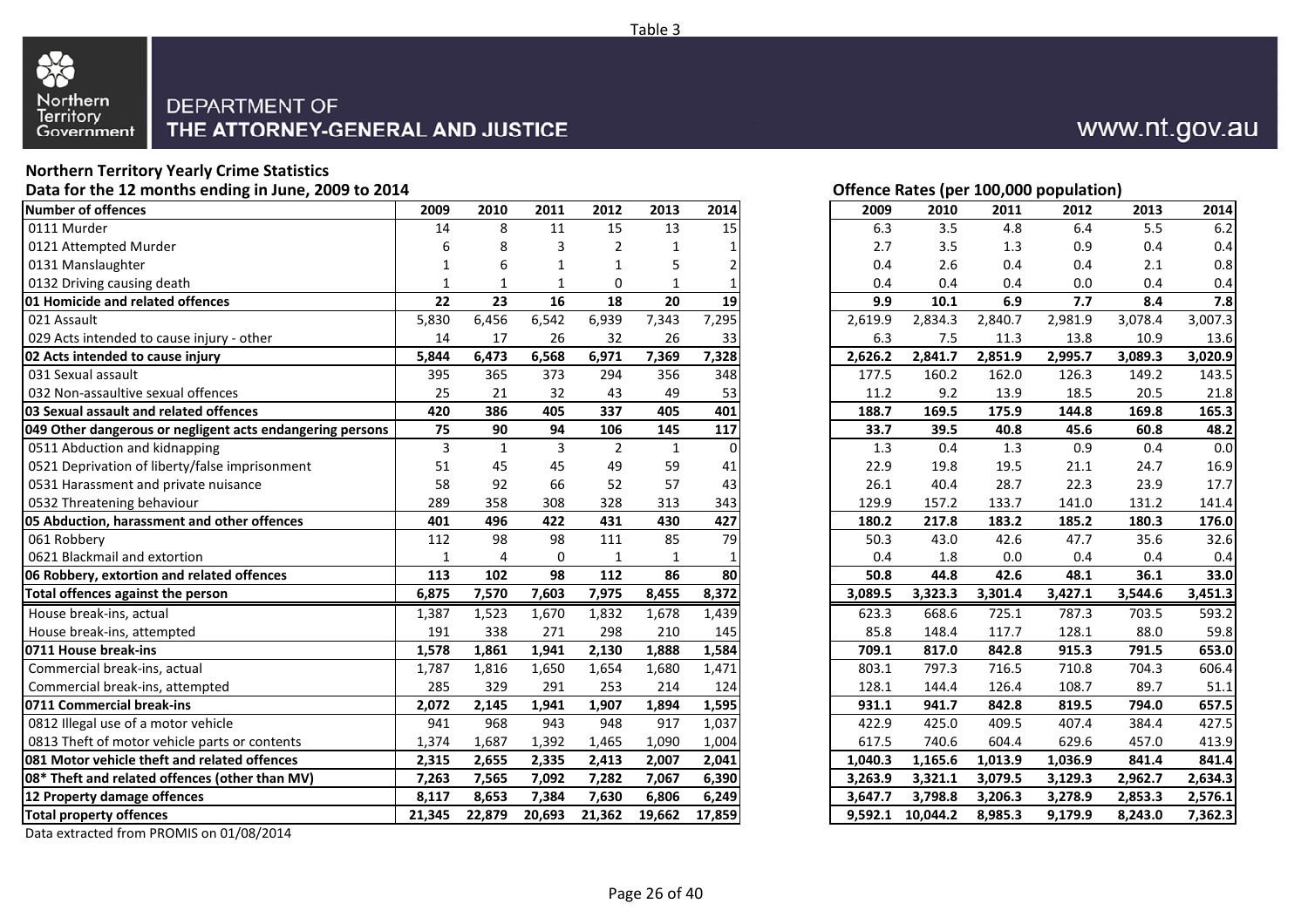Table 3

Northern Territory Government

DEPARTMENT OF
THE ATTORNEY-GENERAL AND JUSTICE

www.nt.gov.au

**Northern Territory Yearly Crime Statistics**
**Data for the 12 months ending in June, 2009 to 2014**

| Number of offences | 2009 | 2010 | 2011 | 2012 | 2013 | 2014 |
|---|---|---|---|---|---|---|
| 0111 Murder | 14 | 8 | 11 | 15 | 13 | 15 |
| 0121 Attempted Murder | 6 | 8 | 3 | 2 | 1 | 1 |
| 0131 Manslaughter | 1 | 6 | 1 | 1 | 5 | 2 |
| 0132 Driving causing death | 1 | 1 | 1 | 0 | 1 | 1 |
| **01 Homicide and related offences** | **22** | **23** | **16** | **18** | **20** | **19** |
| 021 Assault | 5,830 | 6,456 | 6,542 | 6,939 | 7,343 | 7,295 |
| 029 Acts intended to cause injury - other | 14 | 17 | 26 | 32 | 26 | 33 |
| **02 Acts intended to cause injury** | **5,844** | **6,473** | **6,568** | **6,971** | **7,369** | **7,328** |
| 031 Sexual assault | 395 | 365 | 373 | 294 | 356 | 348 |
| 032 Non-assaultive sexual offences | 25 | 21 | 32 | 43 | 49 | 53 |
| **03 Sexual assault and related offences** | **420** | **386** | **405** | **337** | **405** | **401** |
| **049 Other dangerous or negligent acts endangering persons** | **75** | **90** | **94** | **106** | **145** | **117** |
| 0511 Abduction and kidnapping | 3 | 1 | 3 | 2 | 1 | 0 |
| 0521 Deprivation of liberty/false imprisonment | 51 | 45 | 45 | 49 | 59 | 41 |
| 0531 Harassment and private nuisance | 58 | 92 | 66 | 52 | 57 | 43 |
| 0532 Threatening behaviour | 289 | 358 | 308 | 328 | 313 | 343 |
| **05 Abduction, harassment and other offences** | **401** | **496** | **422** | **431** | **430** | **427** |
| 061 Robbery | 112 | 98 | 98 | 111 | 85 | 79 |
| 0621 Blackmail and extortion | 1 | 4 | 0 | 1 | 1 | 1 |
| **06 Robbery, extortion and related offences** | **113** | **102** | **98** | **112** | **86** | **80** |
| **Total offences against the person** | **6,875** | **7,570** | **7,603** | **7,975** | **8,455** | **8,372** |
| House break-ins, actual | 1,387 | 1,523 | 1,670 | 1,832 | 1,678 | 1,439 |
| House break-ins, attempted | 191 | 338 | 271 | 298 | 210 | 145 |
| **0711 House break-ins** | **1,578** | **1,861** | **1,941** | **2,130** | **1,888** | **1,584** |
| Commercial break-ins, actual | 1,787 | 1,816 | 1,650 | 1,654 | 1,680 | 1,471 |
| Commercial break-ins, attempted | 285 | 329 | 291 | 253 | 214 | 124 |
| **0711 Commercial break-ins** | **2,072** | **2,145** | **1,941** | **1,907** | **1,894** | **1,595** |
| 0812 Illegal use of a motor vehicle | 941 | 968 | 943 | 948 | 917 | 1,037 |
| 0813 Theft of motor vehicle parts or contents | 1,374 | 1,687 | 1,392 | 1,465 | 1,090 | 1,004 |
| **081 Motor vehicle theft and related offences** | **2,315** | **2,655** | **2,335** | **2,413** | **2,007** | **2,041** |
| **08* Theft and related offences (other than MV)** | **7,263** | **7,565** | **7,092** | **7,282** | **7,067** | **6,390** |
| **12 Property damage offences** | **8,117** | **8,653** | **7,384** | **7,630** | **6,806** | **6,249** |
| **Total property offences** | **21,345** | **22,879** | **20,693** | **21,362** | **19,662** | **17,859** |

**Offence Rates (per 100,000 population)**

| Number of offences | 2009 | 2010 | 2011 | 2012 | 2013 | 2014 |
|---|---|---|---|---|---|---|
| 0111 Murder | 6.3 | 3.5 | 4.8 | 6.4 | 5.5 | 6.2 |
| 0121 Attempted Murder | 2.7 | 3.5 | 1.3 | 0.9 | 0.4 | 0.4 |
| 0131 Manslaughter | 0.4 | 2.6 | 0.4 | 0.4 | 2.1 | 0.8 |
| 0132 Driving causing death | 0.4 | 0.4 | 0.4 | 0.0 | 0.4 | 0.4 |
| **01 Homicide and related offences** | **9.9** | **10.1** | **6.9** | **7.7** | **8.4** | **7.8** |
| 021 Assault | 2,619.9 | 2,834.3 | 2,840.7 | 2,981.9 | 3,078.4 | 3,007.3 |
| 029 Acts intended to cause injury - other | 6.3 | 7.5 | 11.3 | 13.8 | 10.9 | 13.6 |
| **02 Acts intended to cause injury** | **2,626.2** | **2,841.7** | **2,851.9** | **2,995.7** | **3,089.3** | **3,020.9** |
| 031 Sexual assault | 177.5 | 160.2 | 162.0 | 126.3 | 149.2 | 143.5 |
| 032 Non-assaultive sexual offences | 11.2 | 9.2 | 13.9 | 18.5 | 20.5 | 21.8 |
| **03 Sexual assault and related offences** | **188.7** | **169.5** | **175.9** | **144.8** | **169.8** | **165.3** |
| **049 Other dangerous or negligent acts endangering persons** | **33.7** | **39.5** | **40.8** | **45.6** | **60.8** | **48.2** |
| 0511 Abduction and kidnapping | 1.3 | 0.4 | 1.3 | 0.9 | 0.4 | 0.0 |
| 0521 Deprivation of liberty/false imprisonment | 22.9 | 19.8 | 19.5 | 21.1 | 24.7 | 16.9 |
| 0531 Harassment and private nuisance | 26.1 | 40.4 | 28.7 | 22.3 | 23.9 | 17.7 |
| 0532 Threatening behaviour | 129.9 | 157.2 | 133.7 | 141.0 | 131.2 | 141.4 |
| **05 Abduction, harassment and other offences** | **180.2** | **217.8** | **183.2** | **185.2** | **180.3** | **176.0** |
| 061 Robbery | 50.3 | 43.0 | 42.6 | 47.7 | 35.6 | 32.6 |
| 0621 Blackmail and extortion | 0.4 | 1.8 | 0.0 | 0.4 | 0.4 | 0.4 |
| **06 Robbery, extortion and related offences** | **50.8** | **44.8** | **42.6** | **48.1** | **36.1** | **33.0** |
| **Total offences against the person** | **3,089.5** | **3,323.3** | **3,301.4** | **3,427.1** | **3,544.6** | **3,451.3** |
| House break-ins, actual | 623.3 | 668.6 | 725.1 | 787.3 | 703.5 | 593.2 |
| House break-ins, attempted | 85.8 | 148.4 | 117.7 | 128.1 | 88.0 | 59.8 |
| **0711 House break-ins** | **709.1** | **817.0** | **842.8** | **915.3** | **791.5** | **653.0** |
| Commercial break-ins, actual | 803.1 | 797.3 | 716.5 | 710.8 | 704.3 | 606.4 |
| Commercial break-ins, attempted | 128.1 | 144.4 | 126.4 | 108.7 | 89.7 | 51.1 |
| **0711 Commercial break-ins** | **931.1** | **941.7** | **842.8** | **819.5** | **794.0** | **657.5** |
| 0812 Illegal use of a motor vehicle | 422.9 | 425.0 | 409.5 | 407.4 | 384.4 | 427.5 |
| 0813 Theft of motor vehicle parts or contents | 617.5 | 740.6 | 604.4 | 629.6 | 457.0 | 413.9 |
| **081 Motor vehicle theft and related offences** | **1,040.3** | **1,165.6** | **1,013.9** | **1,036.9** | **841.4** | **841.4** |
| **08* Theft and related offences (other than MV)** | **3,263.9** | **3,321.1** | **3,079.5** | **3,129.3** | **2,962.7** | **2,634.3** |
| **12 Property damage offences** | **3,647.7** | **3,798.8** | **3,206.3** | **3,278.9** | **2,853.3** | **2,576.1** |
| **Total property offences** | **9,592.1** | **10,044.2** | **8,985.3** | **9,179.9** | **8,243.0** | **7,362.3** |

Data extracted from PROMIS on 01/08/2014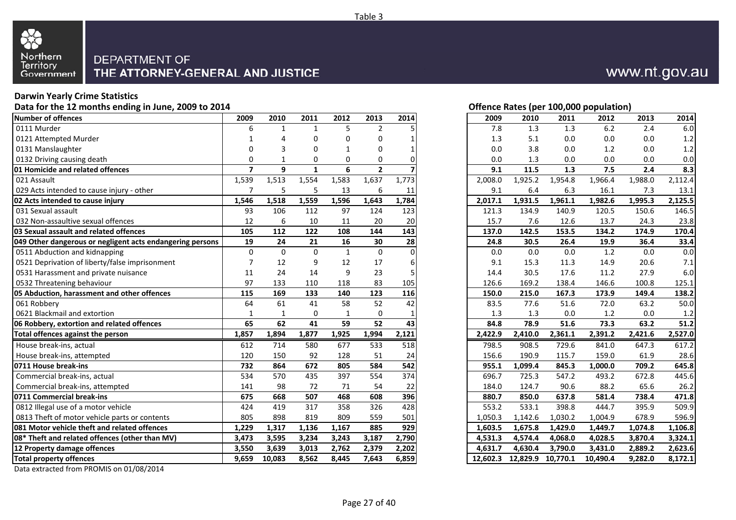Table 3

Northern Territory Government

DEPARTMENT OF THE ATTORNEY-GENERAL AND JUSTICE

www.nt.gov.au

**Darwin Yearly Crime Statistics**

**Data for the 12 months ending in June, 2009 to 2014**

| Number of offences | 2009 | 2010 | 2011 | 2012 | 2013 | 2014 |
|---|---|---|---|---|---|---|
| 0111 Murder | 6 | 1 | 1 | 5 | 2 | 5 |
| 0121 Attempted Murder | 1 | 4 | 0 | 0 | 0 | 1 |
| 0131 Manslaughter | 0 | 3 | 0 | 1 | 0 | 1 |
| 0132 Driving causing death | 0 | 1 | 0 | 0 | 0 | 0 |
| **01 Homicide and related offences** | **7** | **9** | **1** | **6** | **2** | **7** |
| 021 Assault | 1,539 | 1,513 | 1,554 | 1,583 | 1,637 | 1,773 |
| 029 Acts intended to cause injury - other | 7 | 5 | 5 | 13 | 6 | 11 |
| **02 Acts intended to cause injury** | **1,546** | **1,518** | **1,559** | **1,596** | **1,643** | **1,784** |
| 031 Sexual assault | 93 | 106 | 112 | 97 | 124 | 123 |
| 032 Non-assaultive sexual offences | 12 | 6 | 10 | 11 | 20 | 20 |
| **03 Sexual assault and related offences** | **105** | **112** | **122** | **108** | **144** | **143** |
| **049 Other dangerous or negligent acts endangering persons** | **19** | **24** | **21** | **16** | **30** | **28** |
| 0511 Abduction and kidnapping | 0 | 0 | 0 | 1 | 0 | 0 |
| 0521 Deprivation of liberty/false imprisonment | 7 | 12 | 9 | 12 | 17 | 6 |
| 0531 Harassment and private nuisance | 11 | 24 | 14 | 9 | 23 | 5 |
| 0532 Threatening behaviour | 97 | 133 | 110 | 118 | 83 | 105 |
| **05 Abduction, harassment and other offences** | **115** | **169** | **133** | **140** | **123** | **116** |
| 061 Robbery | 64 | 61 | 41 | 58 | 52 | 42 |
| 0621 Blackmail and extortion | 1 | 1 | 0 | 1 | 0 | 1 |
| **06 Robbery, extortion and related offences** | **65** | **62** | **41** | **59** | **52** | **43** |
| **Total offences against the person** | **1,857** | **1,894** | **1,877** | **1,925** | **1,994** | **2,121** |
| House break-ins, actual | 612 | 714 | 580 | 677 | 533 | 518 |
| House break-ins, attempted | 120 | 150 | 92 | 128 | 51 | 24 |
| **0711 House break-ins** | **732** | **864** | **672** | **805** | **584** | **542** |
| Commercial break-ins, actual | 534 | 570 | 435 | 397 | 554 | 374 |
| Commercial break-ins, attempted | 141 | 98 | 72 | 71 | 54 | 22 |
| **0711 Commercial break-ins** | **675** | **668** | **507** | **468** | **608** | **396** |
| 0812 Illegal use of a motor vehicle | 424 | 419 | 317 | 358 | 326 | 428 |
| 0813 Theft of motor vehicle parts or contents | 805 | 898 | 819 | 809 | 559 | 501 |
| **081 Motor vehicle theft and related offences** | **1,229** | **1,317** | **1,136** | **1,167** | **885** | **929** |
| **08* Theft and related offences (other than MV)** | **3,473** | **3,595** | **3,234** | **3,243** | **3,187** | **2,790** |
| **12 Property damage offences** | **3,550** | **3,639** | **3,013** | **2,762** | **2,379** | **2,202** |
| **Total property offences** | **9,659** | **10,083** | **8,562** | **8,445** | **7,643** | **6,859** |

**Offence Rates (per 100,000 population)**

| Number of offences | 2009 | 2010 | 2011 | 2012 | 2013 | 2014 |
|---|---|---|---|---|---|---|
| 0111 Murder | 7.8 | 1.3 | 1.3 | 6.2 | 2.4 | 6.0 |
| 0121 Attempted Murder | 1.3 | 5.1 | 0.0 | 0.0 | 0.0 | 1.2 |
| 0131 Manslaughter | 0.0 | 3.8 | 0.0 | 1.2 | 0.0 | 1.2 |
| 0132 Driving causing death | 0.0 | 1.3 | 0.0 | 0.0 | 0.0 | 0.0 |
| **01 Homicide and related offences** | **9.1** | **11.5** | **1.3** | **7.5** | **2.4** | **8.3** |
| 021 Assault | 2,008.0 | 1,925.2 | 1,954.8 | 1,966.4 | 1,988.0 | 2,112.4 |
| 029 Acts intended to cause injury - other | 9.1 | 6.4 | 6.3 | 16.1 | 7.3 | 13.1 |
| **02 Acts intended to cause injury** | **2,017.1** | **1,931.5** | **1,961.1** | **1,982.6** | **1,995.3** | **2,125.5** |
| 031 Sexual assault | 121.3 | 134.9 | 140.9 | 120.5 | 150.6 | 146.5 |
| 032 Non-assaultive sexual offences | 15.7 | 7.6 | 12.6 | 13.7 | 24.3 | 23.8 |
| **03 Sexual assault and related offences** | **137.0** | **142.5** | **153.5** | **134.2** | **174.9** | **170.4** |
| **049 Other dangerous or negligent acts endangering persons** | **24.8** | **30.5** | **26.4** | **19.9** | **36.4** | **33.4** |
| 0511 Abduction and kidnapping | 0.0 | 0.0 | 0.0 | 1.2 | 0.0 | 0.0 |
| 0521 Deprivation of liberty/false imprisonment | 9.1 | 15.3 | 11.3 | 14.9 | 20.6 | 7.1 |
| 0531 Harassment and private nuisance | 14.4 | 30.5 | 17.6 | 11.2 | 27.9 | 6.0 |
| 0532 Threatening behaviour | 126.6 | 169.2 | 138.4 | 146.6 | 100.8 | 125.1 |
| **05 Abduction, harassment and other offences** | **150.0** | **215.0** | **167.3** | **173.9** | **149.4** | **138.2** |
| 061 Robbery | 83.5 | 77.6 | 51.6 | 72.0 | 63.2 | 50.0 |
| 0621 Blackmail and extortion | 1.3 | 1.3 | 0.0 | 1.2 | 0.0 | 1.2 |
| **06 Robbery, extortion and related offences** | **84.8** | **78.9** | **51.6** | **73.3** | **63.2** | **51.2** |
| **Total offences against the person** | **2,422.9** | **2,410.0** | **2,361.1** | **2,391.2** | **2,421.6** | **2,527.0** |
| House break-ins, actual | 798.5 | 908.5 | 729.6 | 841.0 | 647.3 | 617.2 |
| House break-ins, attempted | 156.6 | 190.9 | 115.7 | 159.0 | 61.9 | 28.6 |
| **0711 House break-ins** | **955.1** | **1,099.4** | **845.3** | **1,000.0** | **709.2** | **645.8** |
| Commercial break-ins, actual | 696.7 | 725.3 | 547.2 | 493.2 | 672.8 | 445.6 |
| Commercial break-ins, attempted | 184.0 | 124.7 | 90.6 | 88.2 | 65.6 | 26.2 |
| **0711 Commercial break-ins** | **880.7** | **850.0** | **637.8** | **581.4** | **738.4** | **471.8** |
| 0812 Illegal use of a motor vehicle | 553.2 | 533.1 | 398.8 | 444.7 | 395.9 | 509.9 |
| 0813 Theft of motor vehicle parts or contents | 1,050.3 | 1,142.6 | 1,030.2 | 1,004.9 | 678.9 | 596.9 |
| **081 Motor vehicle theft and related offences** | **1,603.5** | **1,675.8** | **1,429.0** | **1,449.7** | **1,074.8** | **1,106.8** |
| **08* Theft and related offences (other than MV)** | **4,531.3** | **4,574.4** | **4,068.0** | **4,028.5** | **3,870.4** | **3,324.1** |
| **12 Property damage offences** | **4,631.7** | **4,630.4** | **3,790.0** | **3,431.0** | **2,889.2** | **2,623.6** |
| **Total property offences** | **12,602.3** | **12,829.9** | **10,770.1** | **10,490.4** | **9,282.0** | **8,172.1** |

Data extracted from PROMIS on 01/08/2014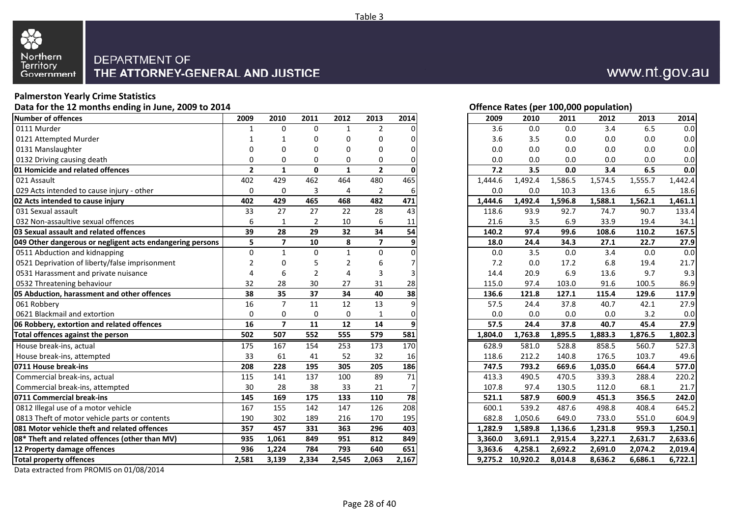Table 3

Northern Territory Government

DEPARTMENT OF THE ATTORNEY-GENERAL AND JUSTICE

www.nt.gov.au

**Palmerston Yearly Crime Statistics**

**Data for the 12 months ending in June, 2009 to 2014**

| Number of offences | 2009 | 2010 | 2011 | 2012 | 2013 | 2014 |
|---|---|---|---|---|---|---|
| 0111 Murder | 1 | 0 | 0 | 1 | 2 | 0 |
| 0121 Attempted Murder | 1 | 1 | 0 | 0 | 0 | 0 |
| 0131 Manslaughter | 0 | 0 | 0 | 0 | 0 | 0 |
| 0132 Driving causing death | 0 | 0 | 0 | 0 | 0 | 0 |
| **01 Homicide and related offences** | **2** | **1** | **0** | **1** | **2** | **0** |
| 021 Assault | 402 | 429 | 462 | 464 | 480 | 465 |
| 029 Acts intended to cause injury - other | 0 | 0 | 3 | 4 | 2 | 6 |
| **02 Acts intended to cause injury** | **402** | **429** | **465** | **468** | **482** | **471** |
| 031 Sexual assault | 33 | 27 | 27 | 22 | 28 | 43 |
| 032 Non-assaultive sexual offences | 6 | 1 | 2 | 10 | 6 | 11 |
| **03 Sexual assault and related offences** | **39** | **28** | **29** | **32** | **34** | **54** |
| **049 Other dangerous or negligent acts endangering persons** | **5** | **7** | **10** | **8** | **7** | **9** |
| 0511 Abduction and kidnapping | 0 | 1 | 0 | 1 | 0 | 0 |
| 0521 Deprivation of liberty/false imprisonment | 2 | 0 | 5 | 2 | 6 | 7 |
| 0531 Harassment and private nuisance | 4 | 6 | 2 | 4 | 3 | 3 |
| 0532 Threatening behaviour | 32 | 28 | 30 | 27 | 31 | 28 |
| **05 Abduction, harassment and other offences** | **38** | **35** | **37** | **34** | **40** | **38** |
| 061 Robbery | 16 | 7 | 11 | 12 | 13 | 9 |
| 0621 Blackmail and extortion | 0 | 0 | 0 | 0 | 1 | 0 |
| **06 Robbery, extortion and related offences** | **16** | **7** | **11** | **12** | **14** | **9** |
| **Total offences against the person** | **502** | **507** | **552** | **555** | **579** | **581** |
| House break-ins, actual | 175 | 167 | 154 | 253 | 173 | 170 |
| House break-ins, attempted | 33 | 61 | 41 | 52 | 32 | 16 |
| **0711 House break-ins** | **208** | **228** | **195** | **305** | **205** | **186** |
| Commercial break-ins, actual | 115 | 141 | 137 | 100 | 89 | 71 |
| Commercial break-ins, attempted | 30 | 28 | 38 | 33 | 21 | 7 |
| **0711 Commercial break-ins** | **145** | **169** | **175** | **133** | **110** | **78** |
| 0812 Illegal use of a motor vehicle | 167 | 155 | 142 | 147 | 126 | 208 |
| 0813 Theft of motor vehicle parts or contents | 190 | 302 | 189 | 216 | 170 | 195 |
| **081 Motor vehicle theft and related offences** | **357** | **457** | **331** | **363** | **296** | **403** |
| **08* Theft and related offences (other than MV)** | **935** | **1,061** | **849** | **951** | **812** | **849** |
| **12 Property damage offences** | **936** | **1,224** | **784** | **793** | **640** | **651** |
| **Total property offences** | **2,581** | **3,139** | **2,334** | **2,545** | **2,063** | **2,167** |

**Offence Rates (per 100,000 population)**

| Number of offences | 2009 | 2010 | 2011 | 2012 | 2013 | 2014 |
|---|---|---|---|---|---|---|
| 0111 Murder | 3.6 | 0.0 | 0.0 | 3.4 | 6.5 | 0.0 |
| 0121 Attempted Murder | 3.6 | 3.5 | 0.0 | 0.0 | 0.0 | 0.0 |
| 0131 Manslaughter | 0.0 | 0.0 | 0.0 | 0.0 | 0.0 | 0.0 |
| 0132 Driving causing death | 0.0 | 0.0 | 0.0 | 0.0 | 0.0 | 0.0 |
| **01 Homicide and related offences** | **7.2** | **3.5** | **0.0** | **3.4** | **6.5** | **0.0** |
| 021 Assault | 1,444.6 | 1,492.4 | 1,586.5 | 1,574.5 | 1,555.7 | 1,442.4 |
| 029 Acts intended to cause injury - other | 0.0 | 0.0 | 10.3 | 13.6 | 6.5 | 18.6 |
| **02 Acts intended to cause injury** | **1,444.6** | **1,492.4** | **1,596.8** | **1,588.1** | **1,562.1** | **1,461.1** |
| 031 Sexual assault | 118.6 | 93.9 | 92.7 | 74.7 | 90.7 | 133.4 |
| 032 Non-assaultive sexual offences | 21.6 | 3.5 | 6.9 | 33.9 | 19.4 | 34.1 |
| **03 Sexual assault and related offences** | **140.2** | **97.4** | **99.6** | **108.6** | **110.2** | **167.5** |
| **049 Other dangerous or negligent acts endangering persons** | **18.0** | **24.4** | **34.3** | **27.1** | **22.7** | **27.9** |
| 0511 Abduction and kidnapping | 0.0 | 3.5 | 0.0 | 3.4 | 0.0 | 0.0 |
| 0521 Deprivation of liberty/false imprisonment | 7.2 | 0.0 | 17.2 | 6.8 | 19.4 | 21.7 |
| 0531 Harassment and private nuisance | 14.4 | 20.9 | 6.9 | 13.6 | 9.7 | 9.3 |
| 0532 Threatening behaviour | 115.0 | 97.4 | 103.0 | 91.6 | 100.5 | 86.9 |
| **05 Abduction, harassment and other offences** | **136.6** | **121.8** | **127.1** | **115.4** | **129.6** | **117.9** |
| 061 Robbery | 57.5 | 24.4 | 37.8 | 40.7 | 42.1 | 27.9 |
| 0621 Blackmail and extortion | 0.0 | 0.0 | 0.0 | 0.0 | 3.2 | 0.0 |
| **06 Robbery, extortion and related offences** | **57.5** | **24.4** | **37.8** | **40.7** | **45.4** | **27.9** |
| **Total offences against the person** | **1,804.0** | **1,763.8** | **1,895.5** | **1,883.3** | **1,876.5** | **1,802.3** |
| House break-ins, actual | 628.9 | 581.0 | 528.8 | 858.5 | 560.7 | 527.3 |
| House break-ins, attempted | 118.6 | 212.2 | 140.8 | 176.5 | 103.7 | 49.6 |
| **0711 House break-ins** | **747.5** | **793.2** | **669.6** | **1,035.0** | **664.4** | **577.0** |
| Commercial break-ins, actual | 413.3 | 490.5 | 470.5 | 339.3 | 288.4 | 220.2 |
| Commercial break-ins, attempted | 107.8 | 97.4 | 130.5 | 112.0 | 68.1 | 21.7 |
| **0711 Commercial break-ins** | **521.1** | **587.9** | **600.9** | **451.3** | **356.5** | **242.0** |
| 0812 Illegal use of a motor vehicle | 600.1 | 539.2 | 487.6 | 498.8 | 408.4 | 645.2 |
| 0813 Theft of motor vehicle parts or contents | 682.8 | 1,050.6 | 649.0 | 733.0 | 551.0 | 604.9 |
| **081 Motor vehicle theft and related offences** | **1,282.9** | **1,589.8** | **1,136.6** | **1,231.8** | **959.3** | **1,250.1** |
| **08* Theft and related offences (other than MV)** | **3,360.0** | **3,691.1** | **2,915.4** | **3,227.1** | **2,631.7** | **2,633.6** |
| **12 Property damage offences** | **3,363.6** | **4,258.1** | **2,692.2** | **2,691.0** | **2,074.2** | **2,019.4** |
| **Total property offences** | **9,275.2** | **10,920.2** | **8,014.8** | **8,636.2** | **6,686.1** | **6,722.1** |

Data extracted from PROMIS on 01/08/2014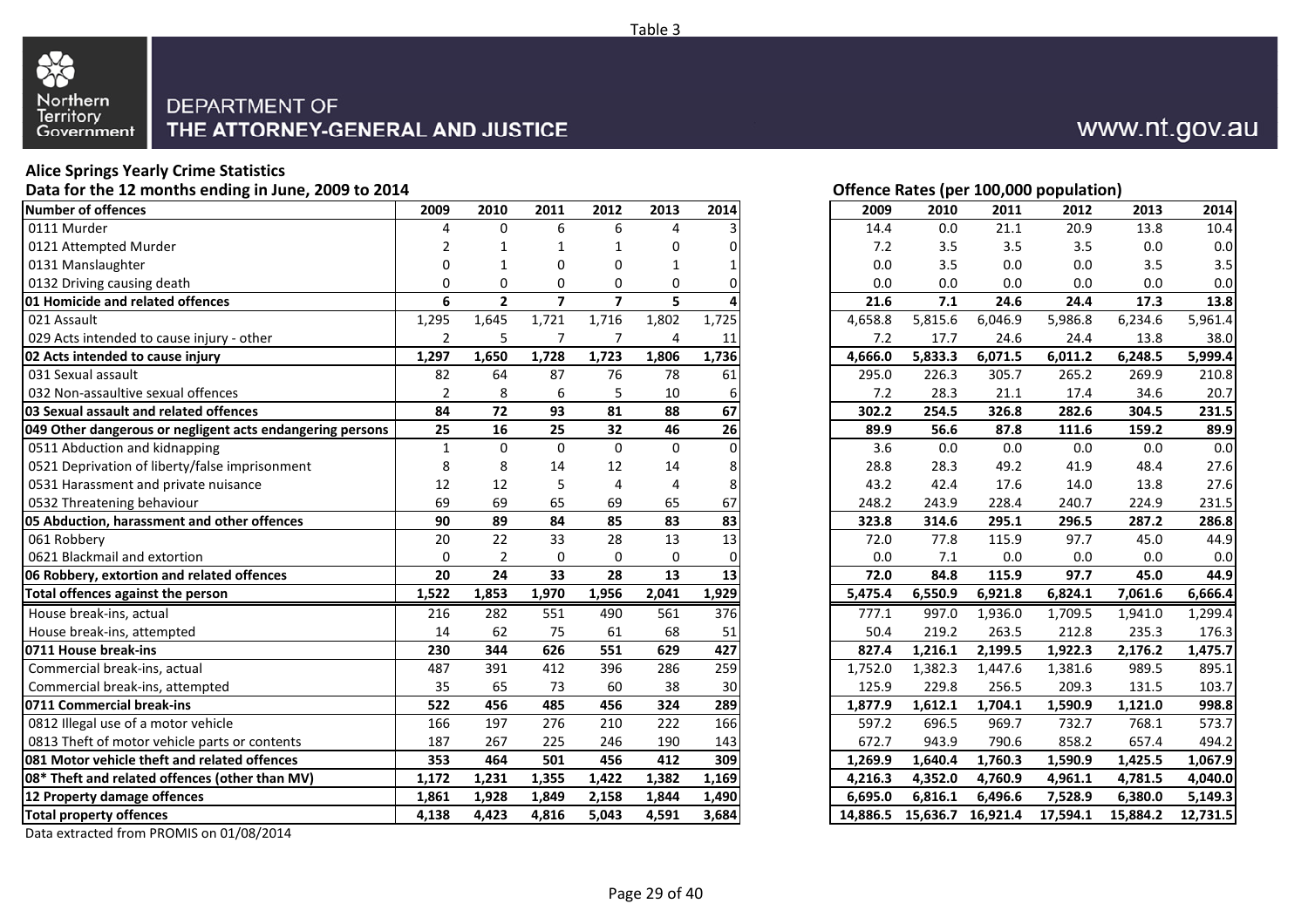Table 3

Northern Territory Government

DEPARTMENT OF THE ATTORNEY-GENERAL AND JUSTICE

www.nt.gov.au

**Alice Springs Yearly Crime Statistics**

**Data for the 12 months ending in June, 2009 to 2014**

| Number of offences | 2009 | 2010 | 2011 | 2012 | 2013 | 2014 |
|---|---|---|---|---|---|---|
| 0111 Murder | 4 | 0 | 6 | 6 | 4 | 3 |
| 0121 Attempted Murder | 2 | 1 | 1 | 1 | 0 | 0 |
| 0131 Manslaughter | 0 | 1 | 0 | 0 | 1 | 1 |
| 0132 Driving causing death | 0 | 0 | 0 | 0 | 0 | 0 |
| **01 Homicide and related offences** | **6** | **2** | **7** | **7** | **5** | **4** |
| 021 Assault | 1,295 | 1,645 | 1,721 | 1,716 | 1,802 | 1,725 |
| 029 Acts intended to cause injury - other | 2 | 5 | 7 | 7 | 4 | 11 |
| **02 Acts intended to cause injury** | **1,297** | **1,650** | **1,728** | **1,723** | **1,806** | **1,736** |
| 031 Sexual assault | 82 | 64 | 87 | 76 | 78 | 61 |
| 032 Non-assaultive sexual offences | 2 | 8 | 6 | 5 | 10 | 6 |
| **03 Sexual assault and related offences** | **84** | **72** | **93** | **81** | **88** | **67** |
| **049 Other dangerous or negligent acts endangering persons** | **25** | **16** | **25** | **32** | **46** | **26** |
| 0511 Abduction and kidnapping | 1 | 0 | 0 | 0 | 0 | 0 |
| 0521 Deprivation of liberty/false imprisonment | 8 | 8 | 14 | 12 | 14 | 8 |
| 0531 Harassment and private nuisance | 12 | 12 | 5 | 4 | 4 | 8 |
| 0532 Threatening behaviour | 69 | 69 | 65 | 69 | 65 | 67 |
| **05 Abduction, harassment and other offences** | **90** | **89** | **84** | **85** | **83** | **83** |
| 061 Robbery | 20 | 22 | 33 | 28 | 13 | 13 |
| 0621 Blackmail and extortion | 0 | 2 | 0 | 0 | 0 | 0 |
| **06 Robbery, extortion and related offences** | **20** | **24** | **33** | **28** | **13** | **13** |
| **Total offences against the person** | **1,522** | **1,853** | **1,970** | **1,956** | **2,041** | **1,929** |
| House break-ins, actual | 216 | 282 | 551 | 490 | 561 | 376 |
| House break-ins, attempted | 14 | 62 | 75 | 61 | 68 | 51 |
| **0711 House break-ins** | **230** | **344** | **626** | **551** | **629** | **427** |
| Commercial break-ins, actual | 487 | 391 | 412 | 396 | 286 | 259 |
| Commercial break-ins, attempted | 35 | 65 | 73 | 60 | 38 | 30 |
| **0711 Commercial break-ins** | **522** | **456** | **485** | **456** | **324** | **289** |
| 0812 Illegal use of a motor vehicle | 166 | 197 | 276 | 210 | 222 | 166 |
| 0813 Theft of motor vehicle parts or contents | 187 | 267 | 225 | 246 | 190 | 143 |
| **081 Motor vehicle theft and related offences** | **353** | **464** | **501** | **456** | **412** | **309** |
| **08* Theft and related offences (other than MV)** | **1,172** | **1,231** | **1,355** | **1,422** | **1,382** | **1,169** |
| **12 Property damage offences** | **1,861** | **1,928** | **1,849** | **2,158** | **1,844** | **1,490** |
| **Total property offences** | **4,138** | **4,423** | **4,816** | **5,043** | **4,591** | **3,684** |

**Offence Rates (per 100,000 population)**

| Number of offences | 2009 | 2010 | 2011 | 2012 | 2013 | 2014 |
|---|---|---|---|---|---|---|
| 0111 Murder | 14.4 | 0.0 | 21.1 | 20.9 | 13.8 | 10.4 |
| 0121 Attempted Murder | 7.2 | 3.5 | 3.5 | 3.5 | 0.0 | 0.0 |
| 0131 Manslaughter | 0.0 | 3.5 | 0.0 | 0.0 | 3.5 | 3.5 |
| 0132 Driving causing death | 0.0 | 0.0 | 0.0 | 0.0 | 0.0 | 0.0 |
| **01 Homicide and related offences** | **21.6** | **7.1** | **24.6** | **24.4** | **17.3** | **13.8** |
| 021 Assault | 4,658.8 | 5,815.6 | 6,046.9 | 5,986.8 | 6,234.6 | 5,961.4 |
| 029 Acts intended to cause injury - other | 7.2 | 17.7 | 24.6 | 24.4 | 13.8 | 38.0 |
| **02 Acts intended to cause injury** | **4,666.0** | **5,833.3** | **6,071.5** | **6,011.2** | **6,248.5** | **5,999.4** |
| 031 Sexual assault | 295.0 | 226.3 | 305.7 | 265.2 | 269.9 | 210.8 |
| 032 Non-assaultive sexual offences | 7.2 | 28.3 | 21.1 | 17.4 | 34.6 | 20.7 |
| **03 Sexual assault and related offences** | **302.2** | **254.5** | **326.8** | **282.6** | **304.5** | **231.5** |
| **049 Other dangerous or negligent acts endangering persons** | **89.9** | **56.6** | **87.8** | **111.6** | **159.2** | **89.9** |
| 0511 Abduction and kidnapping | 3.6 | 0.0 | 0.0 | 0.0 | 0.0 | 0.0 |
| 0521 Deprivation of liberty/false imprisonment | 28.8 | 28.3 | 49.2 | 41.9 | 48.4 | 27.6 |
| 0531 Harassment and private nuisance | 43.2 | 42.4 | 17.6 | 14.0 | 13.8 | 27.6 |
| 0532 Threatening behaviour | 248.2 | 243.9 | 228.4 | 240.7 | 224.9 | 231.5 |
| **05 Abduction, harassment and other offences** | **323.8** | **314.6** | **295.1** | **296.5** | **287.2** | **286.8** |
| 061 Robbery | 72.0 | 77.8 | 115.9 | 97.7 | 45.0 | 44.9 |
| 0621 Blackmail and extortion | 0.0 | 7.1 | 0.0 | 0.0 | 0.0 | 0.0 |
| **06 Robbery, extortion and related offences** | **72.0** | **84.8** | **115.9** | **97.7** | **45.0** | **44.9** |
| **Total offences against the person** | **5,475.4** | **6,550.9** | **6,921.8** | **6,824.1** | **7,061.6** | **6,666.4** |
| House break-ins, actual | 777.1 | 997.0 | 1,936.0 | 1,709.5 | 1,941.0 | 1,299.4 |
| House break-ins, attempted | 50.4 | 219.2 | 263.5 | 212.8 | 235.3 | 176.3 |
| **0711 House break-ins** | **827.4** | **1,216.1** | **2,199.5** | **1,922.3** | **2,176.2** | **1,475.7** |
| Commercial break-ins, actual | 1,752.0 | 1,382.3 | 1,447.6 | 1,381.6 | 989.5 | 895.1 |
| Commercial break-ins, attempted | 125.9 | 229.8 | 256.5 | 209.3 | 131.5 | 103.7 |
| **0711 Commercial break-ins** | **1,877.9** | **1,612.1** | **1,704.1** | **1,590.9** | **1,121.0** | **998.8** |
| 0812 Illegal use of a motor vehicle | 597.2 | 696.5 | 969.7 | 732.7 | 768.1 | 573.7 |
| 0813 Theft of motor vehicle parts or contents | 672.7 | 943.9 | 790.6 | 858.2 | 657.4 | 494.2 |
| **081 Motor vehicle theft and related offences** | **1,269.9** | **1,640.4** | **1,760.3** | **1,590.9** | **1,425.5** | **1,067.9** |
| **08* Theft and related offences (other than MV)** | **4,216.3** | **4,352.0** | **4,760.9** | **4,961.1** | **4,781.5** | **4,040.0** |
| **12 Property damage offences** | **6,695.0** | **6,816.1** | **6,496.6** | **7,528.9** | **6,380.0** | **5,149.3** |
| **Total property offences** | **14,886.5** | **15,636.7** | **16,921.4** | **17,594.1** | **15,884.2** | **12,731.5** |

Data extracted from PROMIS on 01/08/2014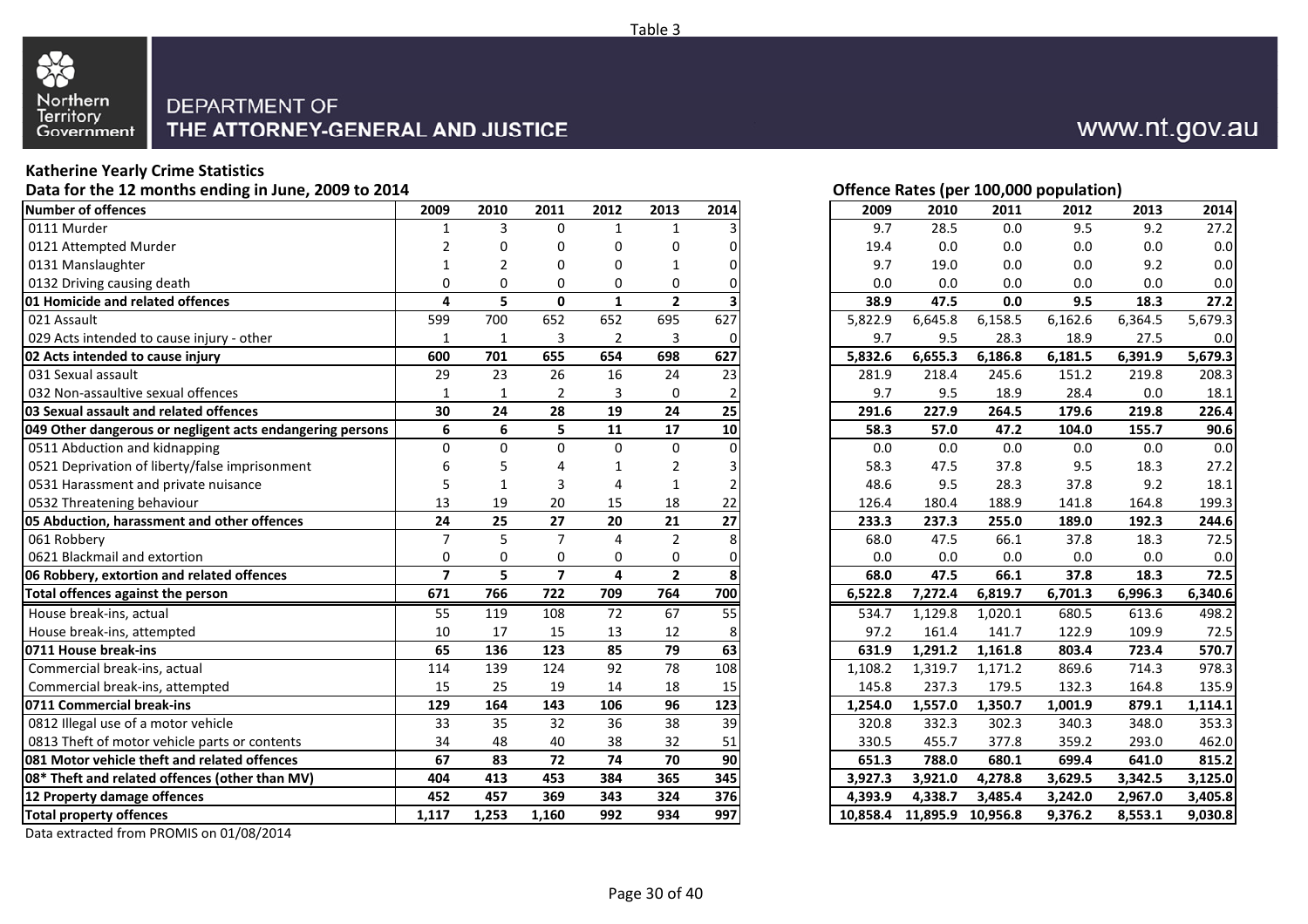Table 3

Northern Territory Government

DEPARTMENT OF
THE ATTORNEY-GENERAL AND JUSTICE

www.nt.gov.au

## Katherine Yearly Crime Statistics

**Data for the 12 months ending in June, 2009 to 2014**

| Number of offences | 2009 | 2010 | 2011 | 2012 | 2013 | 2014 |
|---|---|---|---|---|---|---|
| 0111 Murder | 1 | 3 | 0 | 1 | 1 | 3 |
| 0121 Attempted Murder | 2 | 0 | 0 | 0 | 0 | 0 |
| 0131 Manslaughter | 1 | 2 | 0 | 0 | 1 | 0 |
| 0132 Driving causing death | 0 | 0 | 0 | 0 | 0 | 0 |
| **01 Homicide and related offences** | **4** | **5** | **0** | **1** | **2** | **3** |
| 021 Assault | 599 | 700 | 652 | 652 | 695 | 627 |
| 029 Acts intended to cause injury - other | 1 | 1 | 3 | 2 | 3 | 0 |
| **02 Acts intended to cause injury** | **600** | **701** | **655** | **654** | **698** | **627** |
| 031 Sexual assault | 29 | 23 | 26 | 16 | 24 | 23 |
| 032 Non-assaultive sexual offences | 1 | 1 | 2 | 3 | 0 | 2 |
| **03 Sexual assault and related offences** | **30** | **24** | **28** | **19** | **24** | **25** |
| **049 Other dangerous or negligent acts endangering persons** | **6** | **6** | **5** | **11** | **17** | **10** |
| 0511 Abduction and kidnapping | 0 | 0 | 0 | 0 | 0 | 0 |
| 0521 Deprivation of liberty/false imprisonment | 6 | 5 | 4 | 1 | 2 | 3 |
| 0531 Harassment and private nuisance | 5 | 1 | 3 | 4 | 1 | 2 |
| 0532 Threatening behaviour | 13 | 19 | 20 | 15 | 18 | 22 |
| **05 Abduction, harassment and other offences** | **24** | **25** | **27** | **20** | **21** | **27** |
| 061 Robbery | 7 | 5 | 7 | 4 | 2 | 8 |
| 0621 Blackmail and extortion | 0 | 0 | 0 | 0 | 0 | 0 |
| **06 Robbery, extortion and related offences** | **7** | **5** | **7** | **4** | **2** | **8** |
| **Total offences against the person** | **671** | **766** | **722** | **709** | **764** | **700** |
| House break-ins, actual | 55 | 119 | 108 | 72 | 67 | 55 |
| House break-ins, attempted | 10 | 17 | 15 | 13 | 12 | 8 |
| **0711 House break-ins** | **65** | **136** | **123** | **85** | **79** | **63** |
| Commercial break-ins, actual | 114 | 139 | 124 | 92 | 78 | 108 |
| Commercial break-ins, attempted | 15 | 25 | 19 | 14 | 18 | 15 |
| **0711 Commercial break-ins** | **129** | **164** | **143** | **106** | **96** | **123** |
| 0812 Illegal use of a motor vehicle | 33 | 35 | 32 | 36 | 38 | 39 |
| 0813 Theft of motor vehicle parts or contents | 34 | 48 | 40 | 38 | 32 | 51 |
| **081 Motor vehicle theft and related offences** | **67** | **83** | **72** | **74** | **70** | **90** |
| **08* Theft and related offences (other than MV)** | **404** | **413** | **453** | **384** | **365** | **345** |
| **12 Property damage offences** | **452** | **457** | **369** | **343** | **324** | **376** |
| **Total property offences** | **1,117** | **1,253** | **1,160** | **992** | **934** | **997** |

**Offence Rates (per 100,000 population)**

| Number of offences | 2009 | 2010 | 2011 | 2012 | 2013 | 2014 |
|---|---|---|---|---|---|---|
| 0111 Murder | 9.7 | 28.5 | 0.0 | 9.5 | 9.2 | 27.2 |
| 0121 Attempted Murder | 19.4 | 0.0 | 0.0 | 0.0 | 0.0 | 0.0 |
| 0131 Manslaughter | 9.7 | 19.0 | 0.0 | 0.0 | 9.2 | 0.0 |
| 0132 Driving causing death | 0.0 | 0.0 | 0.0 | 0.0 | 0.0 | 0.0 |
| **01 Homicide and related offences** | **38.9** | **47.5** | **0.0** | **9.5** | **18.3** | **27.2** |
| 021 Assault | 5,822.9 | 6,645.8 | 6,158.5 | 6,162.6 | 6,364.5 | 5,679.3 |
| 029 Acts intended to cause injury - other | 9.7 | 9.5 | 28.3 | 18.9 | 27.5 | 0.0 |
| **02 Acts intended to cause injury** | **5,832.6** | **6,655.3** | **6,186.8** | **6,181.5** | **6,391.9** | **5,679.3** |
| 031 Sexual assault | 281.9 | 218.4 | 245.6 | 151.2 | 219.8 | 208.3 |
| 032 Non-assaultive sexual offences | 9.7 | 9.5 | 18.9 | 28.4 | 0.0 | 18.1 |
| **03 Sexual assault and related offences** | **291.6** | **227.9** | **264.5** | **179.6** | **219.8** | **226.4** |
| **049 Other dangerous or negligent acts endangering persons** | **58.3** | **57.0** | **47.2** | **104.0** | **155.7** | **90.6** |
| 0511 Abduction and kidnapping | 0.0 | 0.0 | 0.0 | 0.0 | 0.0 | 0.0 |
| 0521 Deprivation of liberty/false imprisonment | 58.3 | 47.5 | 37.8 | 9.5 | 18.3 | 27.2 |
| 0531 Harassment and private nuisance | 48.6 | 9.5 | 28.3 | 37.8 | 9.2 | 18.1 |
| 0532 Threatening behaviour | 126.4 | 180.4 | 188.9 | 141.8 | 164.8 | 199.3 |
| **05 Abduction, harassment and other offences** | **233.3** | **237.3** | **255.0** | **189.0** | **192.3** | **244.6** |
| 061 Robbery | 68.0 | 47.5 | 66.1 | 37.8 | 18.3 | 72.5 |
| 0621 Blackmail and extortion | 0.0 | 0.0 | 0.0 | 0.0 | 0.0 | 0.0 |
| **06 Robbery, extortion and related offences** | **68.0** | **47.5** | **66.1** | **37.8** | **18.3** | **72.5** |
| **Total offences against the person** | **6,522.8** | **7,272.4** | **6,819.7** | **6,701.3** | **6,996.3** | **6,340.6** |
| House break-ins, actual | 534.7 | 1,129.8 | 1,020.1 | 680.5 | 613.6 | 498.2 |
| House break-ins, attempted | 97.2 | 161.4 | 141.7 | 122.9 | 109.9 | 72.5 |
| **0711 House break-ins** | **631.9** | **1,291.2** | **1,161.8** | **803.4** | **723.4** | **570.7** |
| Commercial break-ins, actual | 1,108.2 | 1,319.7 | 1,171.2 | 869.6 | 714.3 | 978.3 |
| Commercial break-ins, attempted | 145.8 | 237.3 | 179.5 | 132.3 | 164.8 | 135.9 |
| **0711 Commercial break-ins** | **1,254.0** | **1,557.0** | **1,350.7** | **1,001.9** | **879.1** | **1,114.1** |
| 0812 Illegal use of a motor vehicle | 320.8 | 332.3 | 302.3 | 340.3 | 348.0 | 353.3 |
| 0813 Theft of motor vehicle parts or contents | 330.5 | 455.7 | 377.8 | 359.2 | 293.0 | 462.0 |
| **081 Motor vehicle theft and related offences** | **651.3** | **788.0** | **680.1** | **699.4** | **641.0** | **815.2** |
| **08* Theft and related offences (other than MV)** | **3,927.3** | **3,921.0** | **4,278.8** | **3,629.5** | **3,342.5** | **3,125.0** |
| **12 Property damage offences** | **4,393.9** | **4,338.7** | **3,485.4** | **3,242.0** | **2,967.0** | **3,405.8** |
| **Total property offences** | **10,858.4** | **11,895.9** | **10,956.8** | **9,376.2** | **8,553.1** | **9,030.8** |

Data extracted from PROMIS on 01/08/2014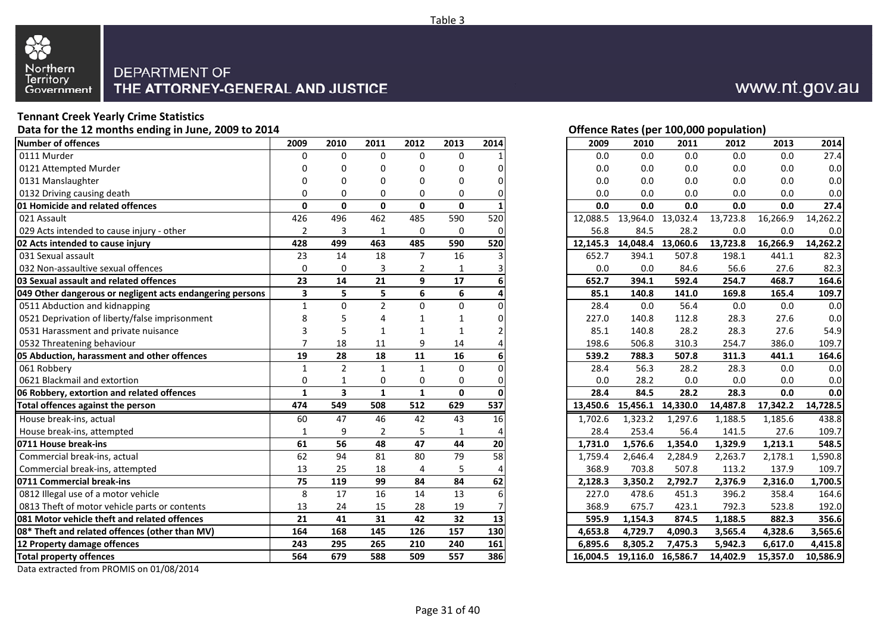Table 3

DEPARTMENT OF THE ATTORNEY-GENERAL AND JUSTICE

www.nt.gov.au

## Tennant Creek Yearly Crime Statistics

**Data for the 12 months ending in June, 2009 to 2014**

| Number of offences | 2009 | 2010 | 2011 | 2012 | 2013 | 2014 |
|---|---|---|---|---|---|---|
| 0111 Murder | 0 | 0 | 0 | 0 | 0 | 1 |
| 0121 Attempted Murder | 0 | 0 | 0 | 0 | 0 | 0 |
| 0131 Manslaughter | 0 | 0 | 0 | 0 | 0 | 0 |
| 0132 Driving causing death | 0 | 0 | 0 | 0 | 0 | 0 |
| **01 Homicide and related offences** | **0** | **0** | **0** | **0** | **0** | **1** |
| 021 Assault | 426 | 496 | 462 | 485 | 590 | 520 |
| 029 Acts intended to cause injury - other | 2 | 3 | 1 | 0 | 0 | 0 |
| **02 Acts intended to cause injury** | **428** | **499** | **463** | **485** | **590** | **520** |
| 031 Sexual assault | 23 | 14 | 18 | 7 | 16 | 3 |
| 032 Non-assaultive sexual offences | 0 | 0 | 3 | 2 | 1 | 3 |
| **03 Sexual assault and related offences** | **23** | **14** | **21** | **9** | **17** | **6** |
| **049 Other dangerous or negligent acts endangering persons** | **3** | **5** | **5** | **6** | **6** | **4** |
| 0511 Abduction and kidnapping | 1 | 0 | 2 | 0 | 0 | 0 |
| 0521 Deprivation of liberty/false imprisonment | 8 | 5 | 4 | 1 | 1 | 0 |
| 0531 Harassment and private nuisance | 3 | 5 | 1 | 1 | 1 | 2 |
| 0532 Threatening behaviour | 7 | 18 | 11 | 9 | 14 | 4 |
| **05 Abduction, harassment and other offences** | **19** | **28** | **18** | **11** | **16** | **6** |
| 061 Robbery | 1 | 2 | 1 | 1 | 0 | 0 |
| 0621 Blackmail and extortion | 0 | 1 | 0 | 0 | 0 | 0 |
| **06 Robbery, extortion and related offences** | **1** | **3** | **1** | **1** | **0** | **0** |
| **Total offences against the person** | **474** | **549** | **508** | **512** | **629** | **537** |
| House break-ins, actual | 60 | 47 | 46 | 42 | 43 | 16 |
| House break-ins, attempted | 1 | 9 | 2 | 5 | 1 | 4 |
| **0711 House break-ins** | **61** | **56** | **48** | **47** | **44** | **20** |
| Commercial break-ins, actual | 62 | 94 | 81 | 80 | 79 | 58 |
| Commercial break-ins, attempted | 13 | 25 | 18 | 4 | 5 | 4 |
| **0711 Commercial break-ins** | **75** | **119** | **99** | **84** | **84** | **62** |
| 0812 Illegal use of a motor vehicle | 8 | 17 | 16 | 14 | 13 | 6 |
| 0813 Theft of motor vehicle parts or contents | 13 | 24 | 15 | 28 | 19 | 7 |
| **081 Motor vehicle theft and related offences** | **21** | **41** | **31** | **42** | **32** | **13** |
| **08* Theft and related offences (other than MV)** | **164** | **168** | **145** | **126** | **157** | **130** |
| **12 Property damage offences** | **243** | **295** | **265** | **210** | **240** | **161** |
| **Total property offences** | **564** | **679** | **588** | **509** | **557** | **386** |

**Offence Rates (per 100,000 population)**

| Number of offences | 2009 | 2010 | 2011 | 2012 | 2013 | 2014 |
|---|---|---|---|---|---|---|
| 0111 Murder | 0.0 | 0.0 | 0.0 | 0.0 | 0.0 | 27.4 |
| 0121 Attempted Murder | 0.0 | 0.0 | 0.0 | 0.0 | 0.0 | 0.0 |
| 0131 Manslaughter | 0.0 | 0.0 | 0.0 | 0.0 | 0.0 | 0.0 |
| 0132 Driving causing death | 0.0 | 0.0 | 0.0 | 0.0 | 0.0 | 0.0 |
| **01 Homicide and related offences** | **0.0** | **0.0** | **0.0** | **0.0** | **0.0** | **27.4** |
| 021 Assault | 12,088.5 | 13,964.0 | 13,032.4 | 13,723.8 | 16,266.9 | 14,262.2 |
| 029 Acts intended to cause injury - other | 56.8 | 84.5 | 28.2 | 0.0 | 0.0 | 0.0 |
| **02 Acts intended to cause injury** | **12,145.3** | **14,048.4** | **13,060.6** | **13,723.8** | **16,266.9** | **14,262.2** |
| 031 Sexual assault | 652.7 | 394.1 | 507.8 | 198.1 | 441.1 | 82.3 |
| 032 Non-assaultive sexual offences | 0.0 | 0.0 | 84.6 | 56.6 | 27.6 | 82.3 |
| **03 Sexual assault and related offences** | **652.7** | **394.1** | **592.4** | **254.7** | **468.7** | **164.6** |
| **049 Other dangerous or negligent acts endangering persons** | **85.1** | **140.8** | **141.0** | **169.8** | **165.4** | **109.7** |
| 0511 Abduction and kidnapping | 28.4 | 0.0 | 56.4 | 0.0 | 0.0 | 0.0 |
| 0521 Deprivation of liberty/false imprisonment | 227.0 | 140.8 | 112.8 | 28.3 | 27.6 | 0.0 |
| 0531 Harassment and private nuisance | 85.1 | 140.8 | 28.2 | 28.3 | 27.6 | 54.9 |
| 0532 Threatening behaviour | 198.6 | 506.8 | 310.3 | 254.7 | 386.0 | 109.7 |
| **05 Abduction, harassment and other offences** | **539.2** | **788.3** | **507.8** | **311.3** | **441.1** | **164.6** |
| 061 Robbery | 28.4 | 56.3 | 28.2 | 28.3 | 0.0 | 0.0 |
| 0621 Blackmail and extortion | 0.0 | 28.2 | 0.0 | 0.0 | 0.0 | 0.0 |
| **06 Robbery, extortion and related offences** | **28.4** | **84.5** | **28.2** | **28.3** | **0.0** | **0.0** |
| **Total offences against the person** | **13,450.6** | **15,456.1** | **14,330.0** | **14,487.8** | **17,342.2** | **14,728.5** |
| House break-ins, actual | 1,702.6 | 1,323.2 | 1,297.6 | 1,188.5 | 1,185.6 | 438.8 |
| House break-ins, attempted | 28.4 | 253.4 | 56.4 | 141.5 | 27.6 | 109.7 |
| **0711 House break-ins** | **1,731.0** | **1,576.6** | **1,354.0** | **1,329.9** | **1,213.1** | **548.5** |
| Commercial break-ins, actual | 1,759.4 | 2,646.4 | 2,284.9 | 2,263.7 | 2,178.1 | 1,590.8 |
| Commercial break-ins, attempted | 368.9 | 703.8 | 507.8 | 113.2 | 137.9 | 109.7 |
| **0711 Commercial break-ins** | **2,128.3** | **3,350.2** | **2,792.7** | **2,376.9** | **2,316.0** | **1,700.5** |
| 0812 Illegal use of a motor vehicle | 227.0 | 478.6 | 451.3 | 396.2 | 358.4 | 164.6 |
| 0813 Theft of motor vehicle parts or contents | 368.9 | 675.7 | 423.1 | 792.3 | 523.8 | 192.0 |
| **081 Motor vehicle theft and related offences** | **595.9** | **1,154.3** | **874.5** | **1,188.5** | **882.3** | **356.6** |
| **08* Theft and related offences (other than MV)** | **4,653.8** | **4,729.7** | **4,090.3** | **3,565.4** | **4,328.6** | **3,565.6** |
| **12 Property damage offences** | **6,895.6** | **8,305.2** | **7,475.3** | **5,942.3** | **6,617.0** | **4,415.8** |
| **Total property offences** | **16,004.5** | **19,116.0** | **16,586.7** | **14,402.9** | **15,357.0** | **10,586.9** |

Data extracted from PROMIS on 01/08/2014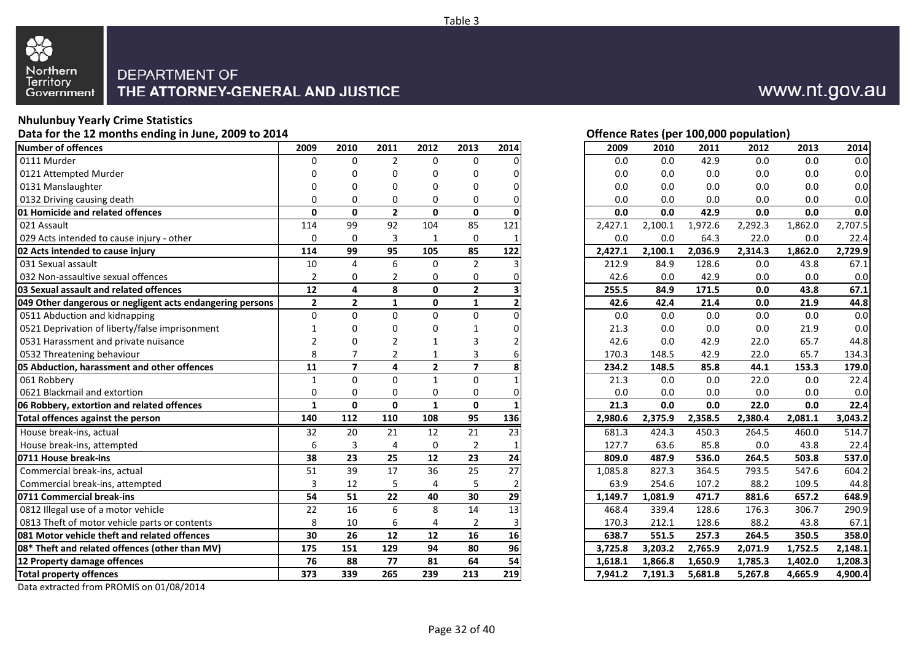Table 3

Northern Territory Government

DEPARTMENT OF THE ATTORNEY-GENERAL AND JUSTICE

www.nt.gov.au

## Nhulunbuy Yearly Crime Statistics

**Data for the 12 months ending in June, 2009 to 2014**

| Number of offences | 2009 | 2010 | 2011 | 2012 | 2013 | 2014 |
|---|---|---|---|---|---|---|
| 0111 Murder | 0 | 0 | 2 | 0 | 0 | 0 |
| 0121 Attempted Murder | 0 | 0 | 0 | 0 | 0 | 0 |
| 0131 Manslaughter | 0 | 0 | 0 | 0 | 0 | 0 |
| 0132 Driving causing death | 0 | 0 | 0 | 0 | 0 | 0 |
| **01 Homicide and related offences** | **0** | **0** | **2** | **0** | **0** | **0** |
| 021 Assault | 114 | 99 | 92 | 104 | 85 | 121 |
| 029 Acts intended to cause injury - other | 0 | 0 | 3 | 1 | 0 | 1 |
| **02 Acts intended to cause injury** | **114** | **99** | **95** | **105** | **85** | **122** |
| 031 Sexual assault | 10 | 4 | 6 | 0 | 2 | 3 |
| 032 Non-assaultive sexual offences | 2 | 0 | 2 | 0 | 0 | 0 |
| **03 Sexual assault and related offences** | **12** | **4** | **8** | **0** | **2** | **3** |
| **049 Other dangerous or negligent acts endangering persons** | **2** | **2** | **1** | **0** | **1** | **2** |
| 0511 Abduction and kidnapping | 0 | 0 | 0 | 0 | 0 | 0 |
| 0521 Deprivation of liberty/false imprisonment | 1 | 0 | 0 | 0 | 1 | 0 |
| 0531 Harassment and private nuisance | 2 | 0 | 2 | 1 | 3 | 2 |
| 0532 Threatening behaviour | 8 | 7 | 2 | 1 | 3 | 6 |
| **05 Abduction, harassment and other offences** | **11** | **7** | **4** | **2** | **7** | **8** |
| 061 Robbery | 1 | 0 | 0 | 1 | 0 | 1 |
| 0621 Blackmail and extortion | 0 | 0 | 0 | 0 | 0 | 0 |
| **06 Robbery, extortion and related offences** | **1** | **0** | **0** | **1** | **0** | **1** |
| **Total offences against the person** | **140** | **112** | **110** | **108** | **95** | **136** |
| House break-ins, actual | 32 | 20 | 21 | 12 | 21 | 23 |
| House break-ins, attempted | 6 | 3 | 4 | 0 | 2 | 1 |
| **0711 House break-ins** | **38** | **23** | **25** | **12** | **23** | **24** |
| Commercial break-ins, actual | 51 | 39 | 17 | 36 | 25 | 27 |
| Commercial break-ins, attempted | 3 | 12 | 5 | 4 | 5 | 2 |
| **0711 Commercial break-ins** | **54** | **51** | **22** | **40** | **30** | **29** |
| 0812 Illegal use of a motor vehicle | 22 | 16 | 6 | 8 | 14 | 13 |
| 0813 Theft of motor vehicle parts or contents | 8 | 10 | 6 | 4 | 2 | 3 |
| **081 Motor vehicle theft and related offences** | **30** | **26** | **12** | **12** | **16** | **16** |
| **08* Theft and related offences (other than MV)** | **175** | **151** | **129** | **94** | **80** | **96** |
| **12 Property damage offences** | **76** | **88** | **77** | **81** | **64** | **54** |
| **Total property offences** | **373** | **339** | **265** | **239** | **213** | **219** |

Data extracted from PROMIS on 01/08/2014

**Offence Rates (per 100,000 population)**

| Number of offences | 2009 | 2010 | 2011 | 2012 | 2013 | 2014 |
|---|---|---|---|---|---|---|
| 0111 Murder | 0.0 | 0.0 | 42.9 | 0.0 | 0.0 | 0.0 |
| 0121 Attempted Murder | 0.0 | 0.0 | 0.0 | 0.0 | 0.0 | 0.0 |
| 0131 Manslaughter | 0.0 | 0.0 | 0.0 | 0.0 | 0.0 | 0.0 |
| 0132 Driving causing death | 0.0 | 0.0 | 0.0 | 0.0 | 0.0 | 0.0 |
| **01 Homicide and related offences** | **0.0** | **0.0** | **42.9** | **0.0** | **0.0** | **0.0** |
| 021 Assault | 2,427.1 | 2,100.1 | 1,972.6 | 2,292.3 | 1,862.0 | 2,707.5 |
| 029 Acts intended to cause injury - other | 0.0 | 0.0 | 64.3 | 22.0 | 0.0 | 22.4 |
| **02 Acts intended to cause injury** | **2,427.1** | **2,100.1** | **2,036.9** | **2,314.3** | **1,862.0** | **2,729.9** |
| 031 Sexual assault | 212.9 | 84.9 | 128.6 | 0.0 | 43.8 | 67.1 |
| 032 Non-assaultive sexual offences | 42.6 | 0.0 | 42.9 | 0.0 | 0.0 | 0.0 |
| **03 Sexual assault and related offences** | **255.5** | **84.9** | **171.5** | **0.0** | **43.8** | **67.1** |
| **049 Other dangerous or negligent acts endangering persons** | **42.6** | **42.4** | **21.4** | **0.0** | **21.9** | **44.8** |
| 0511 Abduction and kidnapping | 0.0 | 0.0 | 0.0 | 0.0 | 0.0 | 0.0 |
| 0521 Deprivation of liberty/false imprisonment | 21.3 | 0.0 | 0.0 | 0.0 | 21.9 | 0.0 |
| 0531 Harassment and private nuisance | 42.6 | 0.0 | 42.9 | 22.0 | 65.7 | 44.8 |
| 0532 Threatening behaviour | 170.3 | 148.5 | 42.9 | 22.0 | 65.7 | 134.3 |
| **05 Abduction, harassment and other offences** | **234.2** | **148.5** | **85.8** | **44.1** | **153.3** | **179.0** |
| 061 Robbery | 21.3 | 0.0 | 0.0 | 22.0 | 0.0 | 22.4 |
| 0621 Blackmail and extortion | 0.0 | 0.0 | 0.0 | 0.0 | 0.0 | 0.0 |
| **06 Robbery, extortion and related offences** | **21.3** | **0.0** | **0.0** | **22.0** | **0.0** | **22.4** |
| **Total offences against the person** | **2,980.6** | **2,375.9** | **2,358.5** | **2,380.4** | **2,081.1** | **3,043.2** |
| House break-ins, actual | 681.3 | 424.3 | 450.3 | 264.5 | 460.0 | 514.7 |
| House break-ins, attempted | 127.7 | 63.6 | 85.8 | 0.0 | 43.8 | 22.4 |
| **0711 House break-ins** | **809.0** | **487.9** | **536.0** | **264.5** | **503.8** | **537.0** |
| Commercial break-ins, actual | 1,085.8 | 827.3 | 364.5 | 793.5 | 547.6 | 604.2 |
| Commercial break-ins, attempted | 63.9 | 254.6 | 107.2 | 88.2 | 109.5 | 44.8 |
| **0711 Commercial break-ins** | **1,149.7** | **1,081.9** | **471.7** | **881.6** | **657.2** | **648.9** |
| 0812 Illegal use of a motor vehicle | 468.4 | 339.4 | 128.6 | 176.3 | 306.7 | 290.9 |
| 0813 Theft of motor vehicle parts or contents | 170.3 | 212.1 | 128.6 | 88.2 | 43.8 | 67.1 |
| **081 Motor vehicle theft and related offences** | **638.7** | **551.5** | **257.3** | **264.5** | **350.5** | **358.0** |
| **08* Theft and related offences (other than MV)** | **3,725.8** | **3,203.2** | **2,765.9** | **2,071.9** | **1,752.5** | **2,148.1** |
| **12 Property damage offences** | **1,618.1** | **1,866.8** | **1,650.9** | **1,785.3** | **1,402.0** | **1,208.3** |
| **Total property offences** | **7,941.2** | **7,191.3** | **5,681.8** | **5,267.8** | **4,665.9** | **4,900.4** |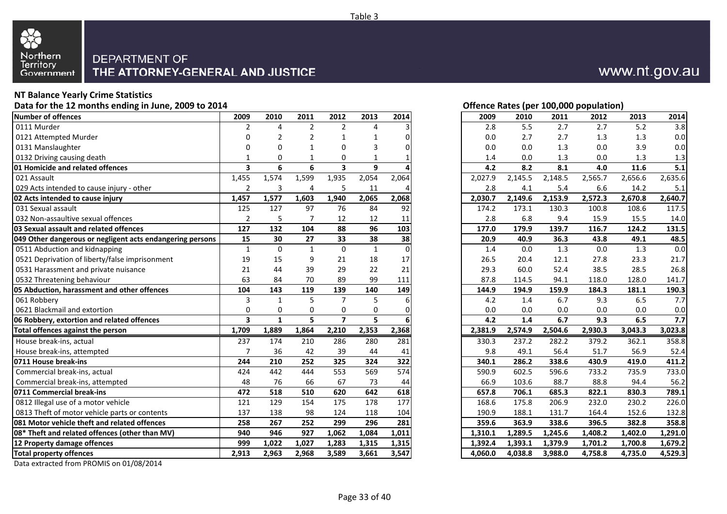Table 3

Northern Territory Government

DEPARTMENT OF THE ATTORNEY-GENERAL AND JUSTICE

www.nt.gov.au

**NT Balance Yearly Crime Statistics**

**Data for the 12 months ending in June, 2009 to 2014**

| Number of offences | 2009 | 2010 | 2011 | 2012 | 2013 | 2014 |
|---|---|---|---|---|---|---|
| 0111 Murder | 2 | 4 | 2 | 2 | 4 | 3 |
| 0121 Attempted Murder | 0 | 2 | 2 | 1 | 1 | 0 |
| 0131 Manslaughter | 0 | 0 | 1 | 0 | 3 | 0 |
| 0132 Driving causing death | 1 | 0 | 1 | 0 | 1 | 1 |
| **01 Homicide and related offences** | **3** | **6** | **6** | **3** | **9** | **4** |
| 021 Assault | 1,455 | 1,574 | 1,599 | 1,935 | 2,054 | 2,064 |
| 029 Acts intended to cause injury - other | 2 | 3 | 4 | 5 | 11 | 4 |
| **02 Acts intended to cause injury** | **1,457** | **1,577** | **1,603** | **1,940** | **2,065** | **2,068** |
| 031 Sexual assault | 125 | 127 | 97 | 76 | 84 | 92 |
| 032 Non-assaultive sexual offences | 2 | 5 | 7 | 12 | 12 | 11 |
| **03 Sexual assault and related offences** | **127** | **132** | **104** | **88** | **96** | **103** |
| **049 Other dangerous or negligent acts endangering persons** | **15** | **30** | **27** | **33** | **38** | **38** |
| 0511 Abduction and kidnapping | 1 | 0 | 1 | 0 | 1 | 0 |
| 0521 Deprivation of liberty/false imprisonment | 19 | 15 | 9 | 21 | 18 | 17 |
| 0531 Harassment and private nuisance | 21 | 44 | 39 | 29 | 22 | 21 |
| 0532 Threatening behaviour | 63 | 84 | 70 | 89 | 99 | 111 |
| **05 Abduction, harassment and other offences** | **104** | **143** | **119** | **139** | **140** | **149** |
| 061 Robbery | 3 | 1 | 5 | 7 | 5 | 6 |
| 0621 Blackmail and extortion | 0 | 0 | 0 | 0 | 0 | 0 |
| **06 Robbery, extortion and related offences** | **3** | **1** | **5** | **7** | **5** | **6** |
| **Total offences against the person** | **1,709** | **1,889** | **1,864** | **2,210** | **2,353** | **2,368** |
| House break-ins, actual | 237 | 174 | 210 | 286 | 280 | 281 |
| House break-ins, attempted | 7 | 36 | 42 | 39 | 44 | 41 |
| **0711 House break-ins** | **244** | **210** | **252** | **325** | **324** | **322** |
| Commercial break-ins, actual | 424 | 442 | 444 | 553 | 569 | 574 |
| Commercial break-ins, attempted | 48 | 76 | 66 | 67 | 73 | 44 |
| **0711 Commercial break-ins** | **472** | **518** | **510** | **620** | **642** | **618** |
| 0812 Illegal use of a motor vehicle | 121 | 129 | 154 | 175 | 178 | 177 |
| 0813 Theft of motor vehicle parts or contents | 137 | 138 | 98 | 124 | 118 | 104 |
| **081 Motor vehicle theft and related offences** | **258** | **267** | **252** | **299** | **296** | **281** |
| **08* Theft and related offences (other than MV)** | **940** | **946** | **927** | **1,062** | **1,084** | **1,011** |
| **12 Property damage offences** | **999** | **1,022** | **1,027** | **1,283** | **1,315** | **1,315** |
| **Total property offences** | **2,913** | **2,963** | **2,968** | **3,589** | **3,661** | **3,547** |

**Offence Rates (per 100,000 population)**

| Number of offences | 2009 | 2010 | 2011 | 2012 | 2013 | 2014 |
|---|---|---|---|---|---|---|
| 0111 Murder | 2.8 | 5.5 | 2.7 | 2.7 | 5.2 | 3.8 |
| 0121 Attempted Murder | 0.0 | 2.7 | 2.7 | 1.3 | 1.3 | 0.0 |
| 0131 Manslaughter | 0.0 | 0.0 | 1.3 | 0.0 | 3.9 | 0.0 |
| 0132 Driving causing death | 1.4 | 0.0 | 1.3 | 0.0 | 1.3 | 1.3 |
| **01 Homicide and related offences** | **4.2** | **8.2** | **8.1** | **4.0** | **11.6** | **5.1** |
| 021 Assault | 2,027.9 | 2,145.5 | 2,148.5 | 2,565.7 | 2,656.6 | 2,635.6 |
| 029 Acts intended to cause injury - other | 2.8 | 4.1 | 5.4 | 6.6 | 14.2 | 5.1 |
| **02 Acts intended to cause injury** | **2,030.7** | **2,149.6** | **2,153.9** | **2,572.3** | **2,670.8** | **2,640.7** |
| 031 Sexual assault | 174.2 | 173.1 | 130.3 | 100.8 | 108.6 | 117.5 |
| 032 Non-assaultive sexual offences | 2.8 | 6.8 | 9.4 | 15.9 | 15.5 | 14.0 |
| **03 Sexual assault and related offences** | **177.0** | **179.9** | **139.7** | **116.7** | **124.2** | **131.5** |
| **049 Other dangerous or negligent acts endangering persons** | **20.9** | **40.9** | **36.3** | **43.8** | **49.1** | **48.5** |
| 0511 Abduction and kidnapping | 1.4 | 0.0 | 1.3 | 0.0 | 1.3 | 0.0 |
| 0521 Deprivation of liberty/false imprisonment | 26.5 | 20.4 | 12.1 | 27.8 | 23.3 | 21.7 |
| 0531 Harassment and private nuisance | 29.3 | 60.0 | 52.4 | 38.5 | 28.5 | 26.8 |
| 0532 Threatening behaviour | 87.8 | 114.5 | 94.1 | 118.0 | 128.0 | 141.7 |
| **05 Abduction, harassment and other offences** | **144.9** | **194.9** | **159.9** | **184.3** | **181.1** | **190.3** |
| 061 Robbery | 4.2 | 1.4 | 6.7 | 9.3 | 6.5 | 7.7 |
| 0621 Blackmail and extortion | 0.0 | 0.0 | 0.0 | 0.0 | 0.0 | 0.0 |
| **06 Robbery, extortion and related offences** | **4.2** | **1.4** | **6.7** | **9.3** | **6.5** | **7.7** |
| **Total offences against the person** | **2,381.9** | **2,574.9** | **2,504.6** | **2,930.3** | **3,043.3** | **3,023.8** |
| House break-ins, actual | 330.3 | 237.2 | 282.2 | 379.2 | 362.1 | 358.8 |
| House break-ins, attempted | 9.8 | 49.1 | 56.4 | 51.7 | 56.9 | 52.4 |
| **0711 House break-ins** | **340.1** | **286.2** | **338.6** | **430.9** | **419.0** | **411.2** |
| Commercial break-ins, actual | 590.9 | 602.5 | 596.6 | 733.2 | 735.9 | 733.0 |
| Commercial break-ins, attempted | 66.9 | 103.6 | 88.7 | 88.8 | 94.4 | 56.2 |
| **0711 Commercial break-ins** | **657.8** | **706.1** | **685.3** | **822.1** | **830.3** | **789.1** |
| 0812 Illegal use of a motor vehicle | 168.6 | 175.8 | 206.9 | 232.0 | 230.2 | 226.0 |
| 0813 Theft of motor vehicle parts or contents | 190.9 | 188.1 | 131.7 | 164.4 | 152.6 | 132.8 |
| **081 Motor vehicle theft and related offences** | **359.6** | **363.9** | **338.6** | **396.5** | **382.8** | **358.8** |
| **08* Theft and related offences (other than MV)** | **1,310.1** | **1,289.5** | **1,245.6** | **1,408.2** | **1,402.0** | **1,291.0** |
| **12 Property damage offences** | **1,392.4** | **1,393.1** | **1,379.9** | **1,701.2** | **1,700.8** | **1,679.2** |
| **Total property offences** | **4,060.0** | **4,038.8** | **3,988.0** | **4,758.8** | **4,735.0** | **4,529.3** |

Data extracted from PROMIS on 01/08/2014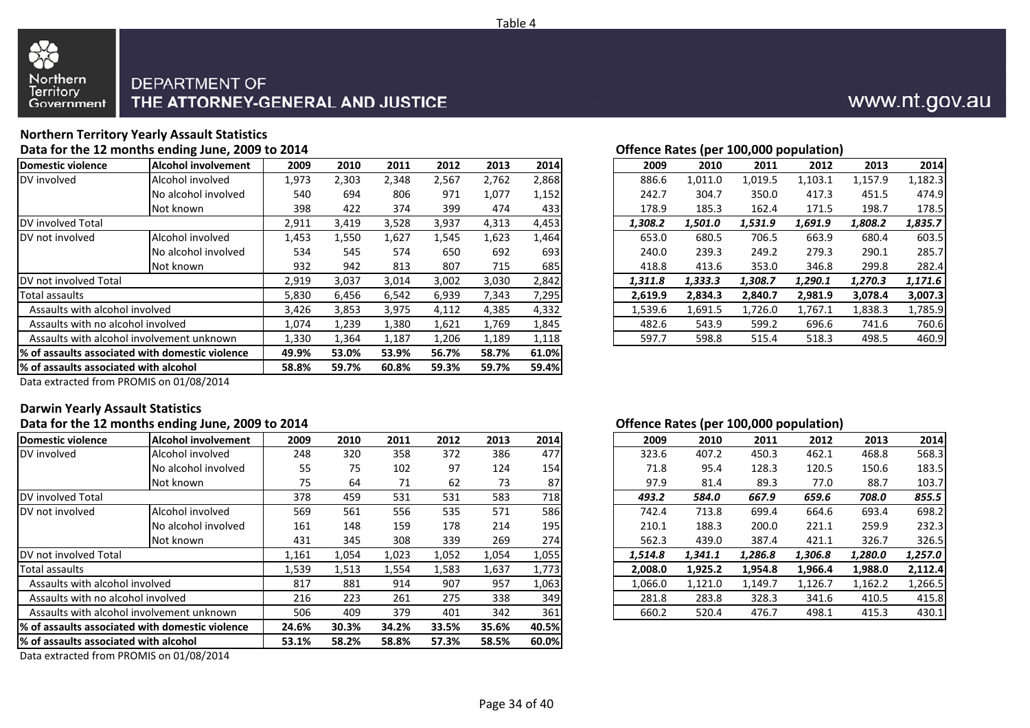Table 4

DEPARTMENT OF
THE ATTORNEY-GENERAL AND JUSTICE

www.nt.gov.au

## Northern Territory Yearly Assault Statistics

### Data for the 12 months ending June, 2009 to 2014

| Domestic violence | Alcohol involvement | 2009 | 2010 | 2011 | 2012 | 2013 | 2014 |
|---|---|---|---|---|---|---|---|
| DV involved | Alcohol involved | 1,973 | 2,303 | 2,348 | 2,567 | 2,762 | 2,868 |
| | No alcohol involved | 540 | 694 | 806 | 971 | 1,077 | 1,152 |
| | Not known | 398 | 422 | 374 | 399 | 474 | 433 |
| DV involved Total | | 2,911 | 3,419 | 3,528 | 3,937 | 4,313 | 4,453 |
| DV not involved | Alcohol involved | 1,453 | 1,550 | 1,627 | 1,545 | 1,623 | 1,464 |
| | No alcohol involved | 534 | 545 | 574 | 650 | 692 | 693 |
| | Not known | 932 | 942 | 813 | 807 | 715 | 685 |
| DV not involved Total | | 2,919 | 3,037 | 3,014 | 3,002 | 3,030 | 2,842 |
| Total assaults | | 5,830 | 6,456 | 6,542 | 6,939 | 7,343 | 7,295 |
| Assaults with alcohol involved | | 3,426 | 3,853 | 3,975 | 4,112 | 4,385 | 4,332 |
| Assaults with no alcohol involved | | 1,074 | 1,239 | 1,380 | 1,621 | 1,769 | 1,845 |
| Assaults with alcohol involvement unknown | | 1,330 | 1,364 | 1,187 | 1,206 | 1,189 | 1,118 |
| **% of assaults associated with domestic violence** | | **49.9%** | **53.0%** | **53.9%** | **56.7%** | **58.7%** | **61.0%** |
| **% of assaults associated with alcohol** | | **58.8%** | **59.7%** | **60.8%** | **59.3%** | **59.7%** | **59.4%** |

Data extracted from PROMIS on 01/08/2014

### Offence Rates (per 100,000 population)

| 2009 | 2010 | 2011 | 2012 | 2013 | 2014 |
|---|---|---|---|---|---|
| 886.6 | 1,011.0 | 1,019.5 | 1,103.1 | 1,157.9 | 1,182.3 |
| 242.7 | 304.7 | 350.0 | 417.3 | 451.5 | 474.9 |
| 178.9 | 185.3 | 162.4 | 171.5 | 198.7 | 178.5 |
| ***1,308.2*** | ***1,501.0*** | ***1,531.9*** | ***1,691.9*** | ***1,808.2*** | ***1,835.7*** |
| 653.0 | 680.5 | 706.5 | 663.9 | 680.4 | 603.5 |
| 240.0 | 239.3 | 249.2 | 279.3 | 290.1 | 285.7 |
| 418.8 | 413.6 | 353.0 | 346.8 | 299.8 | 282.4 |
| ***1,311.8*** | ***1,333.3*** | ***1,308.7*** | ***1,290.1*** | ***1,270.3*** | ***1,171.6*** |
| **2,619.9** | **2,834.3** | **2,840.7** | **2,981.9** | **3,078.4** | **3,007.3** |
| 1,539.6 | 1,691.5 | 1,726.0 | 1,767.1 | 1,838.3 | 1,785.9 |
| 482.6 | 543.9 | 599.2 | 696.6 | 741.6 | 760.6 |
| 597.7 | 598.8 | 515.4 | 518.3 | 498.5 | 460.9 |

## Darwin Yearly Assault Statistics

### Data for the 12 months ending June, 2009 to 2014

| Domestic violence | Alcohol involvement | 2009 | 2010 | 2011 | 2012 | 2013 | 2014 |
|---|---|---|---|---|---|---|---|
| DV involved | Alcohol involved | 248 | 320 | 358 | 372 | 386 | 477 |
| | No alcohol involved | 55 | 75 | 102 | 97 | 124 | 154 |
| | Not known | 75 | 64 | 71 | 62 | 73 | 87 |
| DV involved Total | | 378 | 459 | 531 | 531 | 583 | 718 |
| DV not involved | Alcohol involved | 569 | 561 | 556 | 535 | 571 | 586 |
| | No alcohol involved | 161 | 148 | 159 | 178 | 214 | 195 |
| | Not known | 431 | 345 | 308 | 339 | 269 | 274 |
| DV not involved Total | | 1,161 | 1,054 | 1,023 | 1,052 | 1,054 | 1,055 |
| Total assaults | | 1,539 | 1,513 | 1,554 | 1,583 | 1,637 | 1,773 |
| Assaults with alcohol involved | | 817 | 881 | 914 | 907 | 957 | 1,063 |
| Assaults with no alcohol involved | | 216 | 223 | 261 | 275 | 338 | 349 |
| Assaults with alcohol involvement unknown | | 506 | 409 | 379 | 401 | 342 | 361 |
| **% of assaults associated with domestic violence** | | **24.6%** | **30.3%** | **34.2%** | **33.5%** | **35.6%** | **40.5%** |
| **% of assaults associated with alcohol** | | **53.1%** | **58.2%** | **58.8%** | **57.3%** | **58.5%** | **60.0%** |

Data extracted from PROMIS on 01/08/2014

### Offence Rates (per 100,000 population)

| 2009 | 2010 | 2011 | 2012 | 2013 | 2014 |
|---|---|---|---|---|---|
| 323.6 | 407.2 | 450.3 | 462.1 | 468.8 | 568.3 |
| 71.8 | 95.4 | 128.3 | 120.5 | 150.6 | 183.5 |
| 97.9 | 81.4 | 89.3 | 77.0 | 88.7 | 103.7 |
| ***493.2*** | ***584.0*** | ***667.9*** | ***659.6*** | ***708.0*** | ***855.5*** |
| 742.4 | 713.8 | 699.4 | 664.6 | 693.4 | 698.2 |
| 210.1 | 188.3 | 200.0 | 221.1 | 259.9 | 232.3 |
| 562.3 | 439.0 | 387.4 | 421.1 | 326.7 | 326.5 |
| ***1,514.8*** | ***1,341.1*** | ***1,286.8*** | ***1,306.8*** | ***1,280.0*** | ***1,257.0*** |
| **2,008.0** | **1,925.2** | **1,954.8** | **1,966.4** | **1,988.0** | **2,112.4** |
| 1,066.0 | 1,121.0 | 1,149.7 | 1,126.7 | 1,162.2 | 1,266.5 |
| 281.8 | 283.8 | 328.3 | 341.6 | 410.5 | 415.8 |
| 660.2 | 520.4 | 476.7 | 498.1 | 415.3 | 430.1 |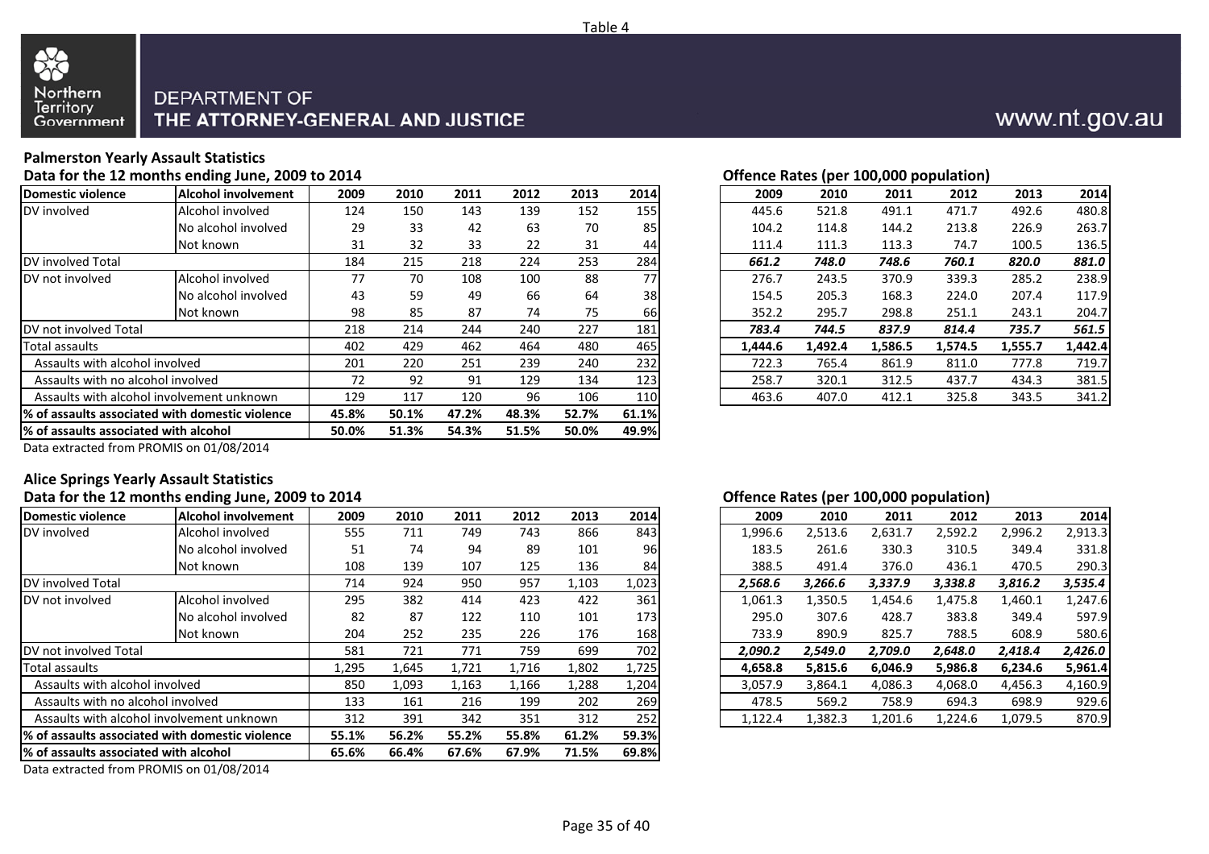Table 4

Northern Territory Government

DEPARTMENT OF
THE ATTORNEY-GENERAL AND JUSTICE

www.nt.gov.au

## Palmerston Yearly Assault Statistics

### Data for the 12 months ending June, 2009 to 2014

| Domestic violence | Alcohol involvement | 2009 | 2010 | 2011 | 2012 | 2013 | 2014 |
|---|---|---|---|---|---|---|---|
| DV involved | Alcohol involved | 124 | 150 | 143 | 139 | 152 | 155 |
| | No alcohol involved | 29 | 33 | 42 | 63 | 70 | 85 |
| | Not known | 31 | 32 | 33 | 22 | 31 | 44 |
| DV involved Total | | 184 | 215 | 218 | 224 | 253 | 284 |
| DV not involved | Alcohol involved | 77 | 70 | 108 | 100 | 88 | 77 |
| | No alcohol involved | 43 | 59 | 49 | 66 | 64 | 38 |
| | Not known | 98 | 85 | 87 | 74 | 75 | 66 |
| DV not involved Total | | 218 | 214 | 244 | 240 | 227 | 181 |
| Total assaults | | 402 | 429 | 462 | 464 | 480 | 465 |
| Assaults with alcohol involved | | 201 | 220 | 251 | 239 | 240 | 232 |
| Assaults with no alcohol involved | | 72 | 92 | 91 | 129 | 134 | 123 |
| Assaults with alcohol involvement unknown | | 129 | 117 | 120 | 96 | 106 | 110 |
| **% of assaults associated with domestic violence** | | **45.8%** | **50.1%** | **47.2%** | **48.3%** | **52.7%** | **61.1%** |
| **% of assaults associated with alcohol** | | **50.0%** | **51.3%** | **54.3%** | **51.5%** | **50.0%** | **49.9%** |

Data extracted from PROMIS on 01/08/2014

### Offence Rates (per 100,000 population)

| Domestic violence | Alcohol involvement | 2009 | 2010 | 2011 | 2012 | 2013 | 2014 |
|---|---|---|---|---|---|---|---|
| DV involved | Alcohol involved | 445.6 | 521.8 | 491.1 | 471.7 | 492.6 | 480.8 |
| | No alcohol involved | 104.2 | 114.8 | 144.2 | 213.8 | 226.9 | 263.7 |
| | Not known | 111.4 | 111.3 | 113.3 | 74.7 | 100.5 | 136.5 |
| DV involved Total | | ***661.2*** | ***748.0*** | ***748.6*** | ***760.1*** | ***820.0*** | ***881.0*** |
| DV not involved | Alcohol involved | 276.7 | 243.5 | 370.9 | 339.3 | 285.2 | 238.9 |
| | No alcohol involved | 154.5 | 205.3 | 168.3 | 224.0 | 207.4 | 117.9 |
| | Not known | 352.2 | 295.7 | 298.8 | 251.1 | 243.1 | 204.7 |
| DV not involved Total | | ***783.4*** | ***744.5*** | ***837.9*** | ***814.4*** | ***735.7*** | ***561.5*** |
| Total assaults | | **1,444.6** | **1,492.4** | **1,586.5** | **1,574.5** | **1,555.7** | **1,442.4** |
| Assaults with alcohol involved | | 722.3 | 765.4 | 861.9 | 811.0 | 777.8 | 719.7 |
| Assaults with no alcohol involved | | 258.7 | 320.1 | 312.5 | 437.7 | 434.3 | 381.5 |
| Assaults with alcohol involvement unknown | | 463.6 | 407.0 | 412.1 | 325.8 | 343.5 | 341.2 |

## Alice Springs Yearly Assault Statistics

### Data for the 12 months ending June, 2009 to 2014

| Domestic violence | Alcohol involvement | 2009 | 2010 | 2011 | 2012 | 2013 | 2014 |
|---|---|---|---|---|---|---|---|
| DV involved | Alcohol involved | 555 | 711 | 749 | 743 | 866 | 843 |
| | No alcohol involved | 51 | 74 | 94 | 89 | 101 | 96 |
| | Not known | 108 | 139 | 107 | 125 | 136 | 84 |
| DV involved Total | | 714 | 924 | 950 | 957 | 1,103 | 1,023 |
| DV not involved | Alcohol involved | 295 | 382 | 414 | 423 | 422 | 361 |
| | No alcohol involved | 82 | 87 | 122 | 110 | 101 | 173 |
| | Not known | 204 | 252 | 235 | 226 | 176 | 168 |
| DV not involved Total | | 581 | 721 | 771 | 759 | 699 | 702 |
| Total assaults | | 1,295 | 1,645 | 1,721 | 1,716 | 1,802 | 1,725 |
| Assaults with alcohol involved | | 850 | 1,093 | 1,163 | 1,166 | 1,288 | 1,204 |
| Assaults with no alcohol involved | | 133 | 161 | 216 | 199 | 202 | 269 |
| Assaults with alcohol involvement unknown | | 312 | 391 | 342 | 351 | 312 | 252 |
| **% of assaults associated with domestic violence** | | **55.1%** | **56.2%** | **55.2%** | **55.8%** | **61.2%** | **59.3%** |
| **% of assaults associated with alcohol** | | **65.6%** | **66.4%** | **67.6%** | **67.9%** | **71.5%** | **69.8%** |

Data extracted from PROMIS on 01/08/2014

### Offence Rates (per 100,000 population)

| Domestic violence | Alcohol involvement | 2009 | 2010 | 2011 | 2012 | 2013 | 2014 |
|---|---|---|---|---|---|---|---|
| DV involved | Alcohol involved | 1,996.6 | 2,513.6 | 2,631.7 | 2,592.2 | 2,996.2 | 2,913.3 |
| | No alcohol involved | 183.5 | 261.6 | 330.3 | 310.5 | 349.4 | 331.8 |
| | Not known | 388.5 | 491.4 | 376.0 | 436.1 | 470.5 | 290.3 |
| DV involved Total | | ***2,568.6*** | ***3,266.6*** | ***3,337.9*** | ***3,338.8*** | ***3,816.2*** | ***3,535.4*** |
| DV not involved | Alcohol involved | 1,061.3 | 1,350.5 | 1,454.6 | 1,475.8 | 1,460.1 | 1,247.6 |
| | No alcohol involved | 295.0 | 307.6 | 428.7 | 383.8 | 349.4 | 597.9 |
| | Not known | 733.9 | 890.9 | 825.7 | 788.5 | 608.9 | 580.6 |
| DV not involved Total | | ***2,090.2*** | ***2,549.0*** | ***2,709.0*** | ***2,648.0*** | ***2,418.4*** | ***2,426.0*** |
| Total assaults | | **4,658.8** | **5,815.6** | **6,046.9** | **5,986.8** | **6,234.6** | **5,961.4** |
| Assaults with alcohol involved | | 3,057.9 | 3,864.1 | 4,086.3 | 4,068.0 | 4,456.3 | 4,160.9 |
| Assaults with no alcohol involved | | 478.5 | 569.2 | 758.9 | 694.3 | 698.9 | 929.6 |
| Assaults with alcohol involvement unknown | | 1,122.4 | 1,382.3 | 1,201.6 | 1,224.6 | 1,079.5 | 870.9 |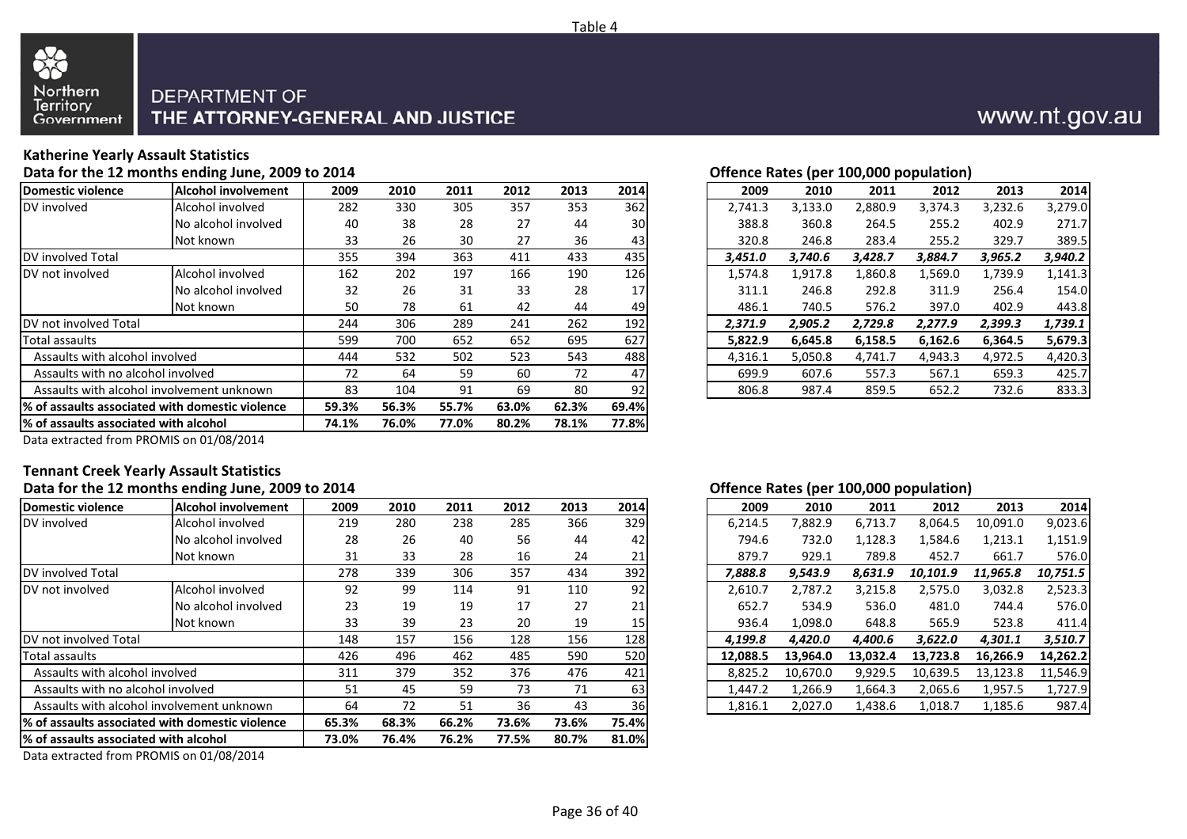Table 4

DEPARTMENT OF
THE ATTORNEY-GENERAL AND JUSTICE

www.nt.gov.au

## Katherine Yearly Assault Statistics

### Data for the 12 months ending June, 2009 to 2014

| Domestic violence | Alcohol involvement | 2009 | 2010 | 2011 | 2012 | 2013 | 2014 |
|---|---|---|---|---|---|---|---|
| DV involved | Alcohol involved | 282 | 330 | 305 | 357 | 353 | 362 |
| | No alcohol involved | 40 | 38 | 28 | 27 | 44 | 30 |
| | Not known | 33 | 26 | 30 | 27 | 36 | 43 |
| DV involved Total | | 355 | 394 | 363 | 411 | 433 | 435 |
| DV not involved | Alcohol involved | 162 | 202 | 197 | 166 | 190 | 126 |
| | No alcohol involved | 32 | 26 | 31 | 33 | 28 | 17 |
| | Not known | 50 | 78 | 61 | 42 | 44 | 49 |
| DV not involved Total | | 244 | 306 | 289 | 241 | 262 | 192 |
| Total assaults | | 599 | 700 | 652 | 652 | 695 | 627 |
| Assaults with alcohol involved | | 444 | 532 | 502 | 523 | 543 | 488 |
| Assaults with no alcohol involved | | 72 | 64 | 59 | 60 | 72 | 47 |
| Assaults with alcohol involvement unknown | | 83 | 104 | 91 | 69 | 80 | 92 |
| **% of assaults associated with domestic violence** | | **59.3%** | **56.3%** | **55.7%** | **63.0%** | **62.3%** | **69.4%** |
| **% of assaults associated with alcohol** | | **74.1%** | **76.0%** | **77.0%** | **80.2%** | **78.1%** | **77.8%** |

Data extracted from PROMIS on 01/08/2014

### Offence Rates (per 100,000 population)

| 2009 | 2010 | 2011 | 2012 | 2013 | 2014 |
|---|---|---|---|---|---|
| 2,741.3 | 3,133.0 | 2,880.9 | 3,374.3 | 3,232.6 | 3,279.0 |
| 388.8 | 360.8 | 264.5 | 255.2 | 402.9 | 271.7 |
| 320.8 | 246.8 | 283.4 | 255.2 | 329.7 | 389.5 |
| ***3,451.0*** | ***3,740.6*** | ***3,428.7*** | ***3,884.7*** | ***3,965.2*** | ***3,940.2*** |
| 1,574.8 | 1,917.8 | 1,860.8 | 1,569.0 | 1,739.9 | 1,141.3 |
| 311.1 | 246.8 | 292.8 | 311.9 | 256.4 | 154.0 |
| 486.1 | 740.5 | 576.2 | 397.0 | 402.9 | 443.8 |
| ***2,371.9*** | ***2,905.2*** | ***2,729.8*** | ***2,277.9*** | ***2,399.3*** | ***1,739.1*** |
| **5,822.9** | **6,645.8** | **6,158.5** | **6,162.6** | **6,364.5** | **5,679.3** |
| 4,316.1 | 5,050.8 | 4,741.7 | 4,943.3 | 4,972.5 | 4,420.3 |
| 699.9 | 607.6 | 557.3 | 567.1 | 659.3 | 425.7 |
| 806.8 | 987.4 | 859.5 | 652.2 | 732.6 | 833.3 |

## Tennant Creek Yearly Assault Statistics

### Data for the 12 months ending June, 2009 to 2014

| Domestic violence | Alcohol involvement | 2009 | 2010 | 2011 | 2012 | 2013 | 2014 |
|---|---|---|---|---|---|---|---|
| DV involved | Alcohol involved | 219 | 280 | 238 | 285 | 366 | 329 |
| | No alcohol involved | 28 | 26 | 40 | 56 | 44 | 42 |
| | Not known | 31 | 33 | 28 | 16 | 24 | 21 |
| DV involved Total | | 278 | 339 | 306 | 357 | 434 | 392 |
| DV not involved | Alcohol involved | 92 | 99 | 114 | 91 | 110 | 92 |
| | No alcohol involved | 23 | 19 | 19 | 17 | 27 | 21 |
| | Not known | 33 | 39 | 23 | 20 | 19 | 15 |
| DV not involved Total | | 148 | 157 | 156 | 128 | 156 | 128 |
| Total assaults | | 426 | 496 | 462 | 485 | 590 | 520 |
| Assaults with alcohol involved | | 311 | 379 | 352 | 376 | 476 | 421 |
| Assaults with no alcohol involved | | 51 | 45 | 59 | 73 | 71 | 63 |
| Assaults with alcohol involvement unknown | | 64 | 72 | 51 | 36 | 43 | 36 |
| **% of assaults associated with domestic violence** | | **65.3%** | **68.3%** | **66.2%** | **73.6%** | **73.6%** | **75.4%** |
| **% of assaults associated with alcohol** | | **73.0%** | **76.4%** | **76.2%** | **77.5%** | **80.7%** | **81.0%** |

Data extracted from PROMIS on 01/08/2014

### Offence Rates (per 100,000 population)

| 2009 | 2010 | 2011 | 2012 | 2013 | 2014 |
|---|---|---|---|---|---|
| 6,214.5 | 7,882.9 | 6,713.7 | 8,064.5 | 10,091.0 | 9,023.6 |
| 794.6 | 732.0 | 1,128.3 | 1,584.6 | 1,213.1 | 1,151.9 |
| 879.7 | 929.1 | 789.8 | 452.7 | 661.7 | 576.0 |
| ***7,888.8*** | ***9,543.9*** | ***8,631.9*** | ***10,101.9*** | ***11,965.8*** | ***10,751.5*** |
| 2,610.7 | 2,787.2 | 3,215.8 | 2,575.0 | 3,032.8 | 2,523.3 |
| 652.7 | 534.9 | 536.0 | 481.0 | 744.4 | 576.0 |
| 936.4 | 1,098.0 | 648.8 | 565.9 | 523.8 | 411.4 |
| ***4,199.8*** | ***4,420.0*** | ***4,400.6*** | ***3,622.0*** | ***4,301.1*** | ***3,510.7*** |
| **12,088.5** | **13,964.0** | **13,032.4** | **13,723.8** | **16,266.9** | **14,262.2** |
| 8,825.2 | 10,670.0 | 9,929.5 | 10,639.5 | 13,123.8 | 11,546.9 |
| 1,447.2 | 1,266.9 | 1,664.3 | 2,065.6 | 1,957.5 | 1,727.9 |
| 1,816.1 | 2,027.0 | 1,438.6 | 1,018.7 | 1,185.6 | 987.4 |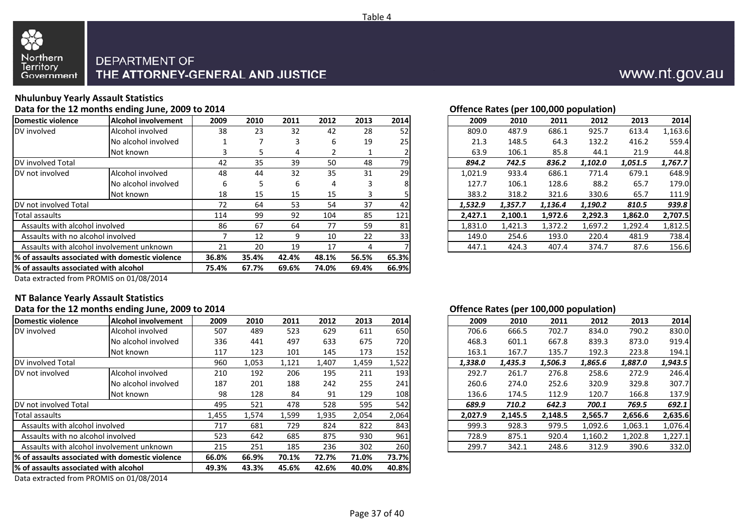Table 4

DEPARTMENT OF THE ATTORNEY-GENERAL AND JUSTICE

www.nt.gov.au

## Nhulunbuy Yearly Assault Statistics

**Data for the 12 months ending June, 2009 to 2014**

| Domestic violence | Alcohol involvement | 2009 | 2010 | 2011 | 2012 | 2013 | 2014 |
|---|---|---|---|---|---|---|---|
| DV involved | Alcohol involved | 38 | 23 | 32 | 42 | 28 | 52 |
| | No alcohol involved | 1 | 7 | 3 | 6 | 19 | 25 |
| | Not known | 3 | 5 | 4 | 2 | 1 | 2 |
| DV involved Total | | 42 | 35 | 39 | 50 | 48 | 79 |
| DV not involved | Alcohol involved | 48 | 44 | 32 | 35 | 31 | 29 |
| | No alcohol involved | 6 | 5 | 6 | 4 | 3 | 8 |
| | Not known | 18 | 15 | 15 | 15 | 3 | 5 |
| DV not involved Total | | 72 | 64 | 53 | 54 | 37 | 42 |
| Total assaults | | 114 | 99 | 92 | 104 | 85 | 121 |
| Assaults with alcohol involved | | 86 | 67 | 64 | 77 | 59 | 81 |
| Assaults with no alcohol involved | | 7 | 12 | 9 | 10 | 22 | 33 |
| Assaults with alcohol involvement unknown | | 21 | 20 | 19 | 17 | 4 | 7 |
| **% of assaults associated with domestic violence** | | **36.8%** | **35.4%** | **42.4%** | **48.1%** | **56.5%** | **65.3%** |
| **% of assaults associated with alcohol** | | **75.4%** | **67.7%** | **69.6%** | **74.0%** | **69.4%** | **66.9%** |

Data extracted from PROMIS on 01/08/2014

**Offence Rates (per 100,000 population)**

| Domestic violence | Alcohol involvement | 2009 | 2010 | 2011 | 2012 | 2013 | 2014 |
|---|---|---|---|---|---|---|---|
| DV involved | Alcohol involved | 809.0 | 487.9 | 686.1 | 925.7 | 613.4 | 1,163.6 |
| | No alcohol involved | 21.3 | 148.5 | 64.3 | 132.2 | 416.2 | 559.4 |
| | Not known | 63.9 | 106.1 | 85.8 | 44.1 | 21.9 | 44.8 |
| DV involved Total | | ***894.2*** | ***742.5*** | ***836.2*** | ***1,102.0*** | ***1,051.5*** | ***1,767.7*** |
| DV not involved | Alcohol involved | 1,021.9 | 933.4 | 686.1 | 771.4 | 679.1 | 648.9 |
| | No alcohol involved | 127.7 | 106.1 | 128.6 | 88.2 | 65.7 | 179.0 |
| | Not known | 383.2 | 318.2 | 321.6 | 330.6 | 65.7 | 111.9 |
| DV not involved Total | | ***1,532.9*** | ***1,357.7*** | ***1,136.4*** | ***1,190.2*** | ***810.5*** | ***939.8*** |
| Total assaults | | **2,427.1** | **2,100.1** | **1,972.6** | **2,292.3** | **1,862.0** | **2,707.5** |
| Assaults with alcohol involved | | 1,831.0 | 1,421.3 | 1,372.2 | 1,697.2 | 1,292.4 | 1,812.5 |
| Assaults with no alcohol involved | | 149.0 | 254.6 | 193.0 | 220.4 | 481.9 | 738.4 |
| Assaults with alcohol involvement unknown | | 447.1 | 424.3 | 407.4 | 374.7 | 87.6 | 156.6 |

## NT Balance Yearly Assault Statistics

**Data for the 12 months ending June, 2009 to 2014**

| Domestic violence | Alcohol involvement | 2009 | 2010 | 2011 | 2012 | 2013 | 2014 |
|---|---|---|---|---|---|---|---|
| DV involved | Alcohol involved | 507 | 489 | 523 | 629 | 611 | 650 |
| | No alcohol involved | 336 | 441 | 497 | 633 | 675 | 720 |
| | Not known | 117 | 123 | 101 | 145 | 173 | 152 |
| DV involved Total | | 960 | 1,053 | 1,121 | 1,407 | 1,459 | 1,522 |
| DV not involved | Alcohol involved | 210 | 192 | 206 | 195 | 211 | 193 |
| | No alcohol involved | 187 | 201 | 188 | 242 | 255 | 241 |
| | Not known | 98 | 128 | 84 | 91 | 129 | 108 |
| DV not involved Total | | 495 | 521 | 478 | 528 | 595 | 542 |
| Total assaults | | 1,455 | 1,574 | 1,599 | 1,935 | 2,054 | 2,064 |
| Assaults with alcohol involved | | 717 | 681 | 729 | 824 | 822 | 843 |
| Assaults with no alcohol involved | | 523 | 642 | 685 | 875 | 930 | 961 |
| Assaults with alcohol involvement unknown | | 215 | 251 | 185 | 236 | 302 | 260 |
| **% of assaults associated with domestic violence** | | **66.0%** | **66.9%** | **70.1%** | **72.7%** | **71.0%** | **73.7%** |
| **% of assaults associated with alcohol** | | **49.3%** | **43.3%** | **45.6%** | **42.6%** | **40.0%** | **40.8%** |

Data extracted from PROMIS on 01/08/2014

**Offence Rates (per 100,000 population)**

| Domestic violence | Alcohol involvement | 2009 | 2010 | 2011 | 2012 | 2013 | 2014 |
|---|---|---|---|---|---|---|---|
| DV involved | Alcohol involved | 706.6 | 666.5 | 702.7 | 834.0 | 790.2 | 830.0 |
| | No alcohol involved | 468.3 | 601.1 | 667.8 | 839.3 | 873.0 | 919.4 |
| | Not known | 163.1 | 167.7 | 135.7 | 192.3 | 223.8 | 194.1 |
| DV involved Total | | ***1,338.0*** | ***1,435.3*** | ***1,506.3*** | ***1,865.6*** | ***1,887.0*** | ***1,943.5*** |
| DV not involved | Alcohol involved | 292.7 | 261.7 | 276.8 | 258.6 | 272.9 | 246.4 |
| | No alcohol involved | 260.6 | 274.0 | 252.6 | 320.9 | 329.8 | 307.7 |
| | Not known | 136.6 | 174.5 | 112.9 | 120.7 | 166.8 | 137.9 |
| DV not involved Total | | ***689.9*** | ***710.2*** | ***642.3*** | ***700.1*** | ***769.5*** | ***692.1*** |
| Total assaults | | **2,027.9** | **2,145.5** | **2,148.5** | **2,565.7** | **2,656.6** | **2,635.6** |
| Assaults with alcohol involved | | 999.3 | 928.3 | 979.5 | 1,092.6 | 1,063.1 | 1,076.4 |
| Assaults with no alcohol involved | | 728.9 | 875.1 | 920.4 | 1,160.2 | 1,202.8 | 1,227.1 |
| Assaults with alcohol involvement unknown | | 299.7 | 342.1 | 248.6 | 312.9 | 390.6 | 332.0 |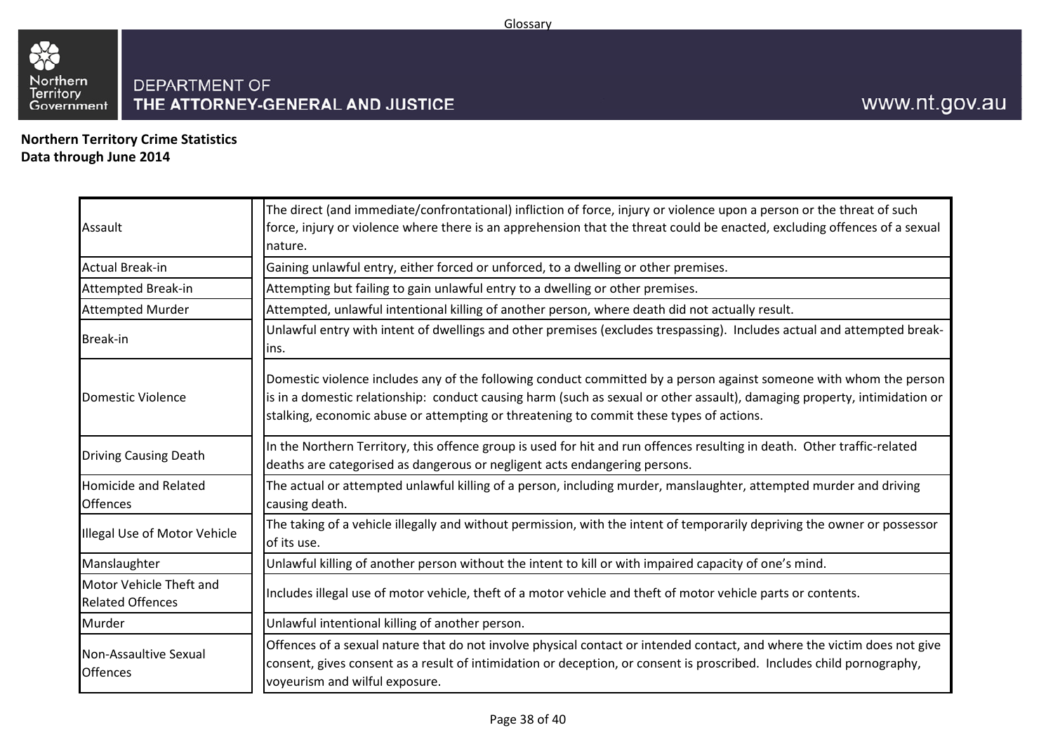**Northern Territory Crime Statistics**
**Data through June 2014**

| Term | Definition |
|---|---|
| Assault | The direct (and immediate/confrontational) infliction of force, injury or violence upon a person or the threat of such force, injury or violence where there is an apprehension that the threat could be enacted, excluding offences of a sexual nature. |
| Actual Break-in | Gaining unlawful entry, either forced or unforced, to a dwelling or other premises. |
| Attempted Break-in | Attempting but failing to gain unlawful entry to a dwelling or other premises. |
| Attempted Murder | Attempted, unlawful intentional killing of another person, where death did not actually result. |
| Break-in | Unlawful entry with intent of dwellings and other premises (excludes trespassing). Includes actual and attempted break-ins. |
| Domestic Violence | Domestic violence includes any of the following conduct committed by a person against someone with whom the person is in a domestic relationship: conduct causing harm (such as sexual or other assault), damaging property, intimidation or stalking, economic abuse or attempting or threatening to commit these types of actions. |
| Driving Causing Death | In the Northern Territory, this offence group is used for hit and run offences resulting in death. Other traffic-related deaths are categorised as dangerous or negligent acts endangering persons. |
| Homicide and Related Offences | The actual or attempted unlawful killing of a person, including murder, manslaughter, attempted murder and driving causing death. |
| Illegal Use of Motor Vehicle | The taking of a vehicle illegally and without permission, with the intent of temporarily depriving the owner or possessor of its use. |
| Manslaughter | Unlawful killing of another person without the intent to kill or with impaired capacity of one's mind. |
| Motor Vehicle Theft and Related Offences | Includes illegal use of motor vehicle, theft of a motor vehicle and theft of motor vehicle parts or contents. |
| Murder | Unlawful intentional killing of another person. |
| Non-Assaultive Sexual Offences | Offences of a sexual nature that do not involve physical contact or intended contact, and where the victim does not give consent, gives consent as a result of intimidation or deception, or consent is proscribed. Includes child pornography, voyeurism and wilful exposure. |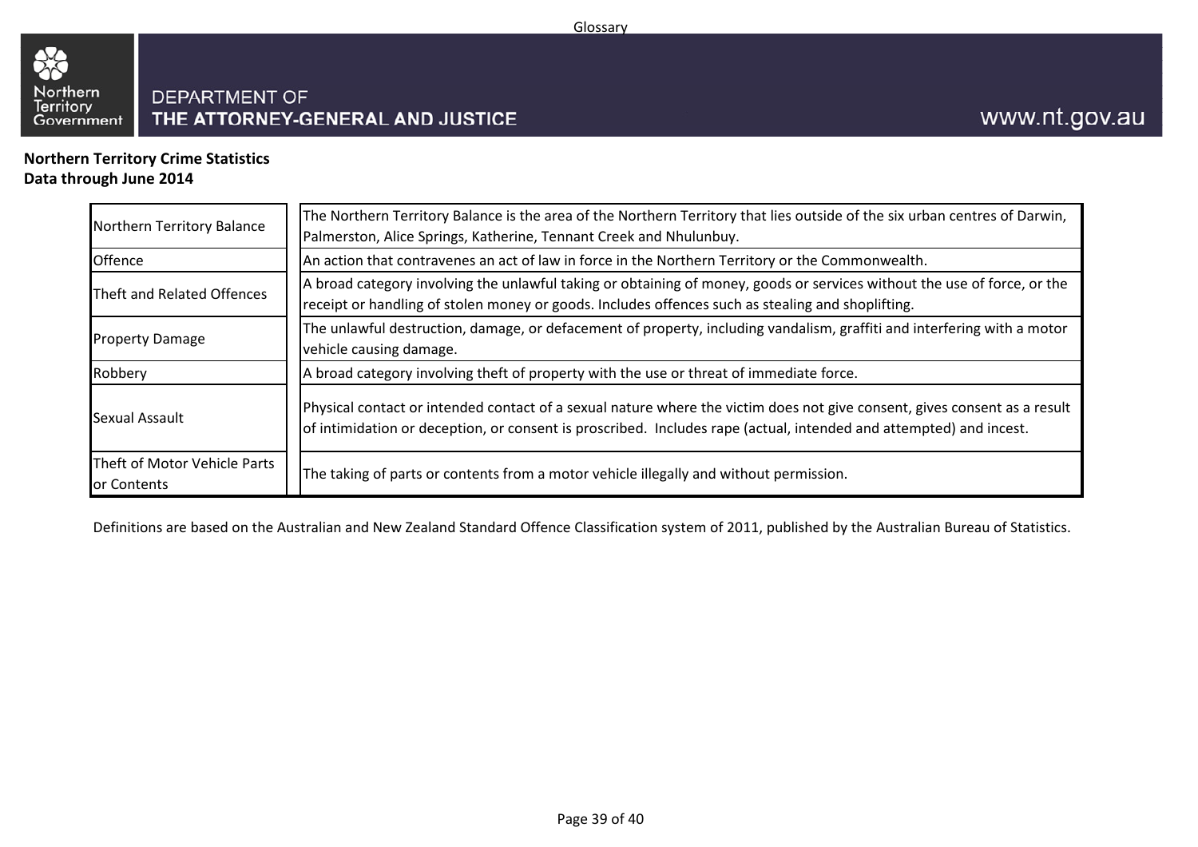Glossary

DEPARTMENT OF
**THE ATTORNEY-GENERAL AND JUSTICE**

www.nt.gov.au

**Northern Territory Crime Statistics**
**Data through June 2014**

| Term | Definition |
|---|---|
| Northern Territory Balance | The Northern Territory Balance is the area of the Northern Territory that lies outside of the six urban centres of Darwin, Palmerston, Alice Springs, Katherine, Tennant Creek and Nhulunbuy. |
| Offence | An action that contravenes an act of law in force in the Northern Territory or the Commonwealth. |
| Theft and Related Offences | A broad category involving the unlawful taking or obtaining of money, goods or services without the use of force, or the receipt or handling of stolen money or goods. Includes offences such as stealing and shoplifting. |
| Property Damage | The unlawful destruction, damage, or defacement of property, including vandalism, graffiti and interfering with a motor vehicle causing damage. |
| Robbery | A broad category involving theft of property with the use or threat of immediate force. |
| Sexual Assault | Physical contact or intended contact of a sexual nature where the victim does not give consent, gives consent as a result of intimidation or deception, or consent is proscribed. Includes rape (actual, intended and attempted) and incest. |
| Theft of Motor Vehicle Parts or Contents | The taking of parts or contents from a motor vehicle illegally and without permission. |

Definitions are based on the Australian and New Zealand Standard Offence Classification system of 2011, published by the Australian Bureau of Statistics.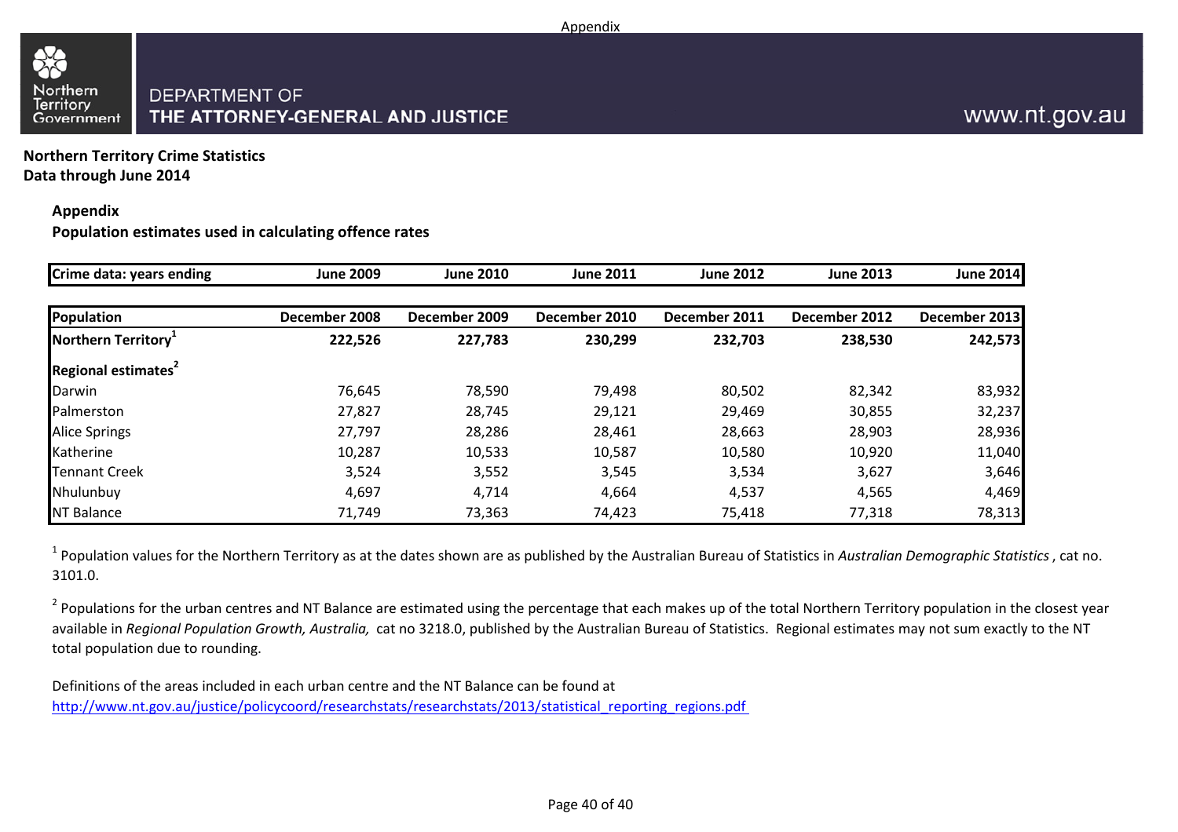DEPARTMENT OF
THE ATTORNEY-GENERAL AND JUSTICE

www.nt.gov.au

**Northern Territory Crime Statistics**
**Data through June 2014**

## Appendix

**Population estimates used in calculating offence rates**

| Crime data: years ending | June 2009 | June 2010 | June 2011 | June 2012 | June 2013 | June 2014 |
|---|---|---|---|---|---|---|
| **Population** | **December 2008** | **December 2009** | **December 2010** | **December 2011** | **December 2012** | **December 2013** |
| **Northern Territory**[1] | **222,526** | **227,783** | **230,299** | **232,703** | **238,530** | **242,573** |
| **Regional estimates**[2] | | | | | | |
| Darwin | 76,645 | 78,590 | 79,498 | 80,502 | 82,342 | 83,932 |
| Palmerston | 27,827 | 28,745 | 29,121 | 29,469 | 30,855 | 32,237 |
| Alice Springs | 27,797 | 28,286 | 28,461 | 28,663 | 28,903 | 28,936 |
| Katherine | 10,287 | 10,533 | 10,587 | 10,580 | 10,920 | 11,040 |
| Tennant Creek | 3,524 | 3,552 | 3,545 | 3,534 | 3,627 | 3,646 |
| Nhulunbuy | 4,697 | 4,714 | 4,664 | 4,537 | 4,565 | 4,469 |
| NT Balance | 71,749 | 73,363 | 74,423 | 75,418 | 77,318 | 78,313 |

[1] Population values for the Northern Territory as at the dates shown are as published by the Australian Bureau of Statistics in *Australian Demographic Statistics* , cat no. 3101.0.

[2] Populations for the urban centres and NT Balance are estimated using the percentage that each makes up of the total Northern Territory population in the closest year available in *Regional Population Growth, Australia,* cat no 3218.0, published by the Australian Bureau of Statistics. Regional estimates may not sum exactly to the NT total population due to rounding.

Definitions of the areas included in each urban centre and the NT Balance can be found at
http://www.nt.gov.au/justice/policycoord/researchstats/researchstats/2013/statistical_reporting_regions.pdf